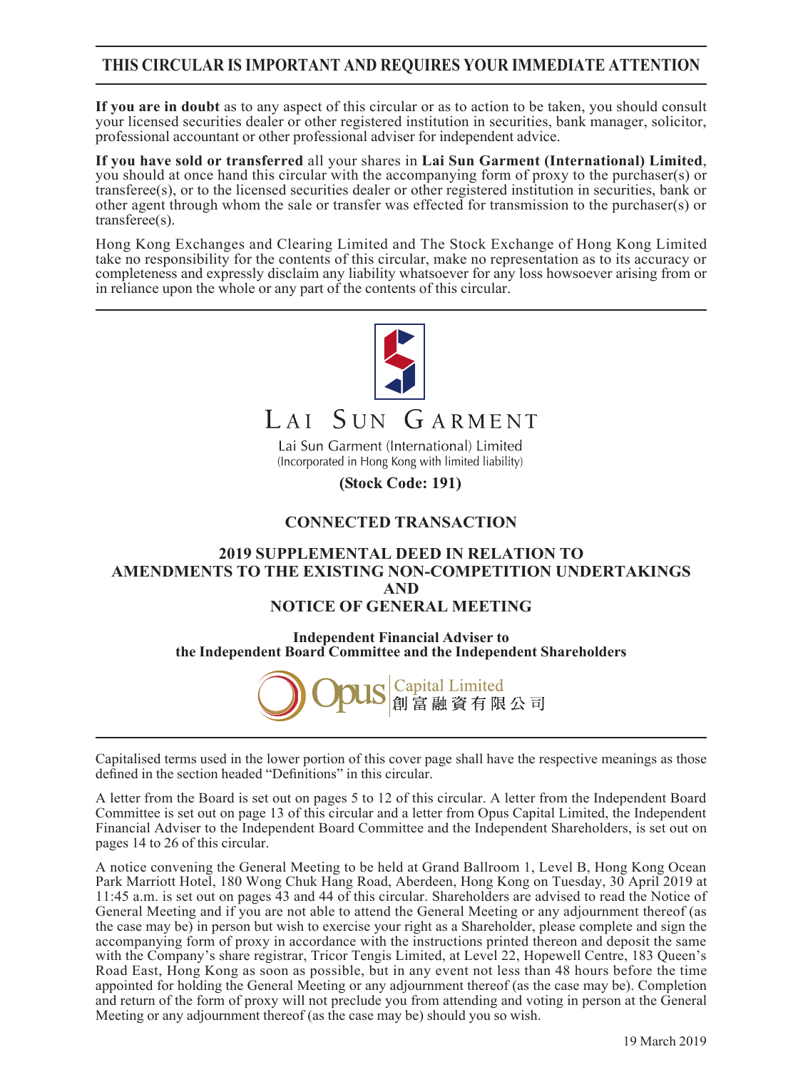**THIS CIRCULAR IS IMPORTANT AND REQUIRES YOUR IMMEDIATE ATTENTION**

**If you are in doubt** as to any aspect of this circular or as to action to be taken, you should consult your licensed securities dealer or other registered institution in securities, bank manager, solicitor, professional accountant or other professional adviser for independent advice.

**If you have sold or transferred** all your shares in **Lai Sun Garment (International) Limited**, you should at once hand this circular with the accompanying form of proxy to the purchaser(s) or transferee(s), or to the licensed securities dealer or other registered institution in securities, bank or other agent through whom the sale or transfer was effected for transmission to the purchaser(s) or transferee(s).

Hong Kong Exchanges and Clearing Limited and The Stock Exchange of Hong Kong Limited take no responsibility for the contents of this circular, make no representation as to its accuracy or completeness and expressly disclaim any liability whatsoever for any loss howsoever arising from or in reliance upon the whole or any part of the contents of this circular.

LAI SUN GARMENT

Lai Sun Garment (International) Limited
(Incorporated in Hong Kong with limited liability)

**(Stock Code: 191)**

# CONNECTED TRANSACTION

# 2019 SUPPLEMENTAL DEED IN RELATION TO AMENDMENTS TO THE EXISTING NON-COMPETITION UNDERTAKINGS AND NOTICE OF GENERAL MEETING

**Independent Financial Adviser to the Independent Board Committee and the Independent Shareholders**

Opus Capital Limited 創富融資有限公司

Capitalised terms used in the lower portion of this cover page shall have the respective meanings as those defined in the section headed "Definitions" in this circular.

A letter from the Board is set out on pages 5 to 12 of this circular. A letter from the Independent Board Committee is set out on page 13 of this circular and a letter from Opus Capital Limited, the Independent Financial Adviser to the Independent Board Committee and the Independent Shareholders, is set out on pages 14 to 26 of this circular.

A notice convening the General Meeting to be held at Grand Ballroom 1, Level B, Hong Kong Ocean Park Marriott Hotel, 180 Wong Chuk Hang Road, Aberdeen, Hong Kong on Tuesday, 30 April 2019 at 11:45 a.m. is set out on pages 43 and 44 of this circular. Shareholders are advised to read the Notice of General Meeting and if you are not able to attend the General Meeting or any adjournment thereof (as the case may be) in person but wish to exercise your right as a Shareholder, please complete and sign the accompanying form of proxy in accordance with the instructions printed thereon and deposit the same with the Company's share registrar, Tricor Tengis Limited, at Level 22, Hopewell Centre, 183 Queen's Road East, Hong Kong as soon as possible, but in any event not less than 48 hours before the time appointed for holding the General Meeting or any adjournment thereof (as the case may be). Completion and return of the form of proxy will not preclude you from attending and voting in person at the General Meeting or any adjournment thereof (as the case may be) should you so wish.

19 March 2019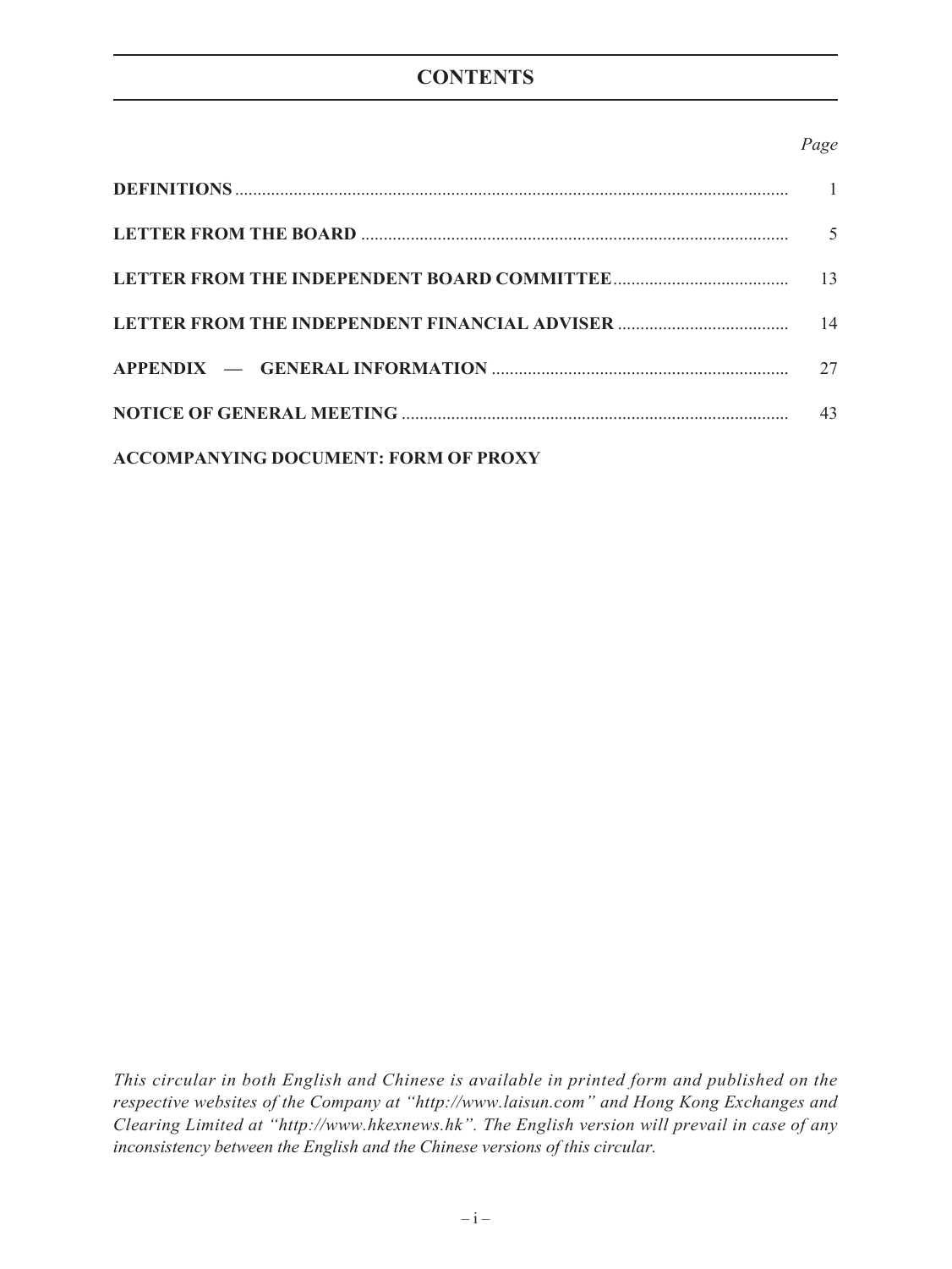# CONTENTS

| | Page |
|---|---|
| **DEFINITIONS** | 1 |
| **LETTER FROM THE BOARD** | 5 |
| **LETTER FROM THE INDEPENDENT BOARD COMMITTEE** | 13 |
| **LETTER FROM THE INDEPENDENT FINANCIAL ADVISER** | 14 |
| **APPENDIX — GENERAL INFORMATION** | 27 |
| **NOTICE OF GENERAL MEETING** | 43 |
| **ACCOMPANYING DOCUMENT: FORM OF PROXY** | |

*This circular in both English and Chinese is available in printed form and published on the respective websites of the Company at "http://www.laisun.com" and Hong Kong Exchanges and Clearing Limited at "http://www.hkexnews.hk". The English version will prevail in case of any inconsistency between the English and the Chinese versions of this circular.*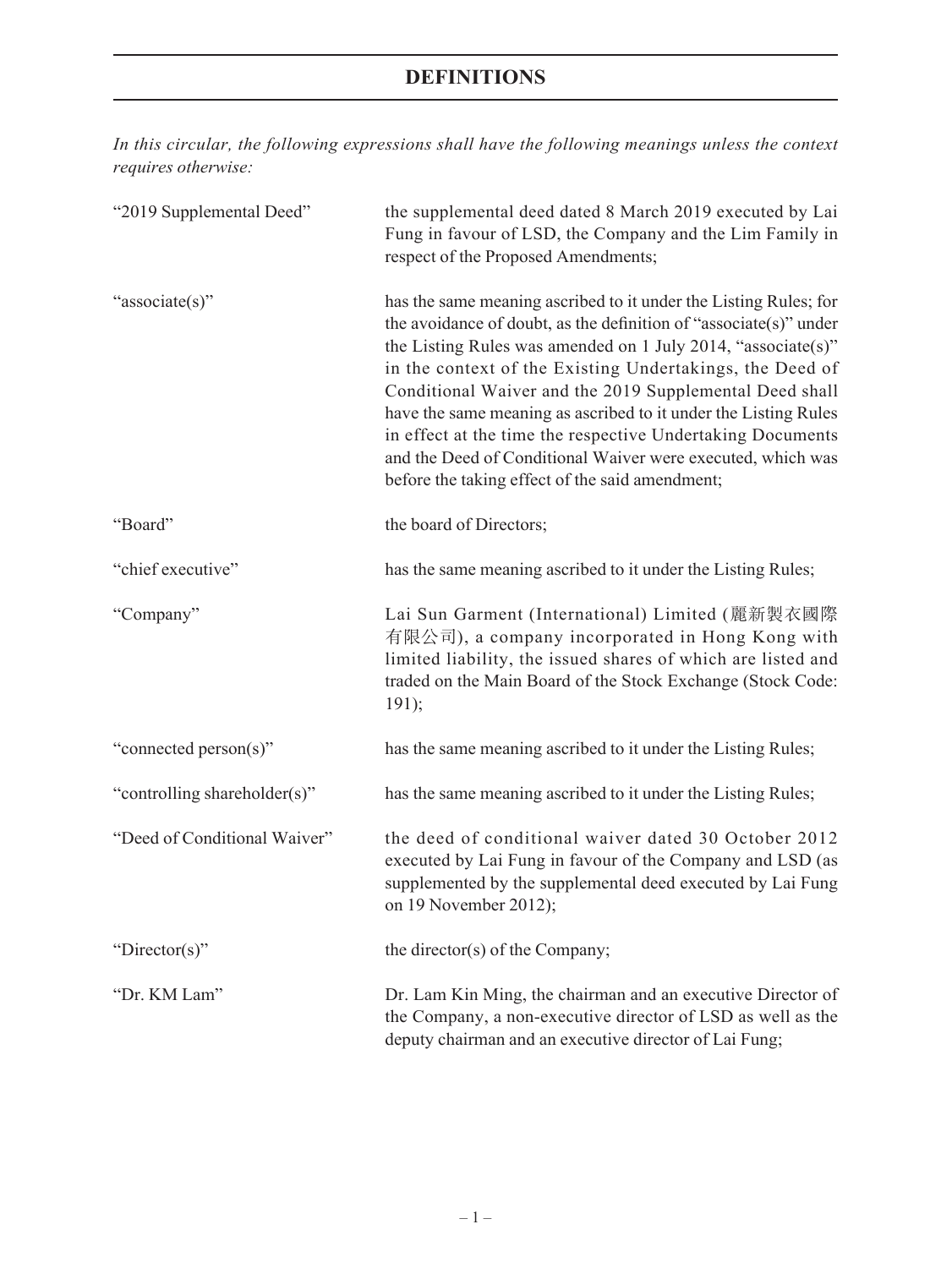# DEFINITIONS

*In this circular, the following expressions shall have the following meanings unless the context requires otherwise:*

| | |
|---|---|
| "2019 Supplemental Deed" | the supplemental deed dated 8 March 2019 executed by Lai Fung in favour of LSD, the Company and the Lim Family in respect of the Proposed Amendments; |
| "associate(s)" | has the same meaning ascribed to it under the Listing Rules; for the avoidance of doubt, as the definition of "associate(s)" under the Listing Rules was amended on 1 July 2014, "associate(s)" in the context of the Existing Undertakings, the Deed of Conditional Waiver and the 2019 Supplemental Deed shall have the same meaning as ascribed to it under the Listing Rules in effect at the time the respective Undertaking Documents and the Deed of Conditional Waiver were executed, which was before the taking effect of the said amendment; |
| "Board" | the board of Directors; |
| "chief executive" | has the same meaning ascribed to it under the Listing Rules; |
| "Company" | Lai Sun Garment (International) Limited (麗新製衣國際有限公司), a company incorporated in Hong Kong with limited liability, the issued shares of which are listed and traded on the Main Board of the Stock Exchange (Stock Code: 191); |
| "connected person(s)" | has the same meaning ascribed to it under the Listing Rules; |
| "controlling shareholder(s)" | has the same meaning ascribed to it under the Listing Rules; |
| "Deed of Conditional Waiver" | the deed of conditional waiver dated 30 October 2012 executed by Lai Fung in favour of the Company and LSD (as supplemented by the supplemental deed executed by Lai Fung on 19 November 2012); |
| "Director(s)" | the director(s) of the Company; |
| "Dr. KM Lam" | Dr. Lam Kin Ming, the chairman and an executive Director of the Company, a non-executive director of LSD as well as the deputy chairman and an executive director of Lai Fung; |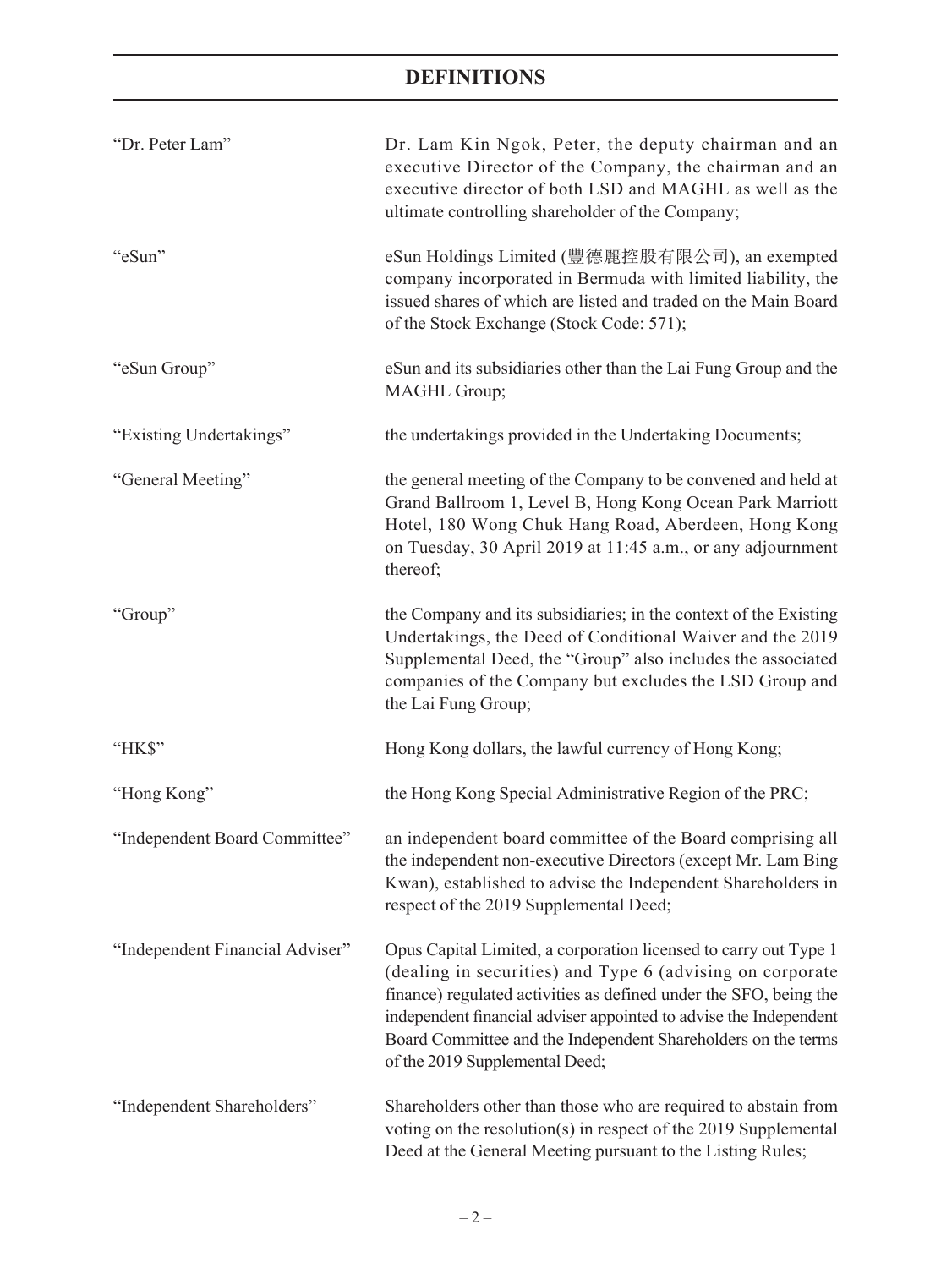# DEFINITIONS

| | |
|---|---|
| "Dr. Peter Lam" | Dr. Lam Kin Ngok, Peter, the deputy chairman and an executive Director of the Company, the chairman and an executive director of both LSD and MAGHL as well as the ultimate controlling shareholder of the Company; |
| "eSun" | eSun Holdings Limited (豐德麗控股有限公司), an exempted company incorporated in Bermuda with limited liability, the issued shares of which are listed and traded on the Main Board of the Stock Exchange (Stock Code: 571); |
| "eSun Group" | eSun and its subsidiaries other than the Lai Fung Group and the MAGHL Group; |
| "Existing Undertakings" | the undertakings provided in the Undertaking Documents; |
| "General Meeting" | the general meeting of the Company to be convened and held at Grand Ballroom 1, Level B, Hong Kong Ocean Park Marriott Hotel, 180 Wong Chuk Hang Road, Aberdeen, Hong Kong on Tuesday, 30 April 2019 at 11:45 a.m., or any adjournment thereof; |
| "Group" | the Company and its subsidiaries; in the context of the Existing Undertakings, the Deed of Conditional Waiver and the 2019 Supplemental Deed, the "Group" also includes the associated companies of the Company but excludes the LSD Group and the Lai Fung Group; |
| "HK$" | Hong Kong dollars, the lawful currency of Hong Kong; |
| "Hong Kong" | the Hong Kong Special Administrative Region of the PRC; |
| "Independent Board Committee" | an independent board committee of the Board comprising all the independent non-executive Directors (except Mr. Lam Bing Kwan), established to advise the Independent Shareholders in respect of the 2019 Supplemental Deed; |
| "Independent Financial Adviser" | Opus Capital Limited, a corporation licensed to carry out Type 1 (dealing in securities) and Type 6 (advising on corporate finance) regulated activities as defined under the SFO, being the independent financial adviser appointed to advise the Independent Board Committee and the Independent Shareholders on the terms of the 2019 Supplemental Deed; |
| "Independent Shareholders" | Shareholders other than those who are required to abstain from voting on the resolution(s) in respect of the 2019 Supplemental Deed at the General Meeting pursuant to the Listing Rules; |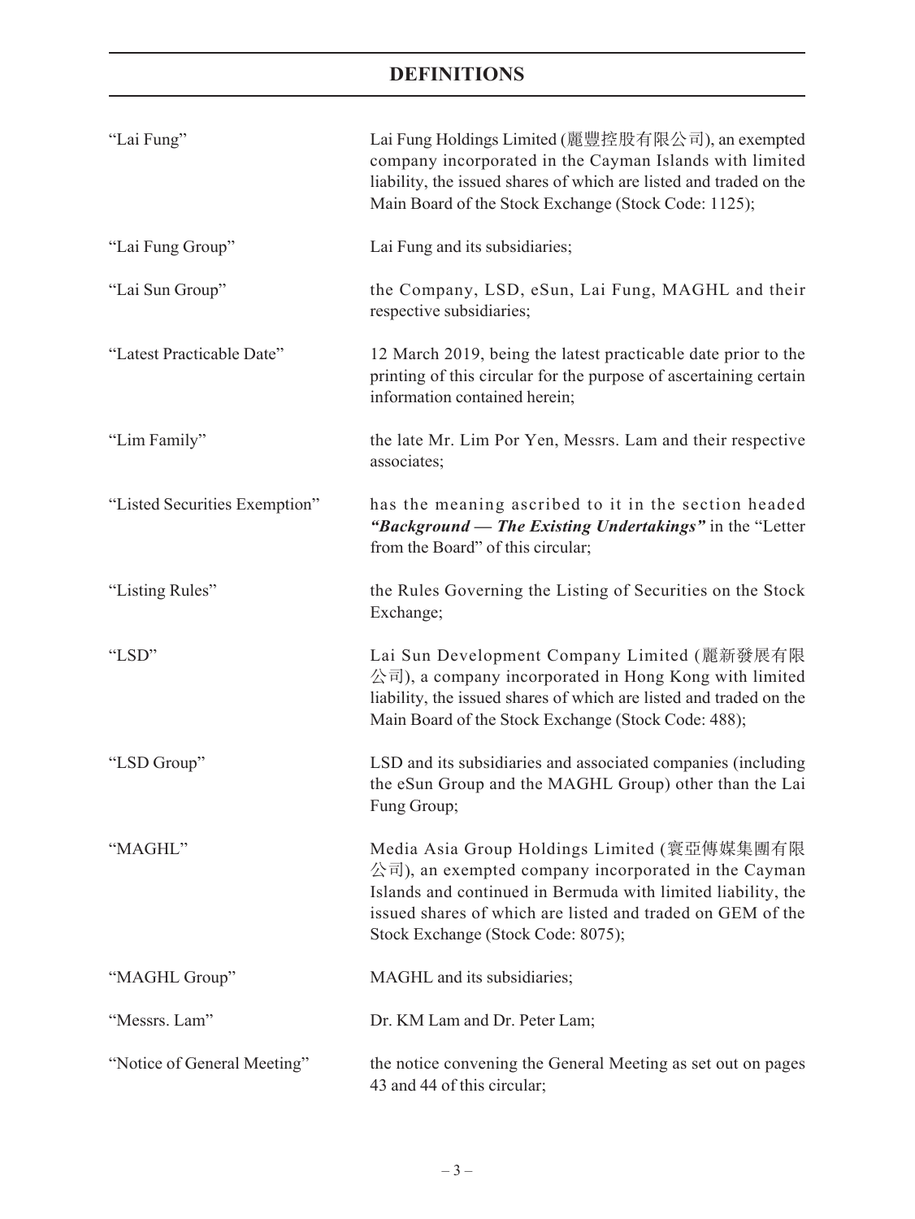# DEFINITIONS

| | |
|---|---|
| "Lai Fung" | Lai Fung Holdings Limited (麗豐控股有限公司), an exempted company incorporated in the Cayman Islands with limited liability, the issued shares of which are listed and traded on the Main Board of the Stock Exchange (Stock Code: 1125); |
| "Lai Fung Group" | Lai Fung and its subsidiaries; |
| "Lai Sun Group" | the Company, LSD, eSun, Lai Fung, MAGHL and their respective subsidiaries; |
| "Latest Practicable Date" | 12 March 2019, being the latest practicable date prior to the printing of this circular for the purpose of ascertaining certain information contained herein; |
| "Lim Family" | the late Mr. Lim Por Yen, Messrs. Lam and their respective associates; |
| "Listed Securities Exemption" | has the meaning ascribed to it in the section headed ***"Background — The Existing Undertakings"*** in the "Letter from the Board" of this circular; |
| "Listing Rules" | the Rules Governing the Listing of Securities on the Stock Exchange; |
| "LSD" | Lai Sun Development Company Limited (麗新發展有限公司), a company incorporated in Hong Kong with limited liability, the issued shares of which are listed and traded on the Main Board of the Stock Exchange (Stock Code: 488); |
| "LSD Group" | LSD and its subsidiaries and associated companies (including the eSun Group and the MAGHL Group) other than the Lai Fung Group; |
| "MAGHL" | Media Asia Group Holdings Limited (寰亞傳媒集團有限公司), an exempted company incorporated in the Cayman Islands and continued in Bermuda with limited liability, the issued shares of which are listed and traded on GEM of the Stock Exchange (Stock Code: 8075); |
| "MAGHL Group" | MAGHL and its subsidiaries; |
| "Messrs. Lam" | Dr. KM Lam and Dr. Peter Lam; |
| "Notice of General Meeting" | the notice convening the General Meeting as set out on pages 43 and 44 of this circular; |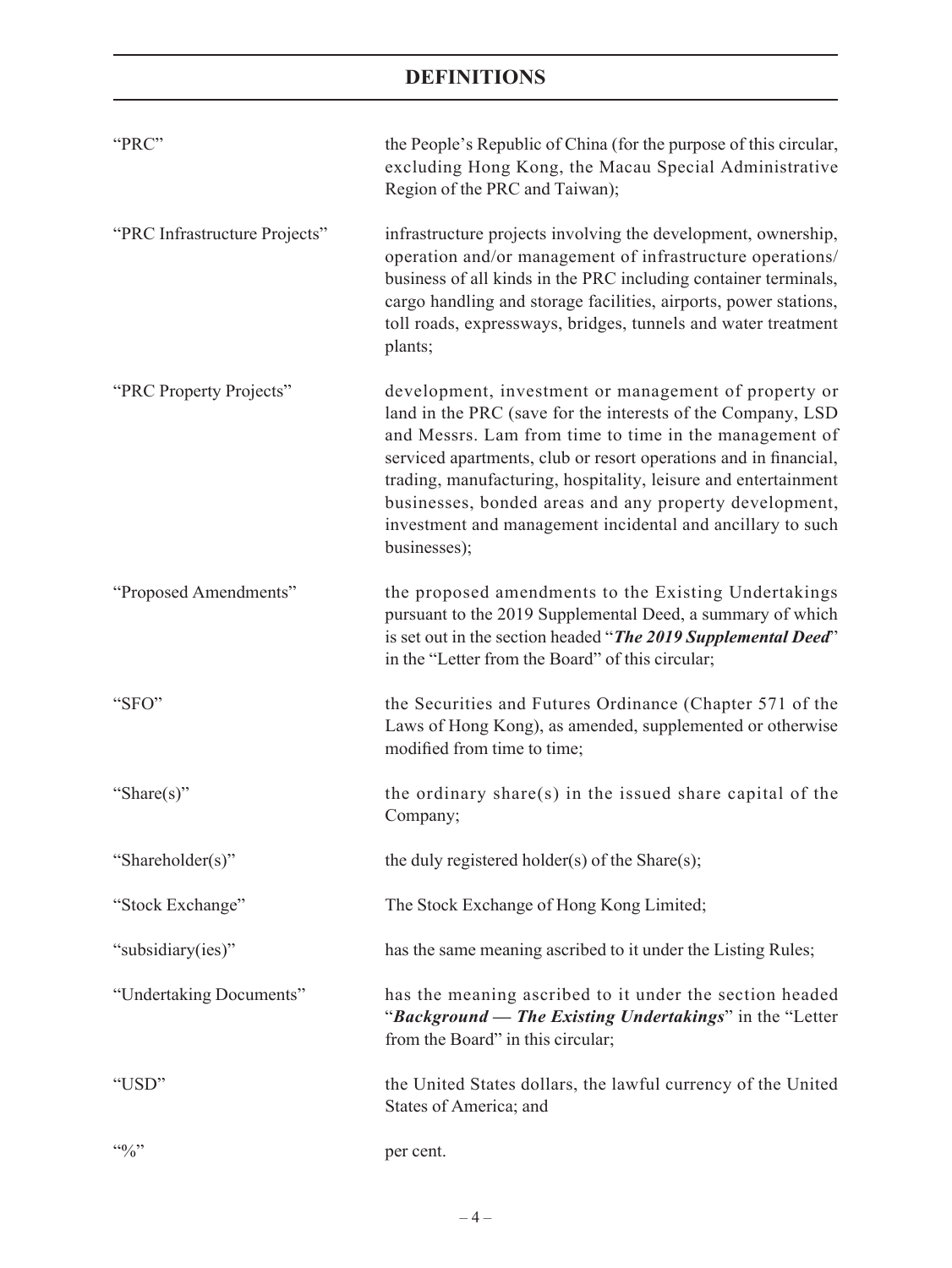# DEFINITIONS

| | |
|---|---|
| "PRC" | the People's Republic of China (for the purpose of this circular, excluding Hong Kong, the Macau Special Administrative Region of the PRC and Taiwan); |
| "PRC Infrastructure Projects" | infrastructure projects involving the development, ownership, operation and/or management of infrastructure operations/ business of all kinds in the PRC including container terminals, cargo handling and storage facilities, airports, power stations, toll roads, expressways, bridges, tunnels and water treatment plants; |
| "PRC Property Projects" | development, investment or management of property or land in the PRC (save for the interests of the Company, LSD and Messrs. Lam from time to time in the management of serviced apartments, club or resort operations and in financial, trading, manufacturing, hospitality, leisure and entertainment businesses, bonded areas and any property development, investment and management incidental and ancillary to such businesses); |
| "Proposed Amendments" | the proposed amendments to the Existing Undertakings pursuant to the 2019 Supplemental Deed, a summary of which is set out in the section headed "***The 2019 Supplemental Deed***" in the "Letter from the Board" of this circular; |
| "SFO" | the Securities and Futures Ordinance (Chapter 571 of the Laws of Hong Kong), as amended, supplemented or otherwise modified from time to time; |
| "Share(s)" | the ordinary share(s) in the issued share capital of the Company; |
| "Shareholder(s)" | the duly registered holder(s) of the Share(s); |
| "Stock Exchange" | The Stock Exchange of Hong Kong Limited; |
| "subsidiary(ies)" | has the same meaning ascribed to it under the Listing Rules; |
| "Undertaking Documents" | has the meaning ascribed to it under the section headed "***Background — The Existing Undertakings***" in the "Letter from the Board" in this circular; |
| "USD" | the United States dollars, the lawful currency of the United States of America; and |
| "%" | per cent. |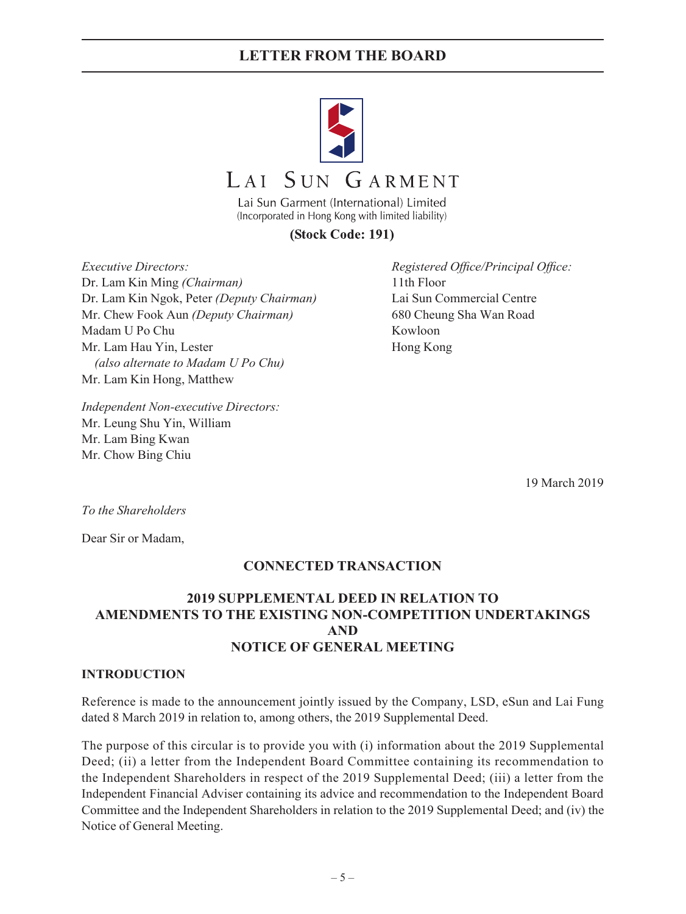# LETTER FROM THE BOARD

LAI SUN GARMENT

Lai Sun Garment (International) Limited
(Incorporated in Hong Kong with limited liability)

**(Stock Code: 191)**

*Executive Directors:*
Dr. Lam Kin Ming *(Chairman)*
Dr. Lam Kin Ngok, Peter *(Deputy Chairman)*
Mr. Chew Fook Aun *(Deputy Chairman)*
Madam U Po Chu
Mr. Lam Hau Yin, Lester
*(also alternate to Madam U Po Chu)*
Mr. Lam Kin Hong, Matthew

*Independent Non-executive Directors:*
Mr. Leung Shu Yin, William
Mr. Lam Bing Kwan
Mr. Chow Bing Chiu

*Registered Office/Principal Office:*
11th Floor
Lai Sun Commercial Centre
680 Cheung Sha Wan Road
Kowloon
Hong Kong

19 March 2019

*To the Shareholders*

Dear Sir or Madam,

## CONNECTED TRANSACTION

## 2019 SUPPLEMENTAL DEED IN RELATION TO AMENDMENTS TO THE EXISTING NON-COMPETITION UNDERTAKINGS AND NOTICE OF GENERAL MEETING

### INTRODUCTION

Reference is made to the announcement jointly issued by the Company, LSD, eSun and Lai Fung dated 8 March 2019 in relation to, among others, the 2019 Supplemental Deed.

The purpose of this circular is to provide you with (i) information about the 2019 Supplemental Deed; (ii) a letter from the Independent Board Committee containing its recommendation to the Independent Shareholders in respect of the 2019 Supplemental Deed; (iii) a letter from the Independent Financial Adviser containing its advice and recommendation to the Independent Board Committee and the Independent Shareholders in relation to the 2019 Supplemental Deed; and (iv) the Notice of General Meeting.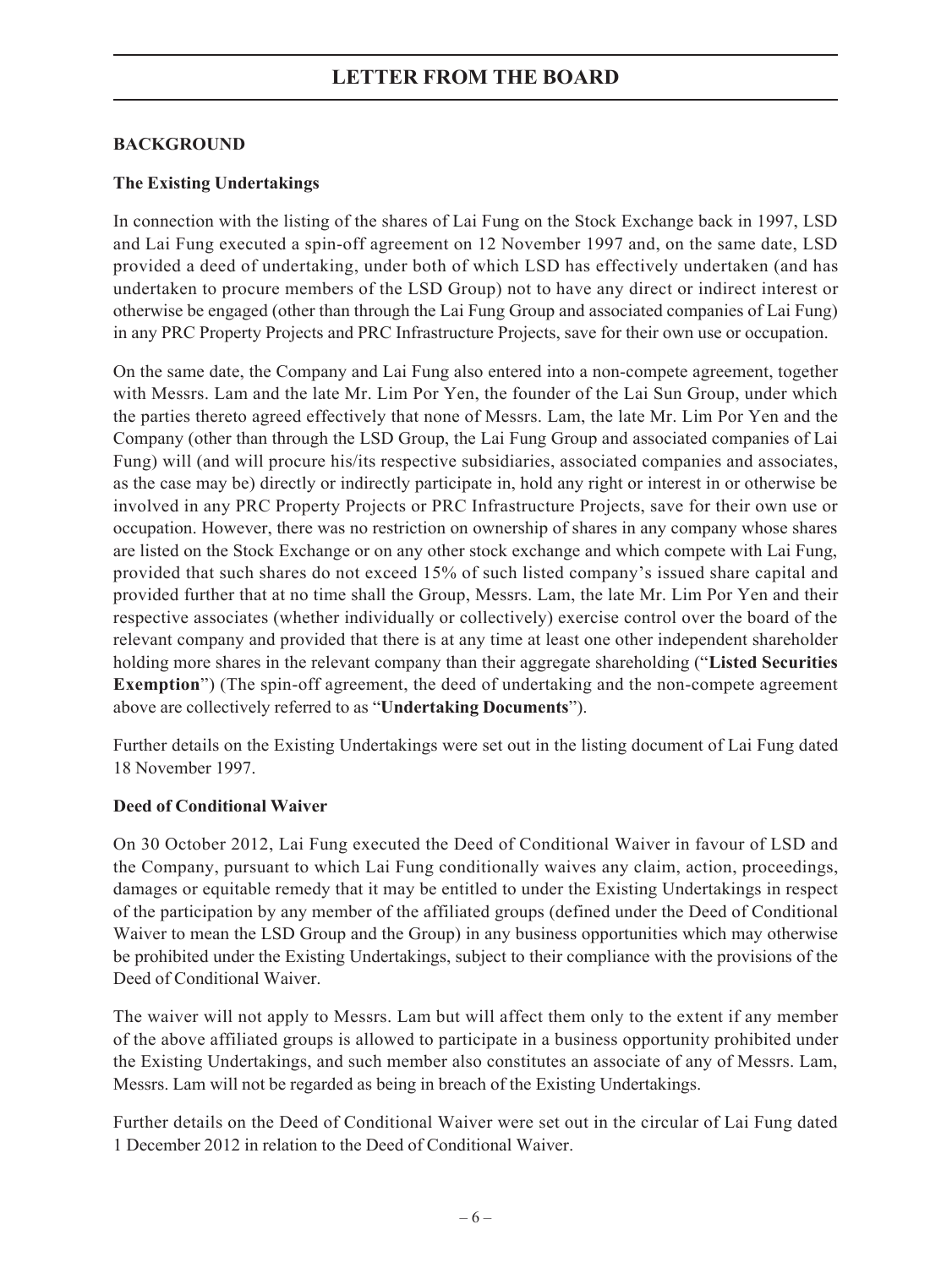# LETTER FROM THE BOARD

## BACKGROUND

### The Existing Undertakings

In connection with the listing of the shares of Lai Fung on the Stock Exchange back in 1997, LSD and Lai Fung executed a spin-off agreement on 12 November 1997 and, on the same date, LSD provided a deed of undertaking, under both of which LSD has effectively undertaken (and has undertaken to procure members of the LSD Group) not to have any direct or indirect interest or otherwise be engaged (other than through the Lai Fung Group and associated companies of Lai Fung) in any PRC Property Projects and PRC Infrastructure Projects, save for their own use or occupation.

On the same date, the Company and Lai Fung also entered into a non-compete agreement, together with Messrs. Lam and the late Mr. Lim Por Yen, the founder of the Lai Sun Group, under which the parties thereto agreed effectively that none of Messrs. Lam, the late Mr. Lim Por Yen and the Company (other than through the LSD Group, the Lai Fung Group and associated companies of Lai Fung) will (and will procure his/its respective subsidiaries, associated companies and associates, as the case may be) directly or indirectly participate in, hold any right or interest in or otherwise be involved in any PRC Property Projects or PRC Infrastructure Projects, save for their own use or occupation. However, there was no restriction on ownership of shares in any company whose shares are listed on the Stock Exchange or on any other stock exchange and which compete with Lai Fung, provided that such shares do not exceed 15% of such listed company's issued share capital and provided further that at no time shall the Group, Messrs. Lam, the late Mr. Lim Por Yen and their respective associates (whether individually or collectively) exercise control over the board of the relevant company and provided that there is at any time at least one other independent shareholder holding more shares in the relevant company than their aggregate shareholding ("**Listed Securities Exemption**") (The spin-off agreement, the deed of undertaking and the non-compete agreement above are collectively referred to as "**Undertaking Documents**").

Further details on the Existing Undertakings were set out in the listing document of Lai Fung dated 18 November 1997.

### Deed of Conditional Waiver

On 30 October 2012, Lai Fung executed the Deed of Conditional Waiver in favour of LSD and the Company, pursuant to which Lai Fung conditionally waives any claim, action, proceedings, damages or equitable remedy that it may be entitled to under the Existing Undertakings in respect of the participation by any member of the affiliated groups (defined under the Deed of Conditional Waiver to mean the LSD Group and the Group) in any business opportunities which may otherwise be prohibited under the Existing Undertakings, subject to their compliance with the provisions of the Deed of Conditional Waiver.

The waiver will not apply to Messrs. Lam but will affect them only to the extent if any member of the above affiliated groups is allowed to participate in a business opportunity prohibited under the Existing Undertakings, and such member also constitutes an associate of any of Messrs. Lam, Messrs. Lam will not be regarded as being in breach of the Existing Undertakings.

Further details on the Deed of Conditional Waiver were set out in the circular of Lai Fung dated 1 December 2012 in relation to the Deed of Conditional Waiver.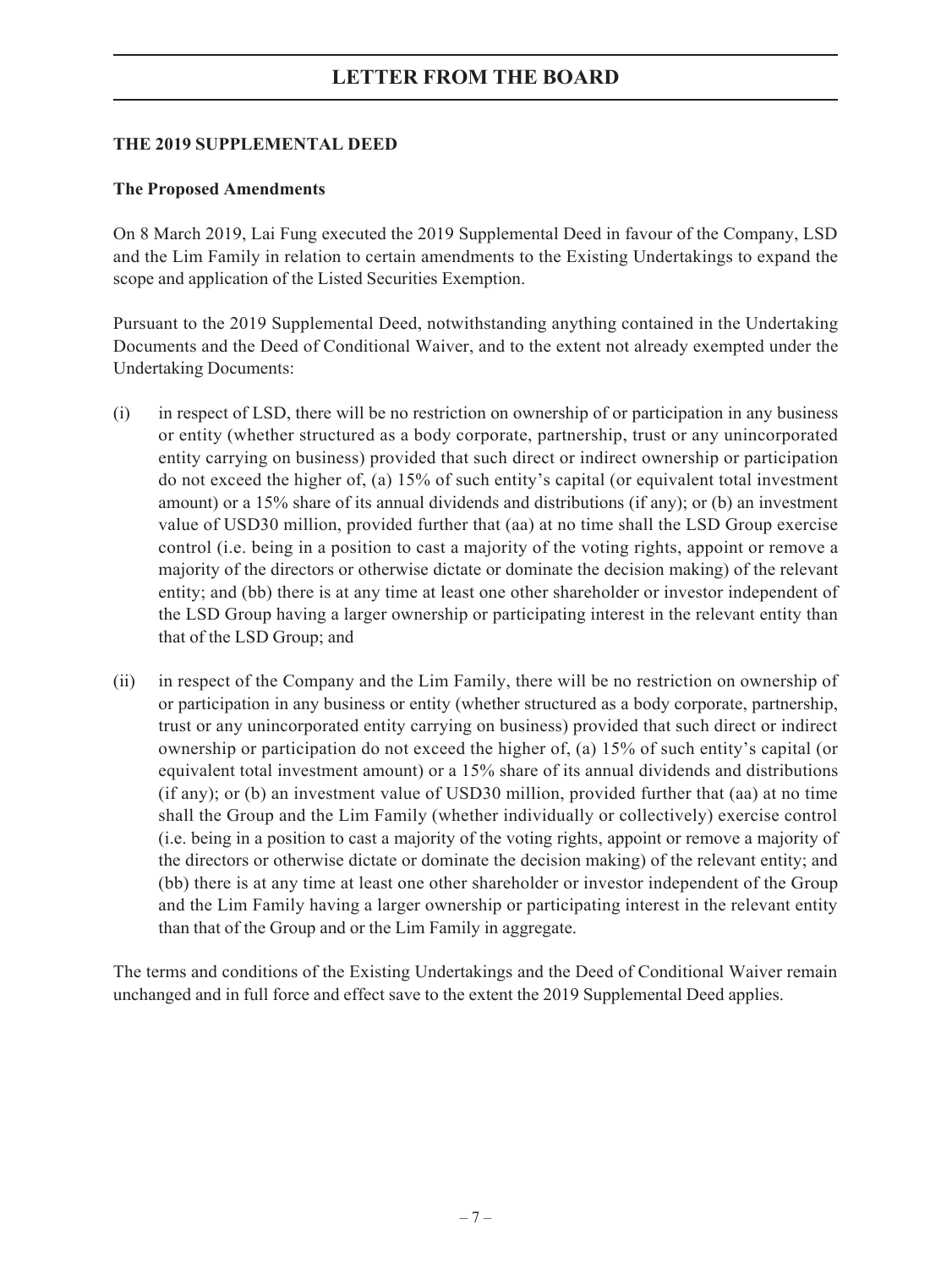# LETTER FROM THE BOARD

**THE 2019 SUPPLEMENTAL DEED**

**The Proposed Amendments**

On 8 March 2019, Lai Fung executed the 2019 Supplemental Deed in favour of the Company, LSD and the Lim Family in relation to certain amendments to the Existing Undertakings to expand the scope and application of the Listed Securities Exemption.

Pursuant to the 2019 Supplemental Deed, notwithstanding anything contained in the Undertaking Documents and the Deed of Conditional Waiver, and to the extent not already exempted under the Undertaking Documents:

(i) in respect of LSD, there will be no restriction on ownership of or participation in any business or entity (whether structured as a body corporate, partnership, trust or any unincorporated entity carrying on business) provided that such direct or indirect ownership or participation do not exceed the higher of, (a) 15% of such entity's capital (or equivalent total investment amount) or a 15% share of its annual dividends and distributions (if any); or (b) an investment value of USD30 million, provided further that (aa) at no time shall the LSD Group exercise control (i.e. being in a position to cast a majority of the voting rights, appoint or remove a majority of the directors or otherwise dictate or dominate the decision making) of the relevant entity; and (bb) there is at any time at least one other shareholder or investor independent of the LSD Group having a larger ownership or participating interest in the relevant entity than that of the LSD Group; and

(ii) in respect of the Company and the Lim Family, there will be no restriction on ownership of or participation in any business or entity (whether structured as a body corporate, partnership, trust or any unincorporated entity carrying on business) provided that such direct or indirect ownership or participation do not exceed the higher of, (a) 15% of such entity's capital (or equivalent total investment amount) or a 15% share of its annual dividends and distributions (if any); or (b) an investment value of USD30 million, provided further that (aa) at no time shall the Group and the Lim Family (whether individually or collectively) exercise control (i.e. being in a position to cast a majority of the voting rights, appoint or remove a majority of the directors or otherwise dictate or dominate the decision making) of the relevant entity; and (bb) there is at any time at least one other shareholder or investor independent of the Group and the Lim Family having a larger ownership or participating interest in the relevant entity than that of the Group and or the Lim Family in aggregate.

The terms and conditions of the Existing Undertakings and the Deed of Conditional Waiver remain unchanged and in full force and effect save to the extent the 2019 Supplemental Deed applies.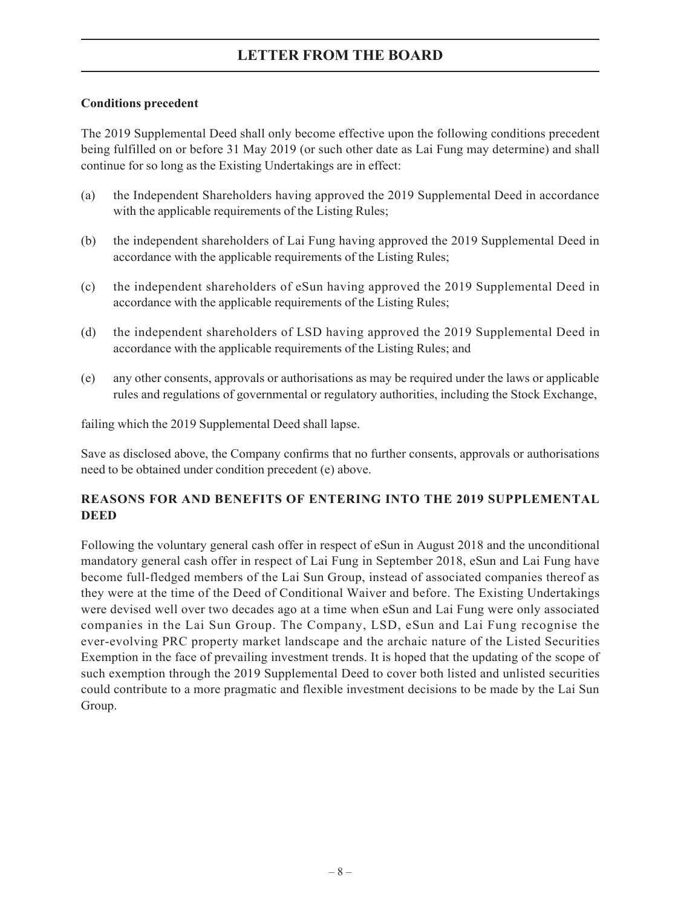#### Conditions precedent

The 2019 Supplemental Deed shall only become effective upon the following conditions precedent being fulfilled on or before 31 May 2019 (or such other date as Lai Fung may determine) and shall continue for so long as the Existing Undertakings are in effect:

(a) the Independent Shareholders having approved the 2019 Supplemental Deed in accordance with the applicable requirements of the Listing Rules;

(b) the independent shareholders of Lai Fung having approved the 2019 Supplemental Deed in accordance with the applicable requirements of the Listing Rules;

(c) the independent shareholders of eSun having approved the 2019 Supplemental Deed in accordance with the applicable requirements of the Listing Rules;

(d) the independent shareholders of LSD having approved the 2019 Supplemental Deed in accordance with the applicable requirements of the Listing Rules; and

(e) any other consents, approvals or authorisations as may be required under the laws or applicable rules and regulations of governmental or regulatory authorities, including the Stock Exchange,

failing which the 2019 Supplemental Deed shall lapse.

Save as disclosed above, the Company confirms that no further consents, approvals or authorisations need to be obtained under condition precedent (e) above.

## REASONS FOR AND BENEFITS OF ENTERING INTO THE 2019 SUPPLEMENTAL DEED

Following the voluntary general cash offer in respect of eSun in August 2018 and the unconditional mandatory general cash offer in respect of Lai Fung in September 2018, eSun and Lai Fung have become full-fledged members of the Lai Sun Group, instead of associated companies thereof as they were at the time of the Deed of Conditional Waiver and before. The Existing Undertakings were devised well over two decades ago at a time when eSun and Lai Fung were only associated companies in the Lai Sun Group. The Company, LSD, eSun and Lai Fung recognise the ever-evolving PRC property market landscape and the archaic nature of the Listed Securities Exemption in the face of prevailing investment trends. It is hoped that the updating of the scope of such exemption through the 2019 Supplemental Deed to cover both listed and unlisted securities could contribute to a more pragmatic and flexible investment decisions to be made by the Lai Sun Group.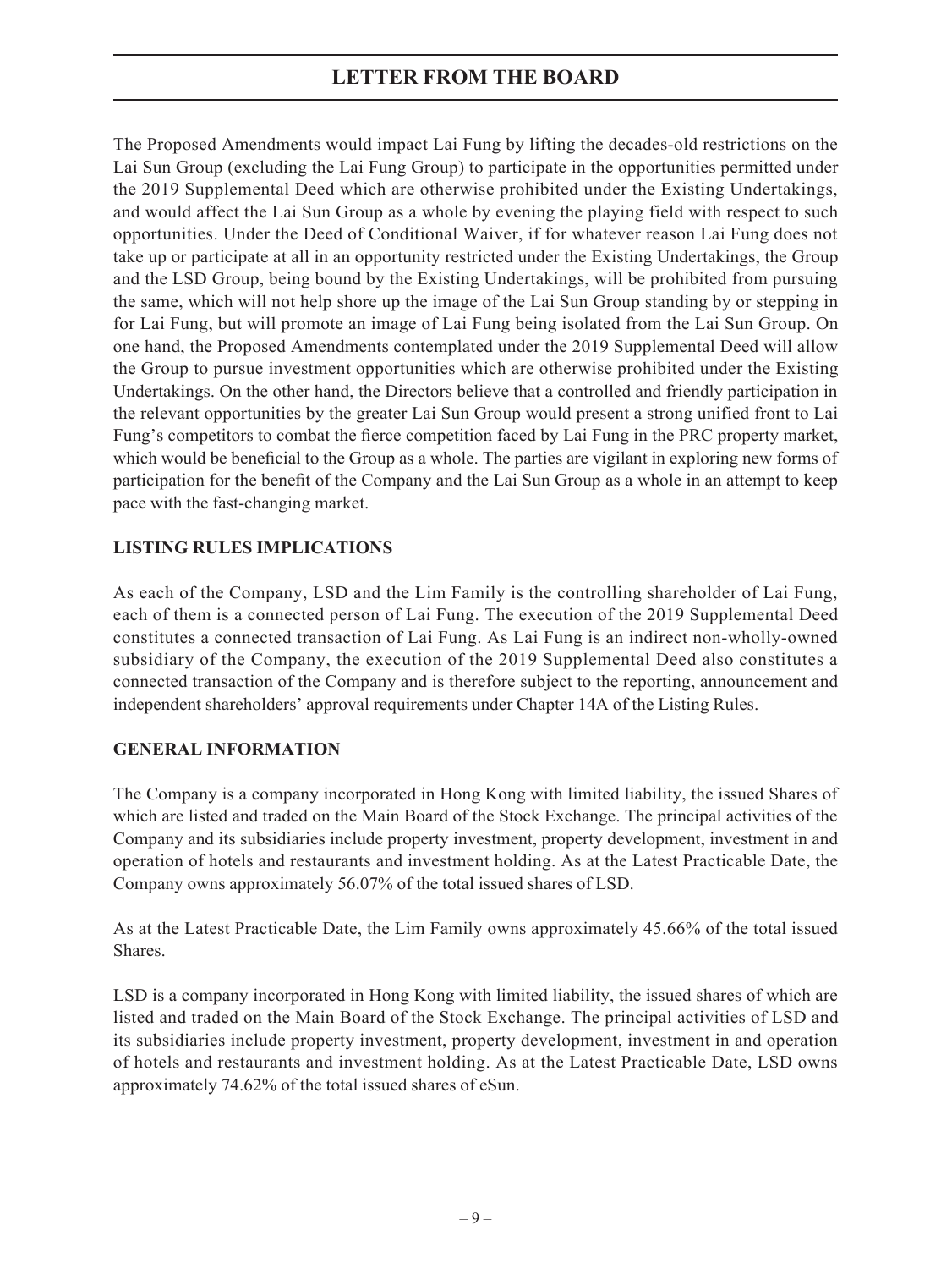The Proposed Amendments would impact Lai Fung by lifting the decades-old restrictions on the Lai Sun Group (excluding the Lai Fung Group) to participate in the opportunities permitted under the 2019 Supplemental Deed which are otherwise prohibited under the Existing Undertakings, and would affect the Lai Sun Group as a whole by evening the playing field with respect to such opportunities. Under the Deed of Conditional Waiver, if for whatever reason Lai Fung does not take up or participate at all in an opportunity restricted under the Existing Undertakings, the Group and the LSD Group, being bound by the Existing Undertakings, will be prohibited from pursuing the same, which will not help shore up the image of the Lai Sun Group standing by or stepping in for Lai Fung, but will promote an image of Lai Fung being isolated from the Lai Sun Group. On one hand, the Proposed Amendments contemplated under the 2019 Supplemental Deed will allow the Group to pursue investment opportunities which are otherwise prohibited under the Existing Undertakings. On the other hand, the Directors believe that a controlled and friendly participation in the relevant opportunities by the greater Lai Sun Group would present a strong unified front to Lai Fung's competitors to combat the fierce competition faced by Lai Fung in the PRC property market, which would be beneficial to the Group as a whole. The parties are vigilant in exploring new forms of participation for the benefit of the Company and the Lai Sun Group as a whole in an attempt to keep pace with the fast-changing market.

## LISTING RULES IMPLICATIONS

As each of the Company, LSD and the Lim Family is the controlling shareholder of Lai Fung, each of them is a connected person of Lai Fung. The execution of the 2019 Supplemental Deed constitutes a connected transaction of Lai Fung. As Lai Fung is an indirect non-wholly-owned subsidiary of the Company, the execution of the 2019 Supplemental Deed also constitutes a connected transaction of the Company and is therefore subject to the reporting, announcement and independent shareholders' approval requirements under Chapter 14A of the Listing Rules.

## GENERAL INFORMATION

The Company is a company incorporated in Hong Kong with limited liability, the issued Shares of which are listed and traded on the Main Board of the Stock Exchange. The principal activities of the Company and its subsidiaries include property investment, property development, investment in and operation of hotels and restaurants and investment holding. As at the Latest Practicable Date, the Company owns approximately 56.07% of the total issued shares of LSD.

As at the Latest Practicable Date, the Lim Family owns approximately 45.66% of the total issued Shares.

LSD is a company incorporated in Hong Kong with limited liability, the issued shares of which are listed and traded on the Main Board of the Stock Exchange. The principal activities of LSD and its subsidiaries include property investment, property development, investment in and operation of hotels and restaurants and investment holding. As at the Latest Practicable Date, LSD owns approximately 74.62% of the total issued shares of eSun.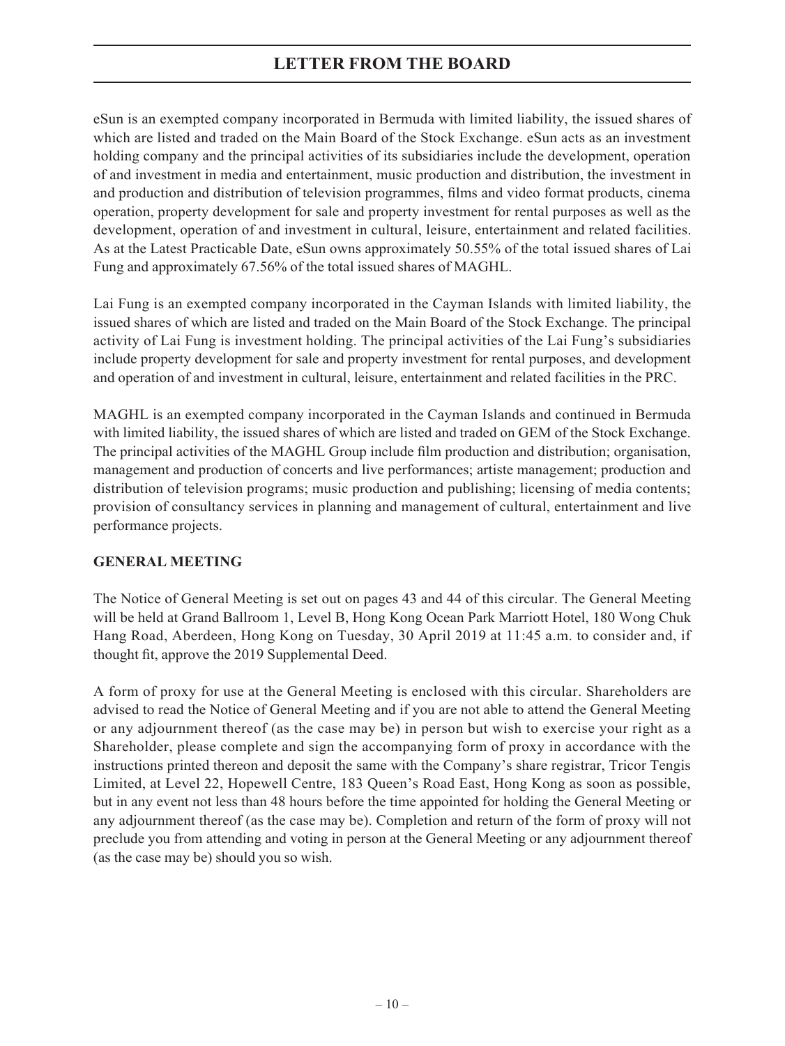eSun is an exempted company incorporated in Bermuda with limited liability, the issued shares of which are listed and traded on the Main Board of the Stock Exchange. eSun acts as an investment holding company and the principal activities of its subsidiaries include the development, operation of and investment in media and entertainment, music production and distribution, the investment in and production and distribution of television programmes, films and video format products, cinema operation, property development for sale and property investment for rental purposes as well as the development, operation of and investment in cultural, leisure, entertainment and related facilities. As at the Latest Practicable Date, eSun owns approximately 50.55% of the total issued shares of Lai Fung and approximately 67.56% of the total issued shares of MAGHL.

Lai Fung is an exempted company incorporated in the Cayman Islands with limited liability, the issued shares of which are listed and traded on the Main Board of the Stock Exchange. The principal activity of Lai Fung is investment holding. The principal activities of the Lai Fung's subsidiaries include property development for sale and property investment for rental purposes, and development and operation of and investment in cultural, leisure, entertainment and related facilities in the PRC.

MAGHL is an exempted company incorporated in the Cayman Islands and continued in Bermuda with limited liability, the issued shares of which are listed and traded on GEM of the Stock Exchange. The principal activities of the MAGHL Group include film production and distribution; organisation, management and production of concerts and live performances; artiste management; production and distribution of television programs; music production and publishing; licensing of media contents; provision of consultancy services in planning and management of cultural, entertainment and live performance projects.

## GENERAL MEETING

The Notice of General Meeting is set out on pages 43 and 44 of this circular. The General Meeting will be held at Grand Ballroom 1, Level B, Hong Kong Ocean Park Marriott Hotel, 180 Wong Chuk Hang Road, Aberdeen, Hong Kong on Tuesday, 30 April 2019 at 11:45 a.m. to consider and, if thought fit, approve the 2019 Supplemental Deed.

A form of proxy for use at the General Meeting is enclosed with this circular. Shareholders are advised to read the Notice of General Meeting and if you are not able to attend the General Meeting or any adjournment thereof (as the case may be) in person but wish to exercise your right as a Shareholder, please complete and sign the accompanying form of proxy in accordance with the instructions printed thereon and deposit the same with the Company's share registrar, Tricor Tengis Limited, at Level 22, Hopewell Centre, 183 Queen's Road East, Hong Kong as soon as possible, but in any event not less than 48 hours before the time appointed for holding the General Meeting or any adjournment thereof (as the case may be). Completion and return of the form of proxy will not preclude you from attending and voting in person at the General Meeting or any adjournment thereof (as the case may be) should you so wish.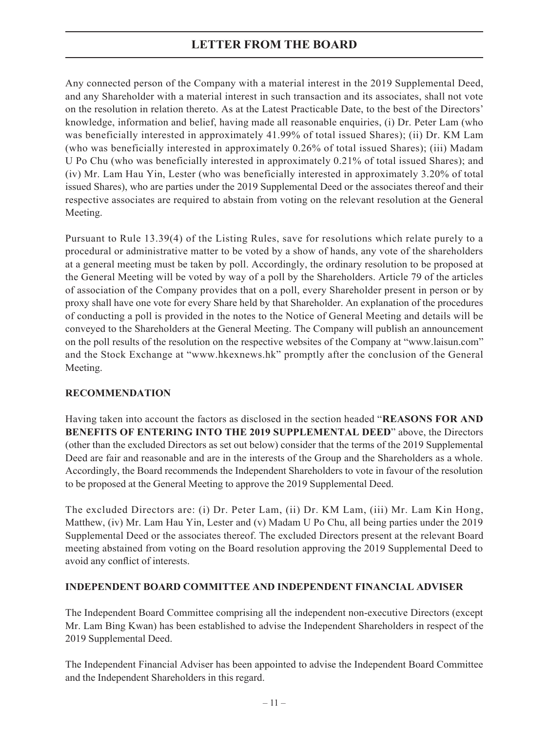Any connected person of the Company with a material interest in the 2019 Supplemental Deed, and any Shareholder with a material interest in such transaction and its associates, shall not vote on the resolution in relation thereto. As at the Latest Practicable Date, to the best of the Directors' knowledge, information and belief, having made all reasonable enquiries, (i) Dr. Peter Lam (who was beneficially interested in approximately 41.99% of total issued Shares); (ii) Dr. KM Lam (who was beneficially interested in approximately 0.26% of total issued Shares); (iii) Madam U Po Chu (who was beneficially interested in approximately 0.21% of total issued Shares); and (iv) Mr. Lam Hau Yin, Lester (who was beneficially interested in approximately 3.20% of total issued Shares), who are parties under the 2019 Supplemental Deed or the associates thereof and their respective associates are required to abstain from voting on the relevant resolution at the General Meeting.

Pursuant to Rule 13.39(4) of the Listing Rules, save for resolutions which relate purely to a procedural or administrative matter to be voted by a show of hands, any vote of the shareholders at a general meeting must be taken by poll. Accordingly, the ordinary resolution to be proposed at the General Meeting will be voted by way of a poll by the Shareholders. Article 79 of the articles of association of the Company provides that on a poll, every Shareholder present in person or by proxy shall have one vote for every Share held by that Shareholder. An explanation of the procedures of conducting a poll is provided in the notes to the Notice of General Meeting and details will be conveyed to the Shareholders at the General Meeting. The Company will publish an announcement on the poll results of the resolution on the respective websites of the Company at "www.laisun.com" and the Stock Exchange at "www.hkexnews.hk" promptly after the conclusion of the General Meeting.

## RECOMMENDATION

Having taken into account the factors as disclosed in the section headed "**REASONS FOR AND BENEFITS OF ENTERING INTO THE 2019 SUPPLEMENTAL DEED**" above, the Directors (other than the excluded Directors as set out below) consider that the terms of the 2019 Supplemental Deed are fair and reasonable and are in the interests of the Group and the Shareholders as a whole. Accordingly, the Board recommends the Independent Shareholders to vote in favour of the resolution to be proposed at the General Meeting to approve the 2019 Supplemental Deed.

The excluded Directors are: (i) Dr. Peter Lam, (ii) Dr. KM Lam, (iii) Mr. Lam Kin Hong, Matthew, (iv) Mr. Lam Hau Yin, Lester and (v) Madam U Po Chu, all being parties under the 2019 Supplemental Deed or the associates thereof. The excluded Directors present at the relevant Board meeting abstained from voting on the Board resolution approving the 2019 Supplemental Deed to avoid any conflict of interests.

## INDEPENDENT BOARD COMMITTEE AND INDEPENDENT FINANCIAL ADVISER

The Independent Board Committee comprising all the independent non-executive Directors (except Mr. Lam Bing Kwan) has been established to advise the Independent Shareholders in respect of the 2019 Supplemental Deed.

The Independent Financial Adviser has been appointed to advise the Independent Board Committee and the Independent Shareholders in this regard.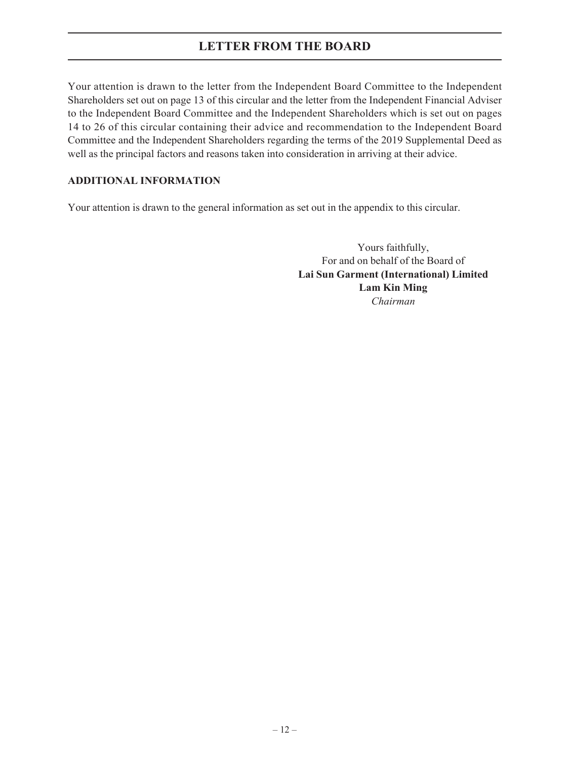Your attention is drawn to the letter from the Independent Board Committee to the Independent Shareholders set out on page 13 of this circular and the letter from the Independent Financial Adviser to the Independent Board Committee and the Independent Shareholders which is set out on pages 14 to 26 of this circular containing their advice and recommendation to the Independent Board Committee and the Independent Shareholders regarding the terms of the 2019 Supplemental Deed as well as the principal factors and reasons taken into consideration in arriving at their advice.

**ADDITIONAL INFORMATION**

Your attention is drawn to the general information as set out in the appendix to this circular.

Yours faithfully,
For and on behalf of the Board of
**Lai Sun Garment (International) Limited**
**Lam Kin Ming**
*Chairman*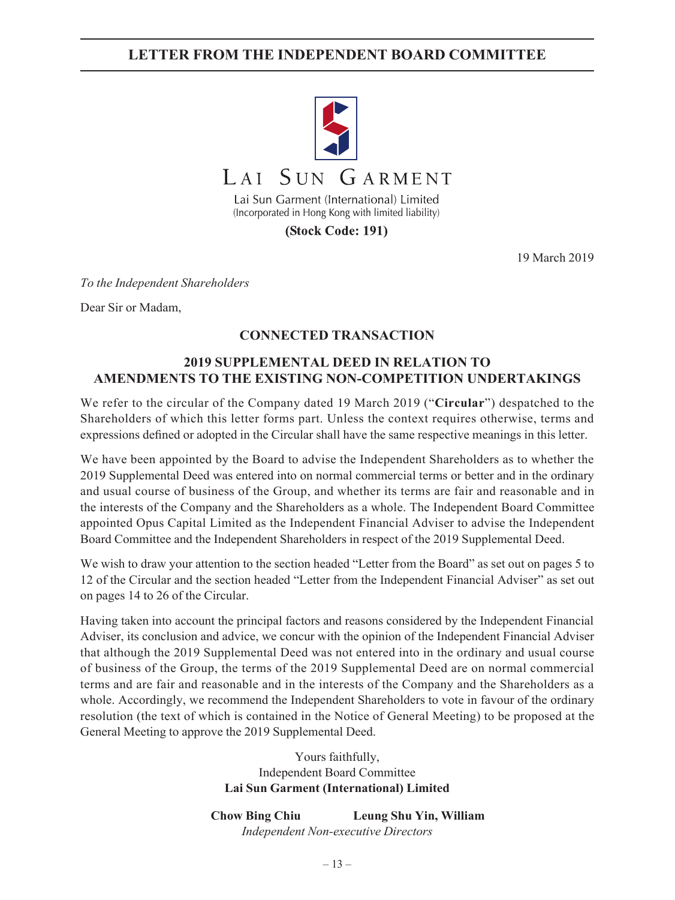# LETTER FROM THE INDEPENDENT BOARD COMMITTEE

LAI SUN GARMENT

Lai Sun Garment (International) Limited
(Incorporated in Hong Kong with limited liability)

**(Stock Code: 191)**

19 March 2019

*To the Independent Shareholders*

Dear Sir or Madam,

## CONNECTED TRANSACTION

## 2019 SUPPLEMENTAL DEED IN RELATION TO AMENDMENTS TO THE EXISTING NON-COMPETITION UNDERTAKINGS

We refer to the circular of the Company dated 19 March 2019 ("**Circular**") despatched to the Shareholders of which this letter forms part. Unless the context requires otherwise, terms and expressions defined or adopted in the Circular shall have the same respective meanings in this letter.

We have been appointed by the Board to advise the Independent Shareholders as to whether the 2019 Supplemental Deed was entered into on normal commercial terms or better and in the ordinary and usual course of business of the Group, and whether its terms are fair and reasonable and in the interests of the Company and the Shareholders as a whole. The Independent Board Committee appointed Opus Capital Limited as the Independent Financial Adviser to advise the Independent Board Committee and the Independent Shareholders in respect of the 2019 Supplemental Deed.

We wish to draw your attention to the section headed "Letter from the Board" as set out on pages 5 to 12 of the Circular and the section headed "Letter from the Independent Financial Adviser" as set out on pages 14 to 26 of the Circular.

Having taken into account the principal factors and reasons considered by the Independent Financial Adviser, its conclusion and advice, we concur with the opinion of the Independent Financial Adviser that although the 2019 Supplemental Deed was not entered into in the ordinary and usual course of business of the Group, the terms of the 2019 Supplemental Deed are on normal commercial terms and are fair and reasonable and in the interests of the Company and the Shareholders as a whole. Accordingly, we recommend the Independent Shareholders to vote in favour of the ordinary resolution (the text of which is contained in the Notice of General Meeting) to be proposed at the General Meeting to approve the 2019 Supplemental Deed.

Yours faithfully,
Independent Board Committee
**Lai Sun Garment (International) Limited**

**Chow Bing Chiu** **Leung Shu Yin, William**
*Independent Non-executive Directors*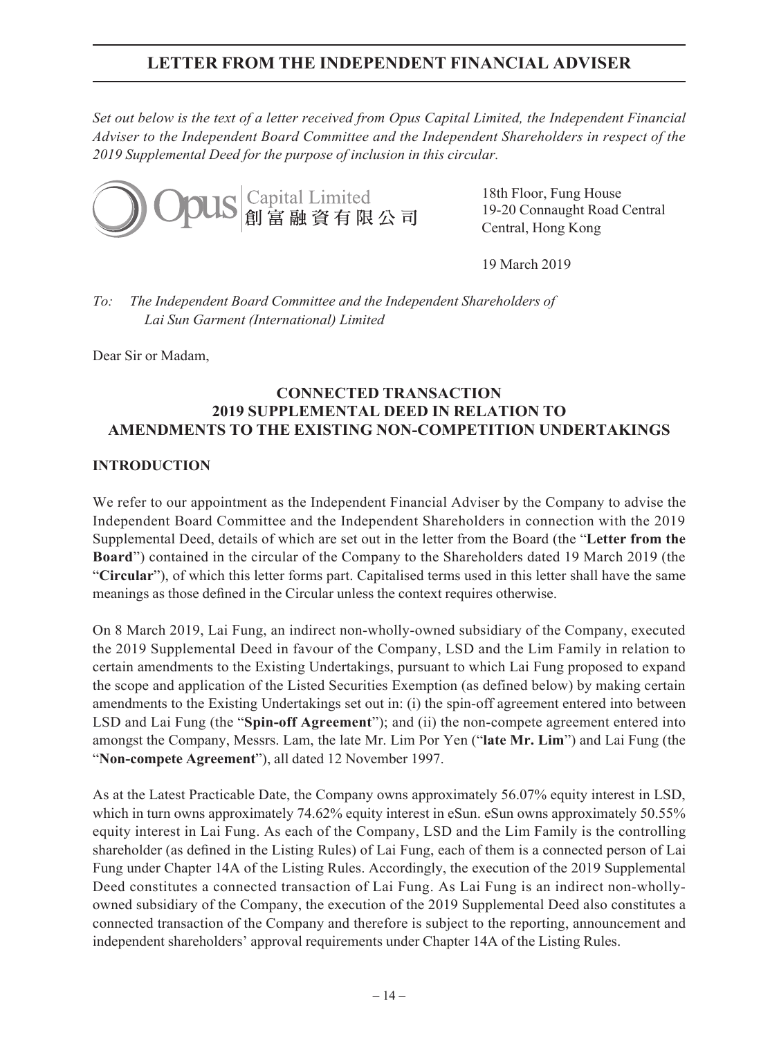# LETTER FROM THE INDEPENDENT FINANCIAL ADVISER

*Set out below is the text of a letter received from Opus Capital Limited, the Independent Financial Adviser to the Independent Board Committee and the Independent Shareholders in respect of the 2019 Supplemental Deed for the purpose of inclusion in this circular.*

Opus Capital Limited
創富融資有限公司

18th Floor, Fung House
19-20 Connaught Road Central
Central, Hong Kong

19 March 2019

*To: The Independent Board Committee and the Independent Shareholders of Lai Sun Garment (International) Limited*

Dear Sir or Madam,

## CONNECTED TRANSACTION 2019 SUPPLEMENTAL DEED IN RELATION TO AMENDMENTS TO THE EXISTING NON-COMPETITION UNDERTAKINGS

### INTRODUCTION

We refer to our appointment as the Independent Financial Adviser by the Company to advise the Independent Board Committee and the Independent Shareholders in connection with the 2019 Supplemental Deed, details of which are set out in the letter from the Board (the "**Letter from the Board**") contained in the circular of the Company to the Shareholders dated 19 March 2019 (the "**Circular**"), of which this letter forms part. Capitalised terms used in this letter shall have the same meanings as those defined in the Circular unless the context requires otherwise.

On 8 March 2019, Lai Fung, an indirect non-wholly-owned subsidiary of the Company, executed the 2019 Supplemental Deed in favour of the Company, LSD and the Lim Family in relation to certain amendments to the Existing Undertakings, pursuant to which Lai Fung proposed to expand the scope and application of the Listed Securities Exemption (as defined below) by making certain amendments to the Existing Undertakings set out in: (i) the spin-off agreement entered into between LSD and Lai Fung (the "**Spin-off Agreement**"); and (ii) the non-compete agreement entered into amongst the Company, Messrs. Lam, the late Mr. Lim Por Yen ("**late Mr. Lim**") and Lai Fung (the "**Non-compete Agreement**"), all dated 12 November 1997.

As at the Latest Practicable Date, the Company owns approximately 56.07% equity interest in LSD, which in turn owns approximately 74.62% equity interest in eSun. eSun owns approximately 50.55% equity interest in Lai Fung. As each of the Company, LSD and the Lim Family is the controlling shareholder (as defined in the Listing Rules) of Lai Fung, each of them is a connected person of Lai Fung under Chapter 14A of the Listing Rules. Accordingly, the execution of the 2019 Supplemental Deed constitutes a connected transaction of Lai Fung. As Lai Fung is an indirect non-wholly-owned subsidiary of the Company, the execution of the 2019 Supplemental Deed also constitutes a connected transaction of the Company and therefore is subject to the reporting, announcement and independent shareholders' approval requirements under Chapter 14A of the Listing Rules.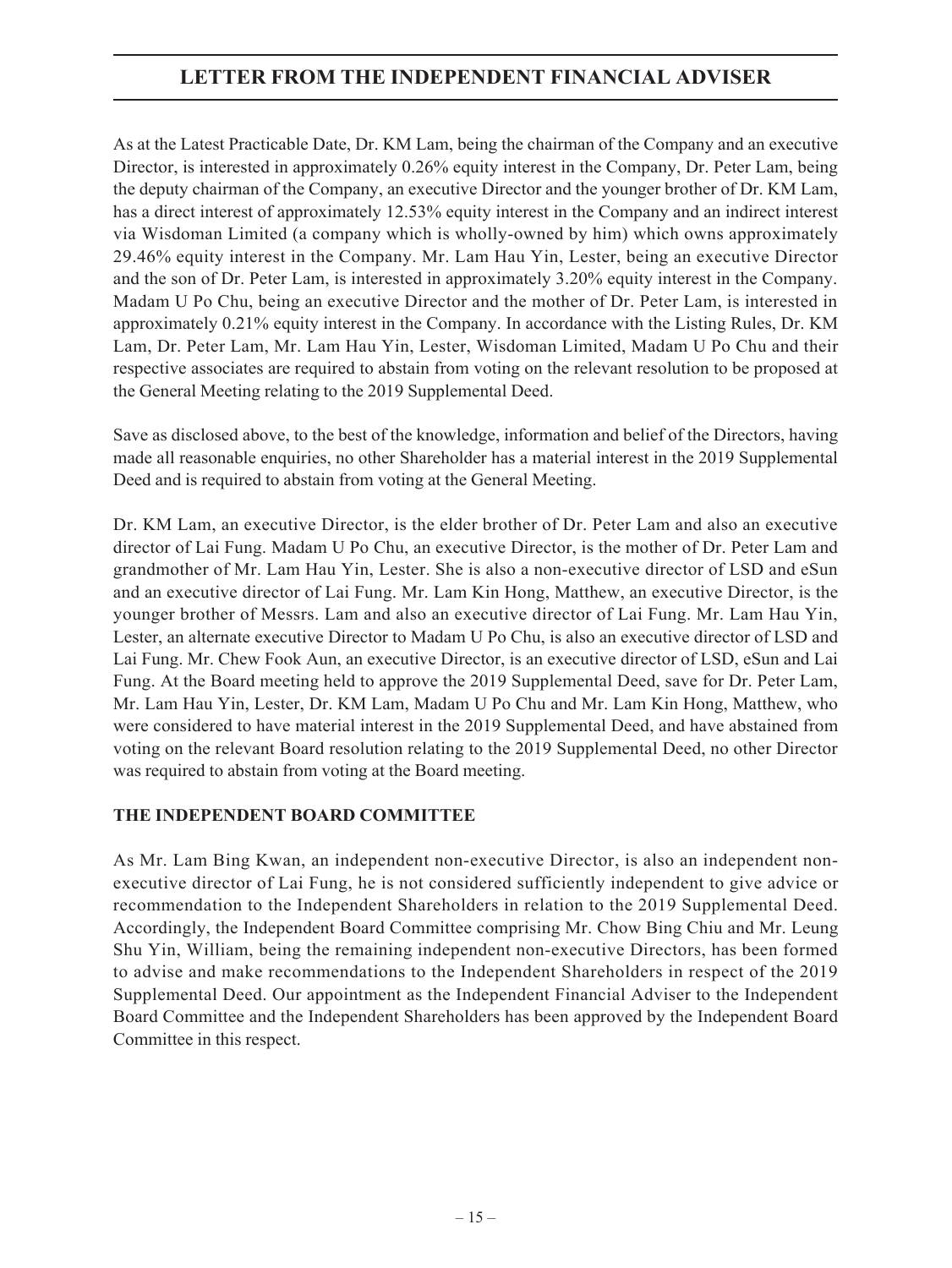# LETTER FROM THE INDEPENDENT FINANCIAL ADVISER

As at the Latest Practicable Date, Dr. KM Lam, being the chairman of the Company and an executive Director, is interested in approximately 0.26% equity interest in the Company, Dr. Peter Lam, being the deputy chairman of the Company, an executive Director and the younger brother of Dr. KM Lam, has a direct interest of approximately 12.53% equity interest in the Company and an indirect interest via Wisdoman Limited (a company which is wholly-owned by him) which owns approximately 29.46% equity interest in the Company. Mr. Lam Hau Yin, Lester, being an executive Director and the son of Dr. Peter Lam, is interested in approximately 3.20% equity interest in the Company. Madam U Po Chu, being an executive Director and the mother of Dr. Peter Lam, is interested in approximately 0.21% equity interest in the Company. In accordance with the Listing Rules, Dr. KM Lam, Dr. Peter Lam, Mr. Lam Hau Yin, Lester, Wisdoman Limited, Madam U Po Chu and their respective associates are required to abstain from voting on the relevant resolution to be proposed at the General Meeting relating to the 2019 Supplemental Deed.

Save as disclosed above, to the best of the knowledge, information and belief of the Directors, having made all reasonable enquiries, no other Shareholder has a material interest in the 2019 Supplemental Deed and is required to abstain from voting at the General Meeting.

Dr. KM Lam, an executive Director, is the elder brother of Dr. Peter Lam and also an executive director of Lai Fung. Madam U Po Chu, an executive Director, is the mother of Dr. Peter Lam and grandmother of Mr. Lam Hau Yin, Lester. She is also a non-executive director of LSD and eSun and an executive director of Lai Fung. Mr. Lam Kin Hong, Matthew, an executive Director, is the younger brother of Messrs. Lam and also an executive director of Lai Fung. Mr. Lam Hau Yin, Lester, an alternate executive Director to Madam U Po Chu, is also an executive director of LSD and Lai Fung. Mr. Chew Fook Aun, an executive Director, is an executive director of LSD, eSun and Lai Fung. At the Board meeting held to approve the 2019 Supplemental Deed, save for Dr. Peter Lam, Mr. Lam Hau Yin, Lester, Dr. KM Lam, Madam U Po Chu and Mr. Lam Kin Hong, Matthew, who were considered to have material interest in the 2019 Supplemental Deed, and have abstained from voting on the relevant Board resolution relating to the 2019 Supplemental Deed, no other Director was required to abstain from voting at the Board meeting.

## THE INDEPENDENT BOARD COMMITTEE

As Mr. Lam Bing Kwan, an independent non-executive Director, is also an independent non-executive director of Lai Fung, he is not considered sufficiently independent to give advice or recommendation to the Independent Shareholders in relation to the 2019 Supplemental Deed. Accordingly, the Independent Board Committee comprising Mr. Chow Bing Chiu and Mr. Leung Shu Yin, William, being the remaining independent non-executive Directors, has been formed to advise and make recommendations to the Independent Shareholders in respect of the 2019 Supplemental Deed. Our appointment as the Independent Financial Adviser to the Independent Board Committee and the Independent Shareholders has been approved by the Independent Board Committee in this respect.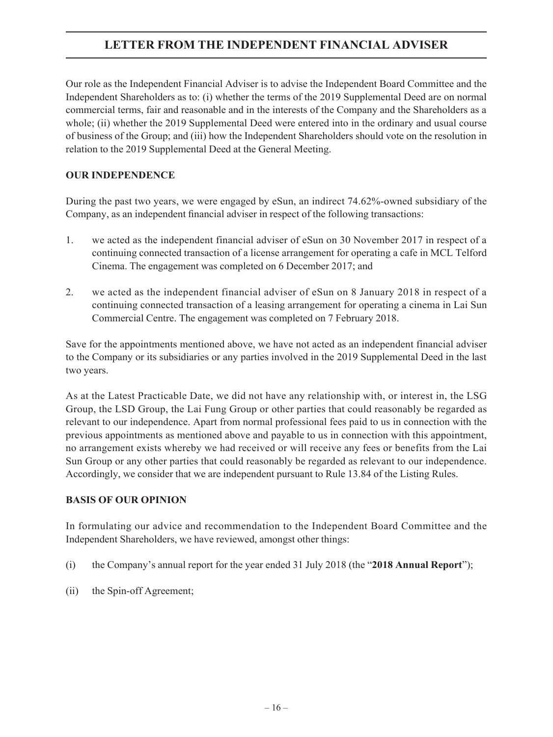Our role as the Independent Financial Adviser is to advise the Independent Board Committee and the Independent Shareholders as to: (i) whether the terms of the 2019 Supplemental Deed are on normal commercial terms, fair and reasonable and in the interests of the Company and the Shareholders as a whole; (ii) whether the 2019 Supplemental Deed were entered into in the ordinary and usual course of business of the Group; and (iii) how the Independent Shareholders should vote on the resolution in relation to the 2019 Supplemental Deed at the General Meeting.

## OUR INDEPENDENCE

During the past two years, we were engaged by eSun, an indirect 74.62%-owned subsidiary of the Company, as an independent financial adviser in respect of the following transactions:

1. we acted as the independent financial adviser of eSun on 30 November 2017 in respect of a continuing connected transaction of a license arrangement for operating a cafe in MCL Telford Cinema. The engagement was completed on 6 December 2017; and

2. we acted as the independent financial adviser of eSun on 8 January 2018 in respect of a continuing connected transaction of a leasing arrangement for operating a cinema in Lai Sun Commercial Centre. The engagement was completed on 7 February 2018.

Save for the appointments mentioned above, we have not acted as an independent financial adviser to the Company or its subsidiaries or any parties involved in the 2019 Supplemental Deed in the last two years.

As at the Latest Practicable Date, we did not have any relationship with, or interest in, the LSG Group, the LSD Group, the Lai Fung Group or other parties that could reasonably be regarded as relevant to our independence. Apart from normal professional fees paid to us in connection with the previous appointments as mentioned above and payable to us in connection with this appointment, no arrangement exists whereby we had received or will receive any fees or benefits from the Lai Sun Group or any other parties that could reasonably be regarded as relevant to our independence. Accordingly, we consider that we are independent pursuant to Rule 13.84 of the Listing Rules.

## BASIS OF OUR OPINION

In formulating our advice and recommendation to the Independent Board Committee and the Independent Shareholders, we have reviewed, amongst other things:

(i) the Company's annual report for the year ended 31 July 2018 (the "**2018 Annual Report**");

(ii) the Spin-off Agreement;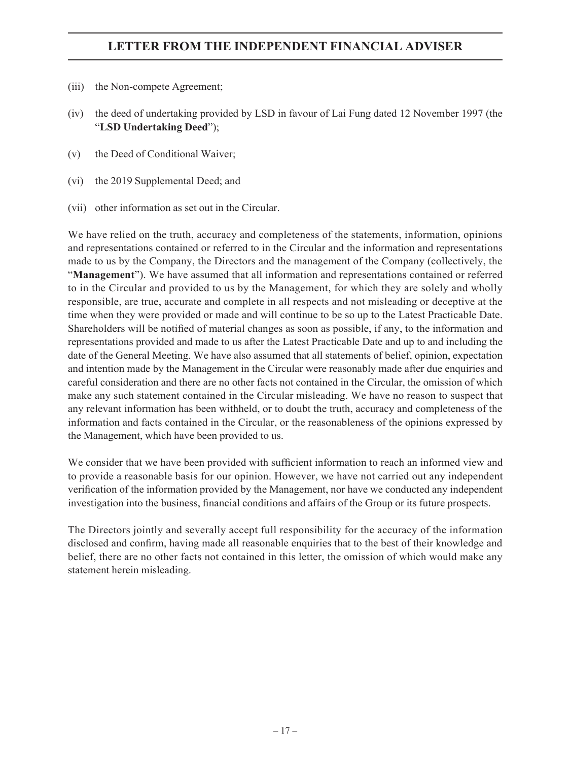(iii) the Non-compete Agreement;

(iv) the deed of undertaking provided by LSD in favour of Lai Fung dated 12 November 1997 (the "**LSD Undertaking Deed**");

(v) the Deed of Conditional Waiver;

(vi) the 2019 Supplemental Deed; and

(vii) other information as set out in the Circular.

We have relied on the truth, accuracy and completeness of the statements, information, opinions and representations contained or referred to in the Circular and the information and representations made to us by the Company, the Directors and the management of the Company (collectively, the "**Management**"). We have assumed that all information and representations contained or referred to in the Circular and provided to us by the Management, for which they are solely and wholly responsible, are true, accurate and complete in all respects and not misleading or deceptive at the time when they were provided or made and will continue to be so up to the Latest Practicable Date. Shareholders will be notified of material changes as soon as possible, if any, to the information and representations provided and made to us after the Latest Practicable Date and up to and including the date of the General Meeting. We have also assumed that all statements of belief, opinion, expectation and intention made by the Management in the Circular were reasonably made after due enquiries and careful consideration and there are no other facts not contained in the Circular, the omission of which make any such statement contained in the Circular misleading. We have no reason to suspect that any relevant information has been withheld, or to doubt the truth, accuracy and completeness of the information and facts contained in the Circular, or the reasonableness of the opinions expressed by the Management, which have been provided to us.

We consider that we have been provided with sufficient information to reach an informed view and to provide a reasonable basis for our opinion. However, we have not carried out any independent verification of the information provided by the Management, nor have we conducted any independent investigation into the business, financial conditions and affairs of the Group or its future prospects.

The Directors jointly and severally accept full responsibility for the accuracy of the information disclosed and confirm, having made all reasonable enquiries that to the best of their knowledge and belief, there are no other facts not contained in this letter, the omission of which would make any statement herein misleading.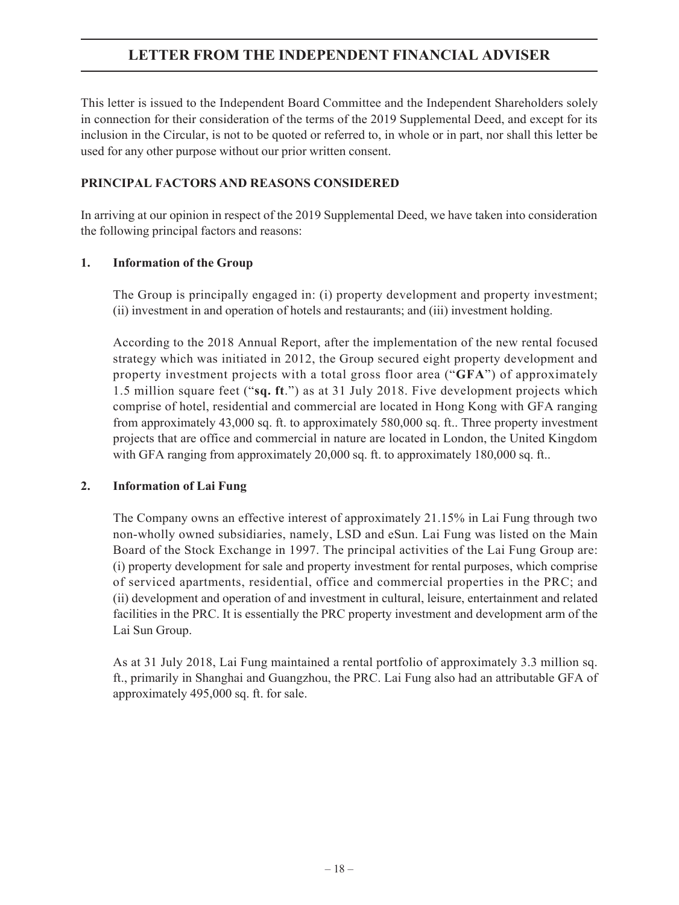# LETTER FROM THE INDEPENDENT FINANCIAL ADVISER

This letter is issued to the Independent Board Committee and the Independent Shareholders solely in connection for their consideration of the terms of the 2019 Supplemental Deed, and except for its inclusion in the Circular, is not to be quoted or referred to, in whole or in part, nor shall this letter be used for any other purpose without our prior written consent.

## PRINCIPAL FACTORS AND REASONS CONSIDERED

In arriving at our opinion in respect of the 2019 Supplemental Deed, we have taken into consideration the following principal factors and reasons:

### 1. Information of the Group

The Group is principally engaged in: (i) property development and property investment; (ii) investment in and operation of hotels and restaurants; and (iii) investment holding.

According to the 2018 Annual Report, after the implementation of the new rental focused strategy which was initiated in 2012, the Group secured eight property development and property investment projects with a total gross floor area ("**GFA**") of approximately 1.5 million square feet ("**sq. ft**.") as at 31 July 2018. Five development projects which comprise of hotel, residential and commercial are located in Hong Kong with GFA ranging from approximately 43,000 sq. ft. to approximately 580,000 sq. ft.. Three property investment projects that are office and commercial in nature are located in London, the United Kingdom with GFA ranging from approximately 20,000 sq. ft. to approximately 180,000 sq. ft..

### 2. Information of Lai Fung

The Company owns an effective interest of approximately 21.15% in Lai Fung through two non-wholly owned subsidiaries, namely, LSD and eSun. Lai Fung was listed on the Main Board of the Stock Exchange in 1997. The principal activities of the Lai Fung Group are: (i) property development for sale and property investment for rental purposes, which comprise of serviced apartments, residential, office and commercial properties in the PRC; and (ii) development and operation of and investment in cultural, leisure, entertainment and related facilities in the PRC. It is essentially the PRC property investment and development arm of the Lai Sun Group.

As at 31 July 2018, Lai Fung maintained a rental portfolio of approximately 3.3 million sq. ft., primarily in Shanghai and Guangzhou, the PRC. Lai Fung also had an attributable GFA of approximately 495,000 sq. ft. for sale.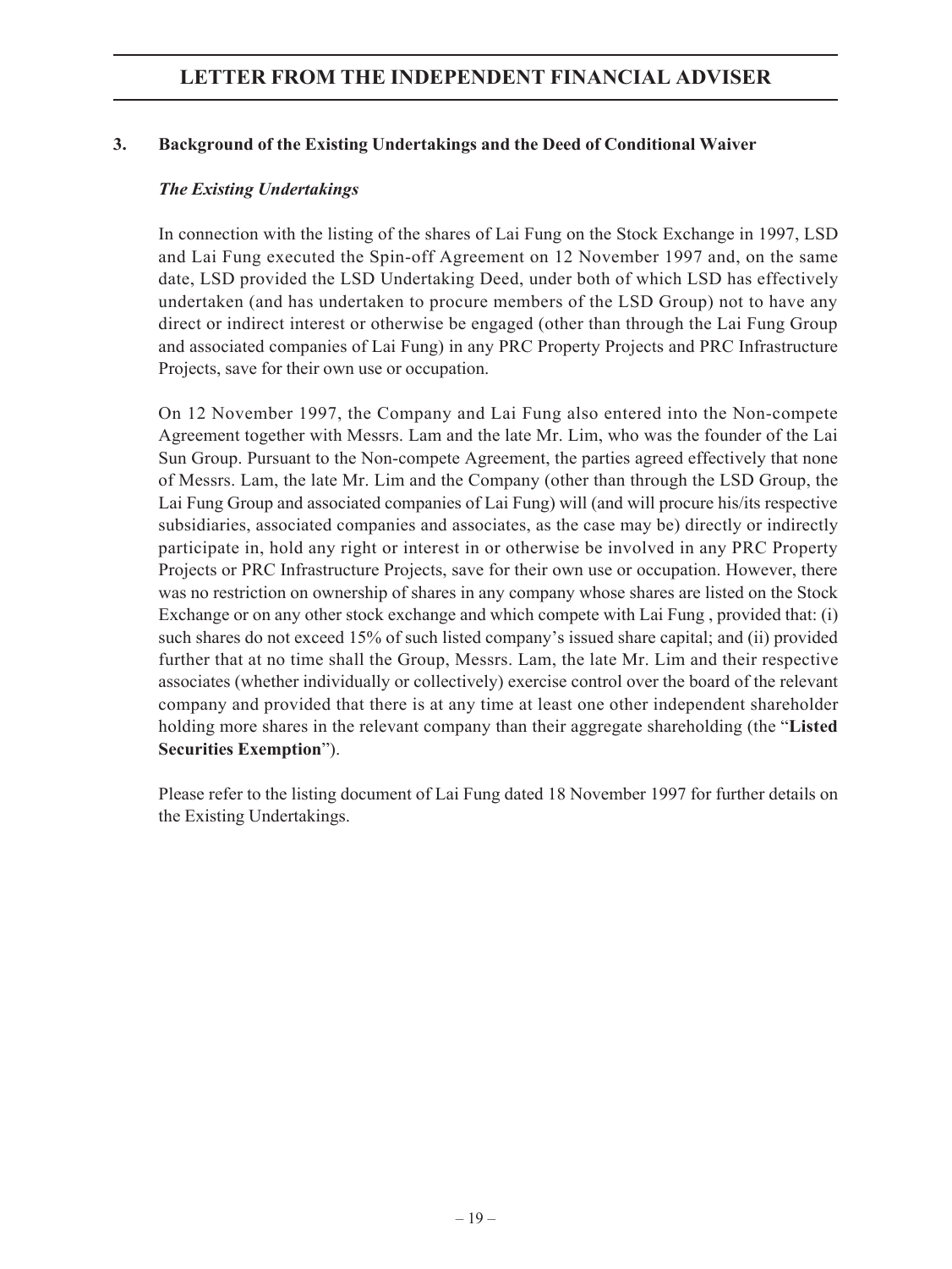## 3. Background of the Existing Undertakings and the Deed of Conditional Waiver

### *The Existing Undertakings*

In connection with the listing of the shares of Lai Fung on the Stock Exchange in 1997, LSD and Lai Fung executed the Spin-off Agreement on 12 November 1997 and, on the same date, LSD provided the LSD Undertaking Deed, under both of which LSD has effectively undertaken (and has undertaken to procure members of the LSD Group) not to have any direct or indirect interest or otherwise be engaged (other than through the Lai Fung Group and associated companies of Lai Fung) in any PRC Property Projects and PRC Infrastructure Projects, save for their own use or occupation.

On 12 November 1997, the Company and Lai Fung also entered into the Non-compete Agreement together with Messrs. Lam and the late Mr. Lim, who was the founder of the Lai Sun Group. Pursuant to the Non-compete Agreement, the parties agreed effectively that none of Messrs. Lam, the late Mr. Lim and the Company (other than through the LSD Group, the Lai Fung Group and associated companies of Lai Fung) will (and will procure his/its respective subsidiaries, associated companies and associates, as the case may be) directly or indirectly participate in, hold any right or interest in or otherwise be involved in any PRC Property Projects or PRC Infrastructure Projects, save for their own use or occupation. However, there was no restriction on ownership of shares in any company whose shares are listed on the Stock Exchange or on any other stock exchange and which compete with Lai Fung , provided that: (i) such shares do not exceed 15% of such listed company's issued share capital; and (ii) provided further that at no time shall the Group, Messrs. Lam, the late Mr. Lim and their respective associates (whether individually or collectively) exercise control over the board of the relevant company and provided that there is at any time at least one other independent shareholder holding more shares in the relevant company than their aggregate shareholding (the "**Listed Securities Exemption**").

Please refer to the listing document of Lai Fung dated 18 November 1997 for further details on the Existing Undertakings.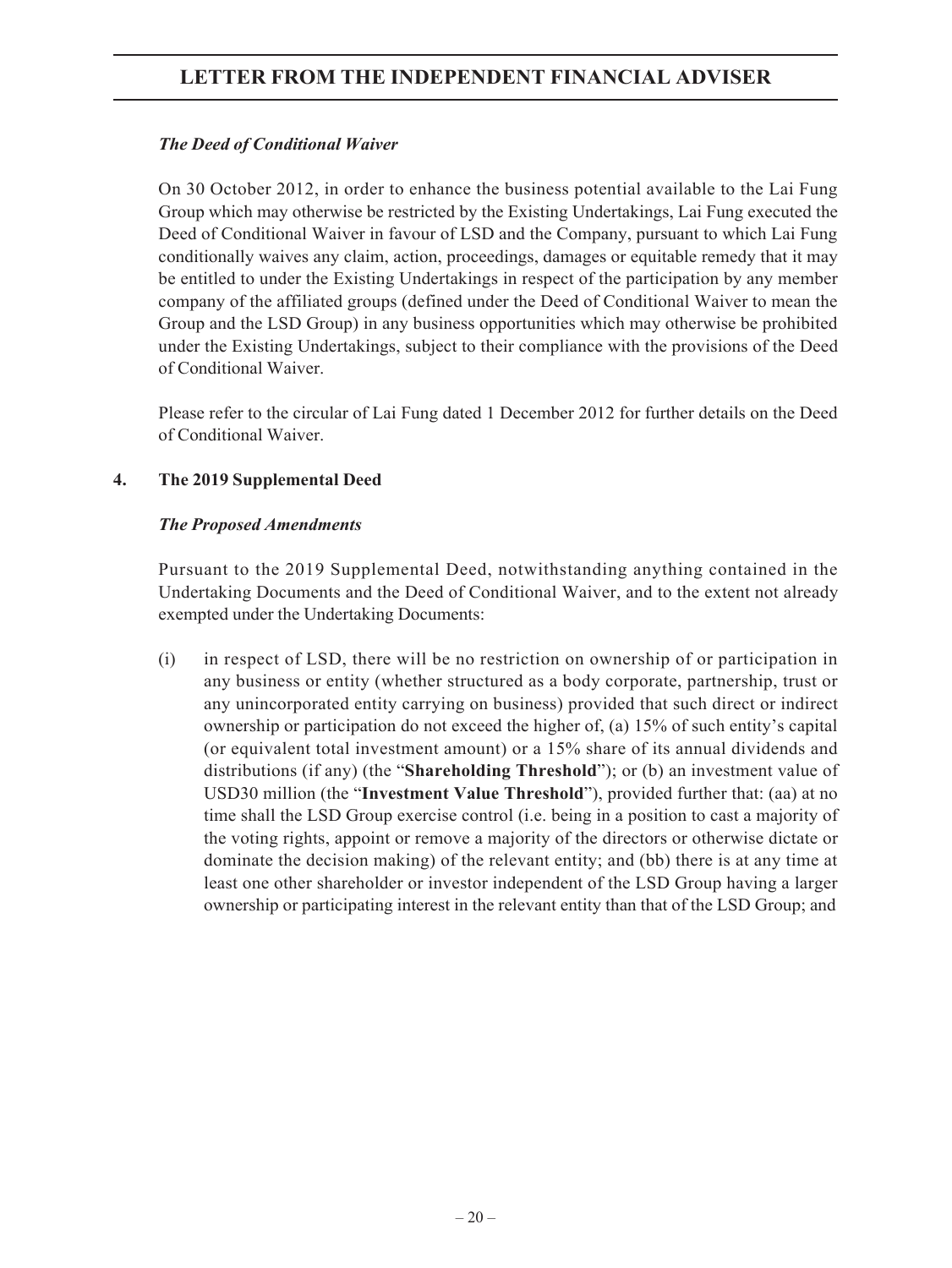***The Deed of Conditional Waiver***

On 30 October 2012, in order to enhance the business potential available to the Lai Fung Group which may otherwise be restricted by the Existing Undertakings, Lai Fung executed the Deed of Conditional Waiver in favour of LSD and the Company, pursuant to which Lai Fung conditionally waives any claim, action, proceedings, damages or equitable remedy that it may be entitled to under the Existing Undertakings in respect of the participation by any member company of the affiliated groups (defined under the Deed of Conditional Waiver to mean the Group and the LSD Group) in any business opportunities which may otherwise be prohibited under the Existing Undertakings, subject to their compliance with the provisions of the Deed of Conditional Waiver.

Please refer to the circular of Lai Fung dated 1 December 2012 for further details on the Deed of Conditional Waiver.

## 4. The 2019 Supplemental Deed

***The Proposed Amendments***

Pursuant to the 2019 Supplemental Deed, notwithstanding anything contained in the Undertaking Documents and the Deed of Conditional Waiver, and to the extent not already exempted under the Undertaking Documents:

(i) in respect of LSD, there will be no restriction on ownership of or participation in any business or entity (whether structured as a body corporate, partnership, trust or any unincorporated entity carrying on business) provided that such direct or indirect ownership or participation do not exceed the higher of, (a) 15% of such entity's capital (or equivalent total investment amount) or a 15% share of its annual dividends and distributions (if any) (the "**Shareholding Threshold**"); or (b) an investment value of USD30 million (the "**Investment Value Threshold**"), provided further that: (aa) at no time shall the LSD Group exercise control (i.e. being in a position to cast a majority of the voting rights, appoint or remove a majority of the directors or otherwise dictate or dominate the decision making) of the relevant entity; and (bb) there is at any time at least one other shareholder or investor independent of the LSD Group having a larger ownership or participating interest in the relevant entity than that of the LSD Group; and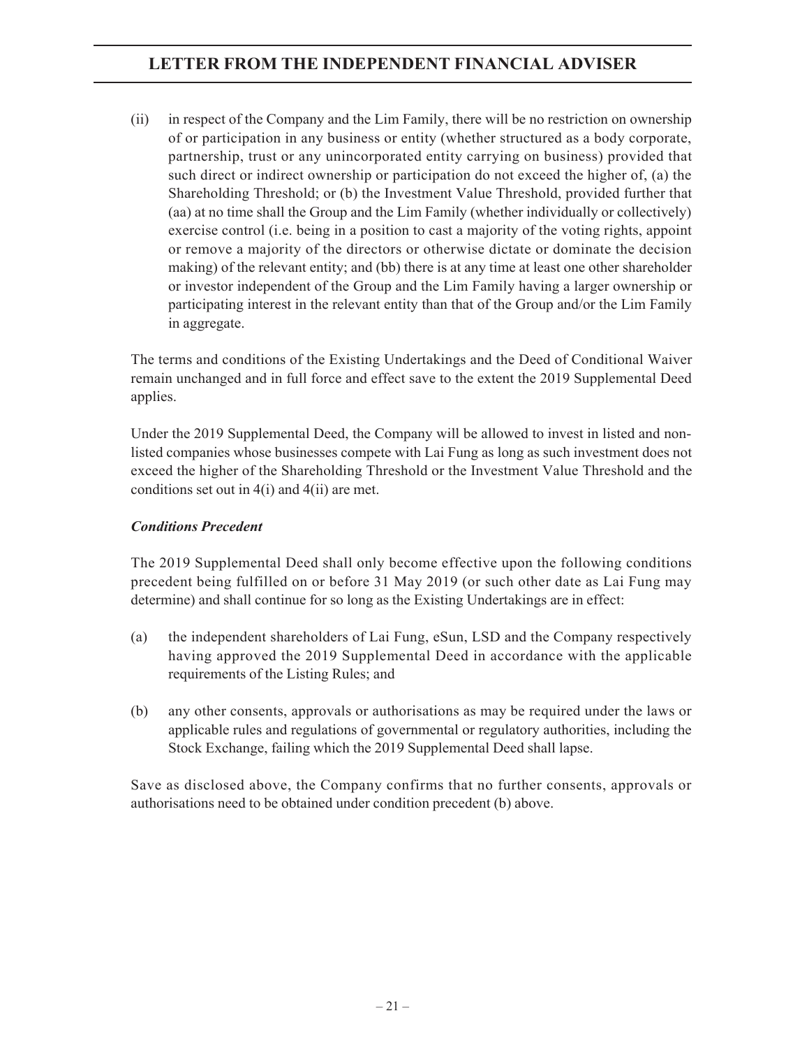(ii) in respect of the Company and the Lim Family, there will be no restriction on ownership of or participation in any business or entity (whether structured as a body corporate, partnership, trust or any unincorporated entity carrying on business) provided that such direct or indirect ownership or participation do not exceed the higher of, (a) the Shareholding Threshold; or (b) the Investment Value Threshold, provided further that (aa) at no time shall the Group and the Lim Family (whether individually or collectively) exercise control (i.e. being in a position to cast a majority of the voting rights, appoint or remove a majority of the directors or otherwise dictate or dominate the decision making) of the relevant entity; and (bb) there is at any time at least one other shareholder or investor independent of the Group and the Lim Family having a larger ownership or participating interest in the relevant entity than that of the Group and/or the Lim Family in aggregate.

The terms and conditions of the Existing Undertakings and the Deed of Conditional Waiver remain unchanged and in full force and effect save to the extent the 2019 Supplemental Deed applies.

Under the 2019 Supplemental Deed, the Company will be allowed to invest in listed and non-listed companies whose businesses compete with Lai Fung as long as such investment does not exceed the higher of the Shareholding Threshold or the Investment Value Threshold and the conditions set out in 4(i) and 4(ii) are met.

***Conditions Precedent***

The 2019 Supplemental Deed shall only become effective upon the following conditions precedent being fulfilled on or before 31 May 2019 (or such other date as Lai Fung may determine) and shall continue for so long as the Existing Undertakings are in effect:

(a) the independent shareholders of Lai Fung, eSun, LSD and the Company respectively having approved the 2019 Supplemental Deed in accordance with the applicable requirements of the Listing Rules; and

(b) any other consents, approvals or authorisations as may be required under the laws or applicable rules and regulations of governmental or regulatory authorities, including the Stock Exchange, failing which the 2019 Supplemental Deed shall lapse.

Save as disclosed above, the Company confirms that no further consents, approvals or authorisations need to be obtained under condition precedent (b) above.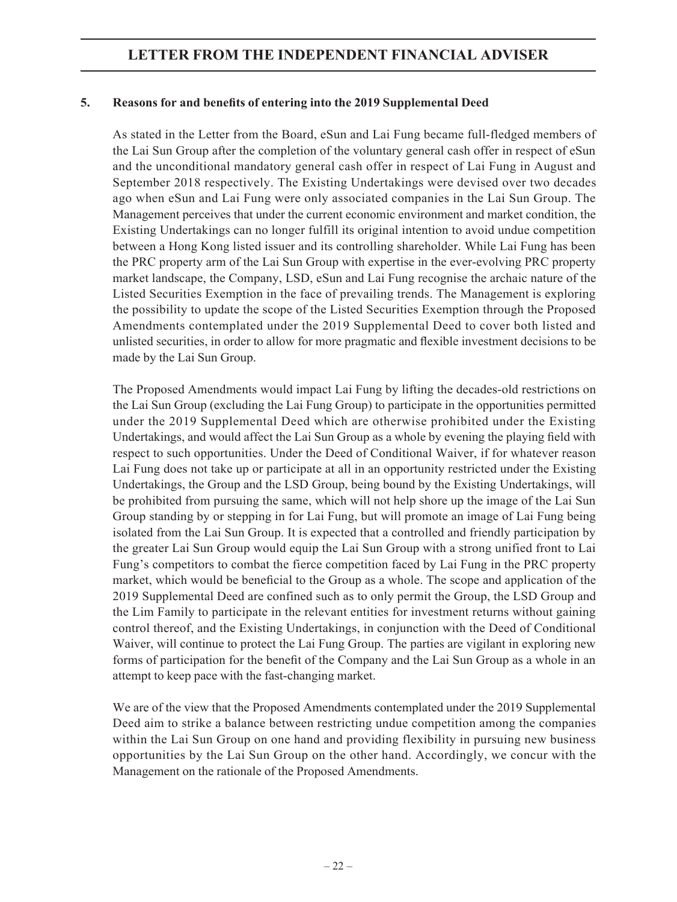**5. Reasons for and benefits of entering into the 2019 Supplemental Deed**

As stated in the Letter from the Board, eSun and Lai Fung became full-fledged members of the Lai Sun Group after the completion of the voluntary general cash offer in respect of eSun and the unconditional mandatory general cash offer in respect of Lai Fung in August and September 2018 respectively. The Existing Undertakings were devised over two decades ago when eSun and Lai Fung were only associated companies in the Lai Sun Group. The Management perceives that under the current economic environment and market condition, the Existing Undertakings can no longer fulfill its original intention to avoid undue competition between a Hong Kong listed issuer and its controlling shareholder. While Lai Fung has been the PRC property arm of the Lai Sun Group with expertise in the ever-evolving PRC property market landscape, the Company, LSD, eSun and Lai Fung recognise the archaic nature of the Listed Securities Exemption in the face of prevailing trends. The Management is exploring the possibility to update the scope of the Listed Securities Exemption through the Proposed Amendments contemplated under the 2019 Supplemental Deed to cover both listed and unlisted securities, in order to allow for more pragmatic and flexible investment decisions to be made by the Lai Sun Group.

The Proposed Amendments would impact Lai Fung by lifting the decades-old restrictions on the Lai Sun Group (excluding the Lai Fung Group) to participate in the opportunities permitted under the 2019 Supplemental Deed which are otherwise prohibited under the Existing Undertakings, and would affect the Lai Sun Group as a whole by evening the playing field with respect to such opportunities. Under the Deed of Conditional Waiver, if for whatever reason Lai Fung does not take up or participate at all in an opportunity restricted under the Existing Undertakings, the Group and the LSD Group, being bound by the Existing Undertakings, will be prohibited from pursuing the same, which will not help shore up the image of the Lai Sun Group standing by or stepping in for Lai Fung, but will promote an image of Lai Fung being isolated from the Lai Sun Group. It is expected that a controlled and friendly participation by the greater Lai Sun Group would equip the Lai Sun Group with a strong unified front to Lai Fung's competitors to combat the fierce competition faced by Lai Fung in the PRC property market, which would be beneficial to the Group as a whole. The scope and application of the 2019 Supplemental Deed are confined such as to only permit the Group, the LSD Group and the Lim Family to participate in the relevant entities for investment returns without gaining control thereof, and the Existing Undertakings, in conjunction with the Deed of Conditional Waiver, will continue to protect the Lai Fung Group. The parties are vigilant in exploring new forms of participation for the benefit of the Company and the Lai Sun Group as a whole in an attempt to keep pace with the fast-changing market.

We are of the view that the Proposed Amendments contemplated under the 2019 Supplemental Deed aim to strike a balance between restricting undue competition among the companies within the Lai Sun Group on one hand and providing flexibility in pursuing new business opportunities by the Lai Sun Group on the other hand. Accordingly, we concur with the Management on the rationale of the Proposed Amendments.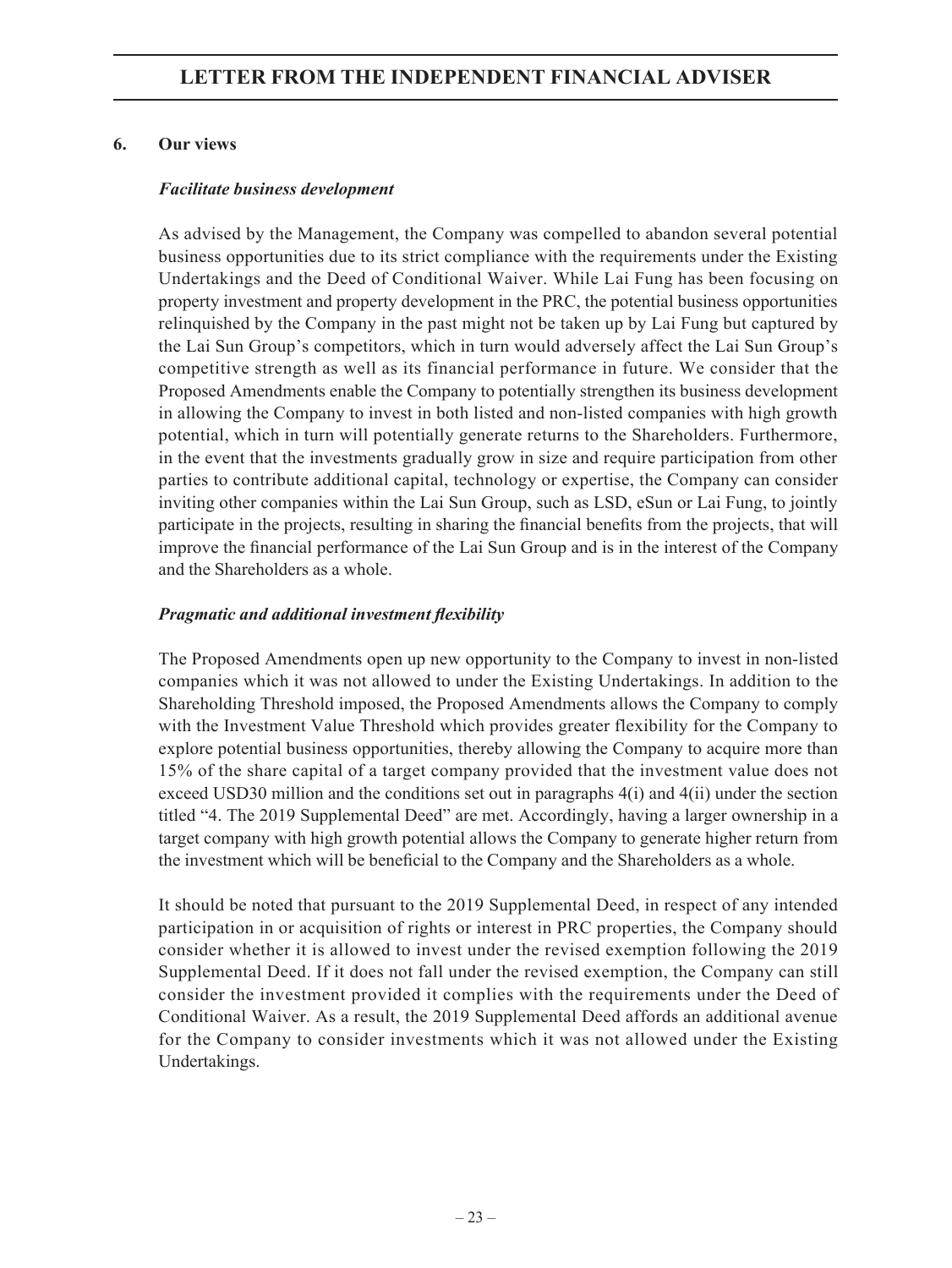## 6. Our views

### *Facilitate business development*

As advised by the Management, the Company was compelled to abandon several potential business opportunities due to its strict compliance with the requirements under the Existing Undertakings and the Deed of Conditional Waiver. While Lai Fung has been focusing on property investment and property development in the PRC, the potential business opportunities relinquished by the Company in the past might not be taken up by Lai Fung but captured by the Lai Sun Group's competitors, which in turn would adversely affect the Lai Sun Group's competitive strength as well as its financial performance in future. We consider that the Proposed Amendments enable the Company to potentially strengthen its business development in allowing the Company to invest in both listed and non-listed companies with high growth potential, which in turn will potentially generate returns to the Shareholders. Furthermore, in the event that the investments gradually grow in size and require participation from other parties to contribute additional capital, technology or expertise, the Company can consider inviting other companies within the Lai Sun Group, such as LSD, eSun or Lai Fung, to jointly participate in the projects, resulting in sharing the financial benefits from the projects, that will improve the financial performance of the Lai Sun Group and is in the interest of the Company and the Shareholders as a whole.

### *Pragmatic and additional investment flexibility*

The Proposed Amendments open up new opportunity to the Company to invest in non-listed companies which it was not allowed to under the Existing Undertakings. In addition to the Shareholding Threshold imposed, the Proposed Amendments allows the Company to comply with the Investment Value Threshold which provides greater flexibility for the Company to explore potential business opportunities, thereby allowing the Company to acquire more than 15% of the share capital of a target company provided that the investment value does not exceed USD30 million and the conditions set out in paragraphs 4(i) and 4(ii) under the section titled "4. The 2019 Supplemental Deed" are met. Accordingly, having a larger ownership in a target company with high growth potential allows the Company to generate higher return from the investment which will be beneficial to the Company and the Shareholders as a whole.

It should be noted that pursuant to the 2019 Supplemental Deed, in respect of any intended participation in or acquisition of rights or interest in PRC properties, the Company should consider whether it is allowed to invest under the revised exemption following the 2019 Supplemental Deed. If it does not fall under the revised exemption, the Company can still consider the investment provided it complies with the requirements under the Deed of Conditional Waiver. As a result, the 2019 Supplemental Deed affords an additional avenue for the Company to consider investments which it was not allowed under the Existing Undertakings.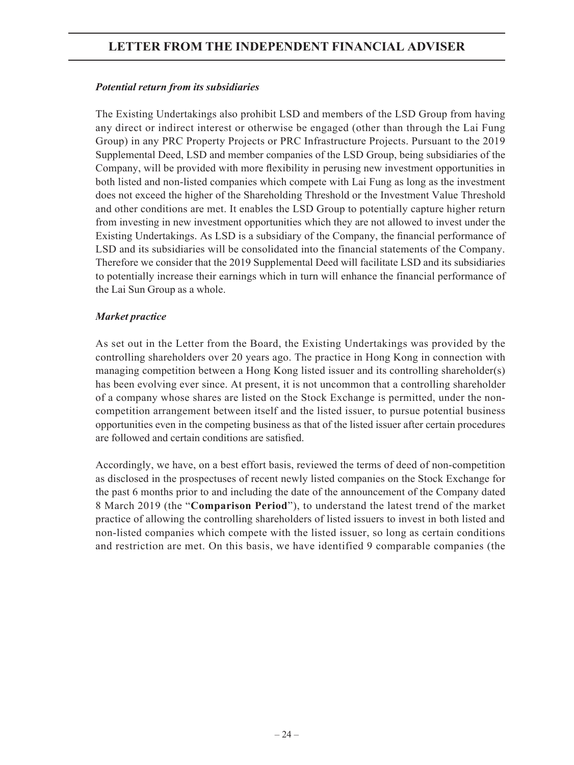*Potential return from its subsidiaries*

The Existing Undertakings also prohibit LSD and members of the LSD Group from having any direct or indirect interest or otherwise be engaged (other than through the Lai Fung Group) in any PRC Property Projects or PRC Infrastructure Projects. Pursuant to the 2019 Supplemental Deed, LSD and member companies of the LSD Group, being subsidiaries of the Company, will be provided with more flexibility in perusing new investment opportunities in both listed and non-listed companies which compete with Lai Fung as long as the investment does not exceed the higher of the Shareholding Threshold or the Investment Value Threshold and other conditions are met. It enables the LSD Group to potentially capture higher return from investing in new investment opportunities which they are not allowed to invest under the Existing Undertakings. As LSD is a subsidiary of the Company, the financial performance of LSD and its subsidiaries will be consolidated into the financial statements of the Company. Therefore we consider that the 2019 Supplemental Deed will facilitate LSD and its subsidiaries to potentially increase their earnings which in turn will enhance the financial performance of the Lai Sun Group as a whole.

*Market practice*

As set out in the Letter from the Board, the Existing Undertakings was provided by the controlling shareholders over 20 years ago. The practice in Hong Kong in connection with managing competition between a Hong Kong listed issuer and its controlling shareholder(s) has been evolving ever since. At present, it is not uncommon that a controlling shareholder of a company whose shares are listed on the Stock Exchange is permitted, under the non-competition arrangement between itself and the listed issuer, to pursue potential business opportunities even in the competing business as that of the listed issuer after certain procedures are followed and certain conditions are satisfied.

Accordingly, we have, on a best effort basis, reviewed the terms of deed of non-competition as disclosed in the prospectuses of recent newly listed companies on the Stock Exchange for the past 6 months prior to and including the date of the announcement of the Company dated 8 March 2019 (the "**Comparison Period**"), to understand the latest trend of the market practice of allowing the controlling shareholders of listed issuers to invest in both listed and non-listed companies which compete with the listed issuer, so long as certain conditions and restriction are met. On this basis, we have identified 9 comparable companies (the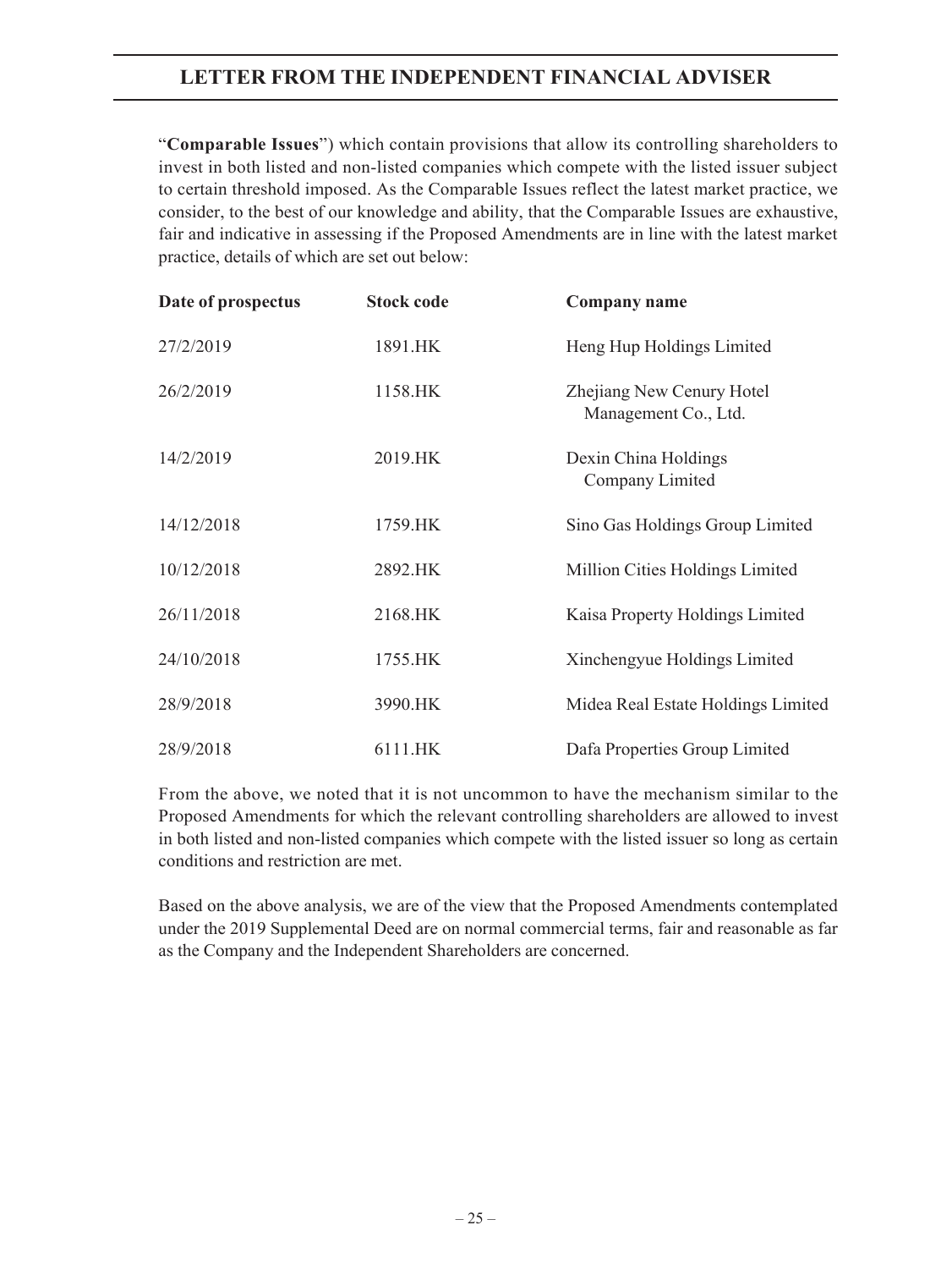"**Comparable Issues**") which contain provisions that allow its controlling shareholders to invest in both listed and non-listed companies which compete with the listed issuer subject to certain threshold imposed. As the Comparable Issues reflect the latest market practice, we consider, to the best of our knowledge and ability, that the Comparable Issues are exhaustive, fair and indicative in assessing if the Proposed Amendments are in line with the latest market practice, details of which are set out below:

| Date of prospectus | Stock code | Company name |
|---|---|---|
| 27/2/2019 | 1891.HK | Heng Hup Holdings Limited |
| 26/2/2019 | 1158.HK | Zhejiang New Cenury Hotel Management Co., Ltd. |
| 14/2/2019 | 2019.HK | Dexin China Holdings Company Limited |
| 14/12/2018 | 1759.HK | Sino Gas Holdings Group Limited |
| 10/12/2018 | 2892.HK | Million Cities Holdings Limited |
| 26/11/2018 | 2168.HK | Kaisa Property Holdings Limited |
| 24/10/2018 | 1755.HK | Xinchengyue Holdings Limited |
| 28/9/2018 | 3990.HK | Midea Real Estate Holdings Limited |
| 28/9/2018 | 6111.HK | Dafa Properties Group Limited |

From the above, we noted that it is not uncommon to have the mechanism similar to the Proposed Amendments for which the relevant controlling shareholders are allowed to invest in both listed and non-listed companies which compete with the listed issuer so long as certain conditions and restriction are met.

Based on the above analysis, we are of the view that the Proposed Amendments contemplated under the 2019 Supplemental Deed are on normal commercial terms, fair and reasonable as far as the Company and the Independent Shareholders are concerned.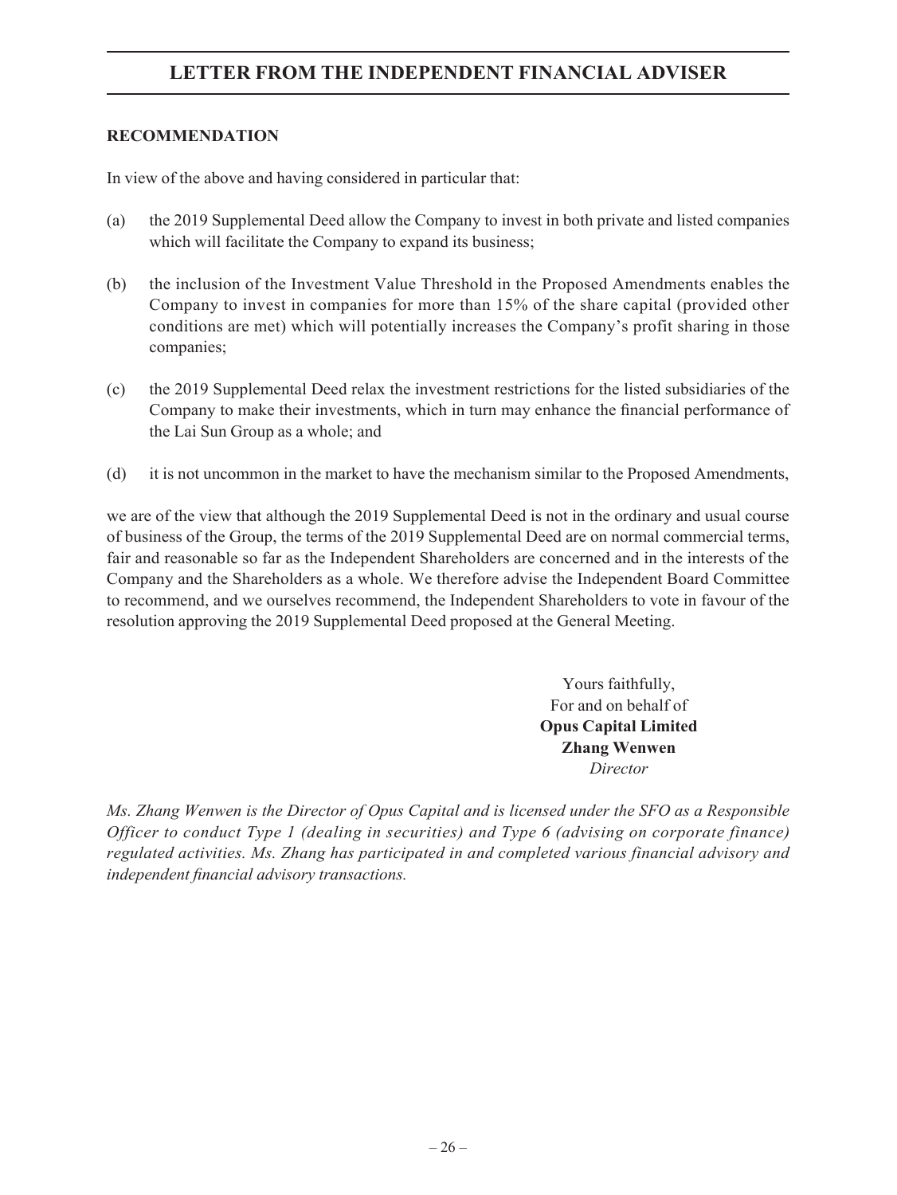**RECOMMENDATION**

In view of the above and having considered in particular that:

(a) the 2019 Supplemental Deed allow the Company to invest in both private and listed companies which will facilitate the Company to expand its business;

(b) the inclusion of the Investment Value Threshold in the Proposed Amendments enables the Company to invest in companies for more than 15% of the share capital (provided other conditions are met) which will potentially increases the Company's profit sharing in those companies;

(c) the 2019 Supplemental Deed relax the investment restrictions for the listed subsidiaries of the Company to make their investments, which in turn may enhance the financial performance of the Lai Sun Group as a whole; and

(d) it is not uncommon in the market to have the mechanism similar to the Proposed Amendments,

we are of the view that although the 2019 Supplemental Deed is not in the ordinary and usual course of business of the Group, the terms of the 2019 Supplemental Deed are on normal commercial terms, fair and reasonable so far as the Independent Shareholders are concerned and in the interests of the Company and the Shareholders as a whole. We therefore advise the Independent Board Committee to recommend, and we ourselves recommend, the Independent Shareholders to vote in favour of the resolution approving the 2019 Supplemental Deed proposed at the General Meeting.

Yours faithfully,
For and on behalf of
**Opus Capital Limited**
**Zhang Wenwen**
*Director*

*Ms. Zhang Wenwen is the Director of Opus Capital and is licensed under the SFO as a Responsible Officer to conduct Type 1 (dealing in securities) and Type 6 (advising on corporate finance) regulated activities. Ms. Zhang has participated in and completed various financial advisory and independent financial advisory transactions.*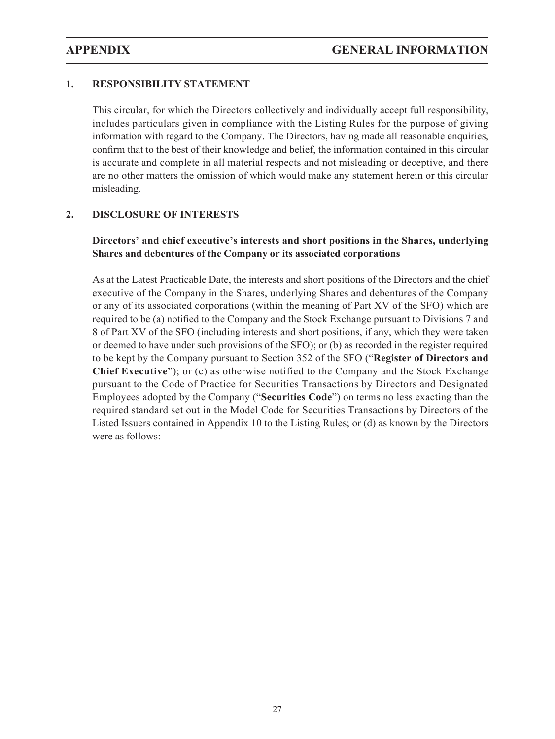## 1. RESPONSIBILITY STATEMENT

This circular, for which the Directors collectively and individually accept full responsibility, includes particulars given in compliance with the Listing Rules for the purpose of giving information with regard to the Company. The Directors, having made all reasonable enquiries, confirm that to the best of their knowledge and belief, the information contained in this circular is accurate and complete in all material respects and not misleading or deceptive, and there are no other matters the omission of which would make any statement herein or this circular misleading.

## 2. DISCLOSURE OF INTERESTS

### Directors' and chief executive's interests and short positions in the Shares, underlying Shares and debentures of the Company or its associated corporations

As at the Latest Practicable Date, the interests and short positions of the Directors and the chief executive of the Company in the Shares, underlying Shares and debentures of the Company or any of its associated corporations (within the meaning of Part XV of the SFO) which are required to be (a) notified to the Company and the Stock Exchange pursuant to Divisions 7 and 8 of Part XV of the SFO (including interests and short positions, if any, which they were taken or deemed to have under such provisions of the SFO); or (b) as recorded in the register required to be kept by the Company pursuant to Section 352 of the SFO ("**Register of Directors and Chief Executive**"); or (c) as otherwise notified to the Company and the Stock Exchange pursuant to the Code of Practice for Securities Transactions by Directors and Designated Employees adopted by the Company ("**Securities Code**") on terms no less exacting than the required standard set out in the Model Code for Securities Transactions by Directors of the Listed Issuers contained in Appendix 10 to the Listing Rules; or (d) as known by the Directors were as follows: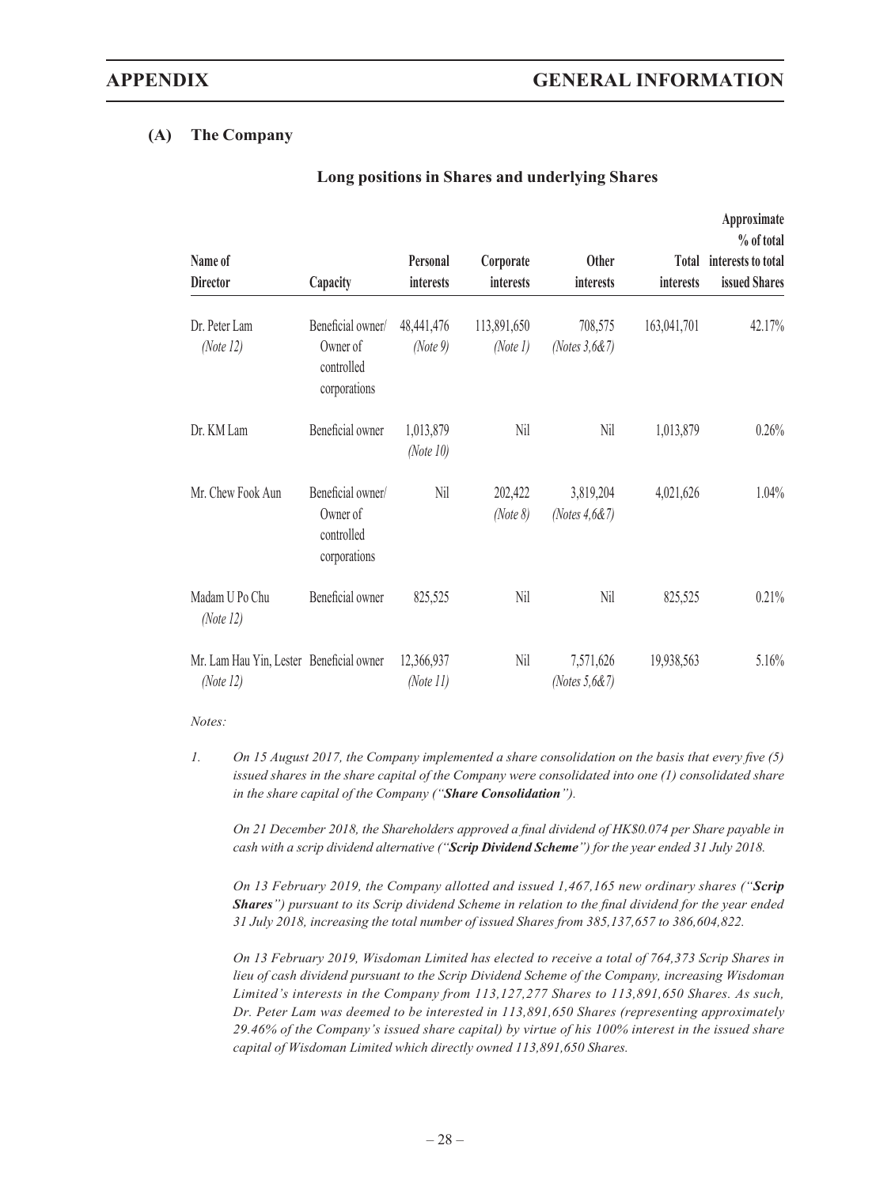### (A) The Company

**Long positions in Shares and underlying Shares**

| Name of Director | Capacity | Personal interests | Corporate interests | Other interests | Total interests | Approximate % of total interests to total issued Shares |
|---|---|---|---|---|---|---|
| Dr. Peter Lam *(Note 12)* | Beneficial owner/ Owner of controlled corporations | 48,441,476 *(Note 9)* | 113,891,650 *(Note 1)* | 708,575 *(Notes 3,6&7)* | 163,041,701 | 42.17% |
| Dr. KM Lam | Beneficial owner | 1,013,879 *(Note 10)* | Nil | Nil | 1,013,879 | 0.26% |
| Mr. Chew Fook Aun | Beneficial owner/ Owner of controlled corporations | Nil | 202,422 *(Note 8)* | 3,819,204 *(Notes 4,6&7)* | 4,021,626 | 1.04% |
| Madam U Po Chu *(Note 12)* | Beneficial owner | 825,525 | Nil | Nil | 825,525 | 0.21% |
| Mr. Lam Hau Yin, Lester *(Note 12)* | Beneficial owner | 12,366,937 *(Note 11)* | Nil | 7,571,626 *(Notes 5,6&7)* | 19,938,563 | 5.16% |

*Notes:*

1. *On 15 August 2017, the Company implemented a share consolidation on the basis that every five (5) issued shares in the share capital of the Company were consolidated into one (1) consolidated share in the share capital of the Company ("**Share Consolidation**").*

   *On 21 December 2018, the Shareholders approved a final dividend of HK$0.074 per Share payable in cash with a scrip dividend alternative ("**Scrip Dividend Scheme**") for the year ended 31 July 2018.*

   *On 13 February 2019, the Company allotted and issued 1,467,165 new ordinary shares ("**Scrip Shares**") pursuant to its Scrip dividend Scheme in relation to the final dividend for the year ended 31 July 2018, increasing the total number of issued Shares from 385,137,657 to 386,604,822.*

   *On 13 February 2019, Wisdoman Limited has elected to receive a total of 764,373 Scrip Shares in lieu of cash dividend pursuant to the Scrip Dividend Scheme of the Company, increasing Wisdoman Limited's interests in the Company from 113,127,277 Shares to 113,891,650 Shares. As such, Dr. Peter Lam was deemed to be interested in 113,891,650 Shares (representing approximately 29.46% of the Company's issued share capital) by virtue of his 100% interest in the issued share capital of Wisdoman Limited which directly owned 113,891,650 Shares.*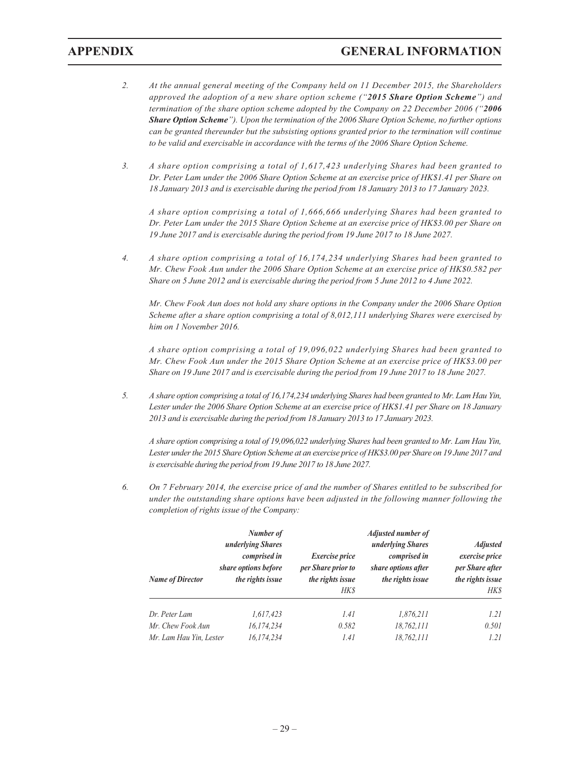*2. At the annual general meeting of the Company held on 11 December 2015, the Shareholders approved the adoption of a new share option scheme ("**2015 Share Option Scheme**") and termination of the share option scheme adopted by the Company on 22 December 2006 ("**2006 Share Option Scheme**"). Upon the termination of the 2006 Share Option Scheme, no further options can be granted thereunder but the subsisting options granted prior to the termination will continue to be valid and exercisable in accordance with the terms of the 2006 Share Option Scheme.*

*3. A share option comprising a total of 1,617,423 underlying Shares had been granted to Dr. Peter Lam under the 2006 Share Option Scheme at an exercise price of HK$1.41 per Share on 18 January 2013 and is exercisable during the period from 18 January 2013 to 17 January 2023.*

*A share option comprising a total of 1,666,666 underlying Shares had been granted to Dr. Peter Lam under the 2015 Share Option Scheme at an exercise price of HK$3.00 per Share on 19 June 2017 and is exercisable during the period from 19 June 2017 to 18 June 2027.*

*4. A share option comprising a total of 16,174,234 underlying Shares had been granted to Mr. Chew Fook Aun under the 2006 Share Option Scheme at an exercise price of HK$0.582 per Share on 5 June 2012 and is exercisable during the period from 5 June 2012 to 4 June 2022.*

*Mr. Chew Fook Aun does not hold any share options in the Company under the 2006 Share Option Scheme after a share option comprising a total of 8,012,111 underlying Shares were exercised by him on 1 November 2016.*

*A share option comprising a total of 19,096,022 underlying Shares had been granted to Mr. Chew Fook Aun under the 2015 Share Option Scheme at an exercise price of HK$3.00 per Share on 19 June 2017 and is exercisable during the period from 19 June 2017 to 18 June 2027.*

*5. A share option comprising a total of 16,174,234 underlying Shares had been granted to Mr. Lam Hau Yin, Lester under the 2006 Share Option Scheme at an exercise price of HK$1.41 per Share on 18 January 2013 and is exercisable during the period from 18 January 2013 to 17 January 2023.*

*A share option comprising a total of 19,096,022 underlying Shares had been granted to Mr. Lam Hau Yin, Lester under the 2015 Share Option Scheme at an exercise price of HK$3.00 per Share on 19 June 2017 and is exercisable during the period from 19 June 2017 to 18 June 2027.*

*6. On 7 February 2014, the exercise price of and the number of Shares entitled to be subscribed for under the outstanding share options have been adjusted in the following manner following the completion of rights issue of the Company:*

| *Name of Director* | *Number of underlying Shares comprised in share options before the rights issue* | *Exercise price per Share prior to the rights issue* HK$ | *Adjusted number of underlying Shares comprised in share options after the rights issue* | *Adjusted exercise price per Share after the rights issue* HK$ |
|---|---|---|---|---|
| *Dr. Peter Lam* | *1,617,423* | *1.41* | *1,876,211* | *1.21* |
| *Mr. Chew Fook Aun* | *16,174,234* | *0.582* | *18,762,111* | *0.501* |
| *Mr. Lam Hau Yin, Lester* | *16,174,234* | *1.41* | *18,762,111* | *1.21* |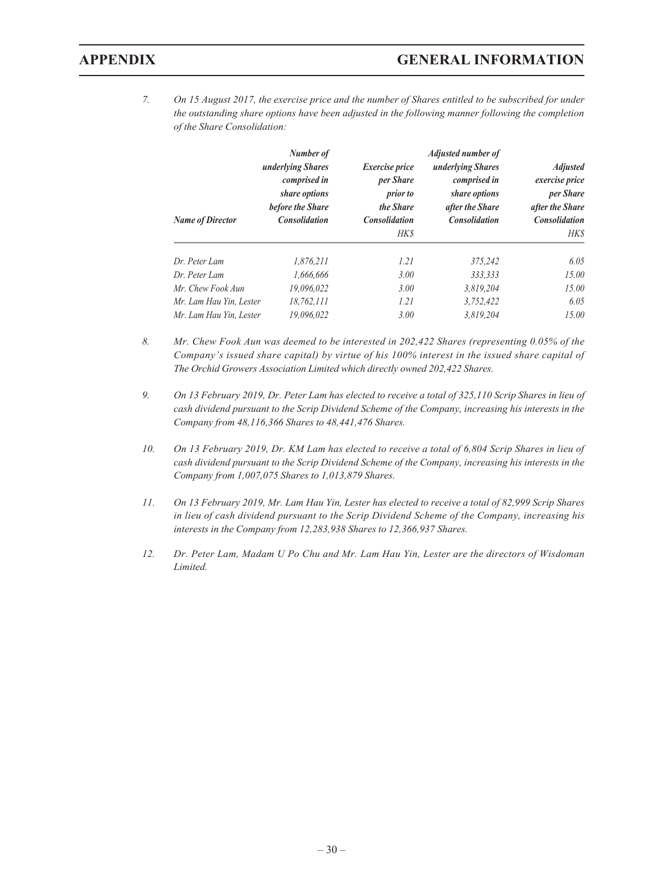7. *On 15 August 2017, the exercise price and the number of Shares entitled to be subscribed for under the outstanding share options have been adjusted in the following manner following the completion of the Share Consolidation:*

| *Name of Director* | *Number of underlying Shares comprised in share options before the Share Consolidation* | *Exercise price per Share prior to the Share Consolidation* | *Adjusted number of underlying Shares comprised in share options after the Share Consolidation* | *Adjusted exercise price per Share after the Share Consolidation* |
|---|---|---|---|---|
| | | *HK$* | | *HK$* |
| *Dr. Peter Lam* | *1,876,211* | *1.21* | *375,242* | *6.05* |
| *Dr. Peter Lam* | *1,666,666* | *3.00* | *333,333* | *15.00* |
| *Mr. Chew Fook Aun* | *19,096,022* | *3.00* | *3,819,204* | *15.00* |
| *Mr. Lam Hau Yin, Lester* | *18,762,111* | *1.21* | *3,752,422* | *6.05* |
| *Mr. Lam Hau Yin, Lester* | *19,096,022* | *3.00* | *3,819,204* | *15.00* |

8. *Mr. Chew Fook Aun was deemed to be interested in 202,422 Shares (representing 0.05% of the Company's issued share capital) by virtue of his 100% interest in the issued share capital of The Orchid Growers Association Limited which directly owned 202,422 Shares.*

9. *On 13 February 2019, Dr. Peter Lam has elected to receive a total of 325,110 Scrip Shares in lieu of cash dividend pursuant to the Scrip Dividend Scheme of the Company, increasing his interests in the Company from 48,116,366 Shares to 48,441,476 Shares.*

10. *On 13 February 2019, Dr. KM Lam has elected to receive a total of 6,804 Scrip Shares in lieu of cash dividend pursuant to the Scrip Dividend Scheme of the Company, increasing his interests in the Company from 1,007,075 Shares to 1,013,879 Shares.*

11. *On 13 February 2019, Mr. Lam Hau Yin, Lester has elected to receive a total of 82,999 Scrip Shares in lieu of cash dividend pursuant to the Scrip Dividend Scheme of the Company, increasing his interests in the Company from 12,283,938 Shares to 12,366,937 Shares.*

12. *Dr. Peter Lam, Madam U Po Chu and Mr. Lam Hau Yin, Lester are the directors of Wisdoman Limited.*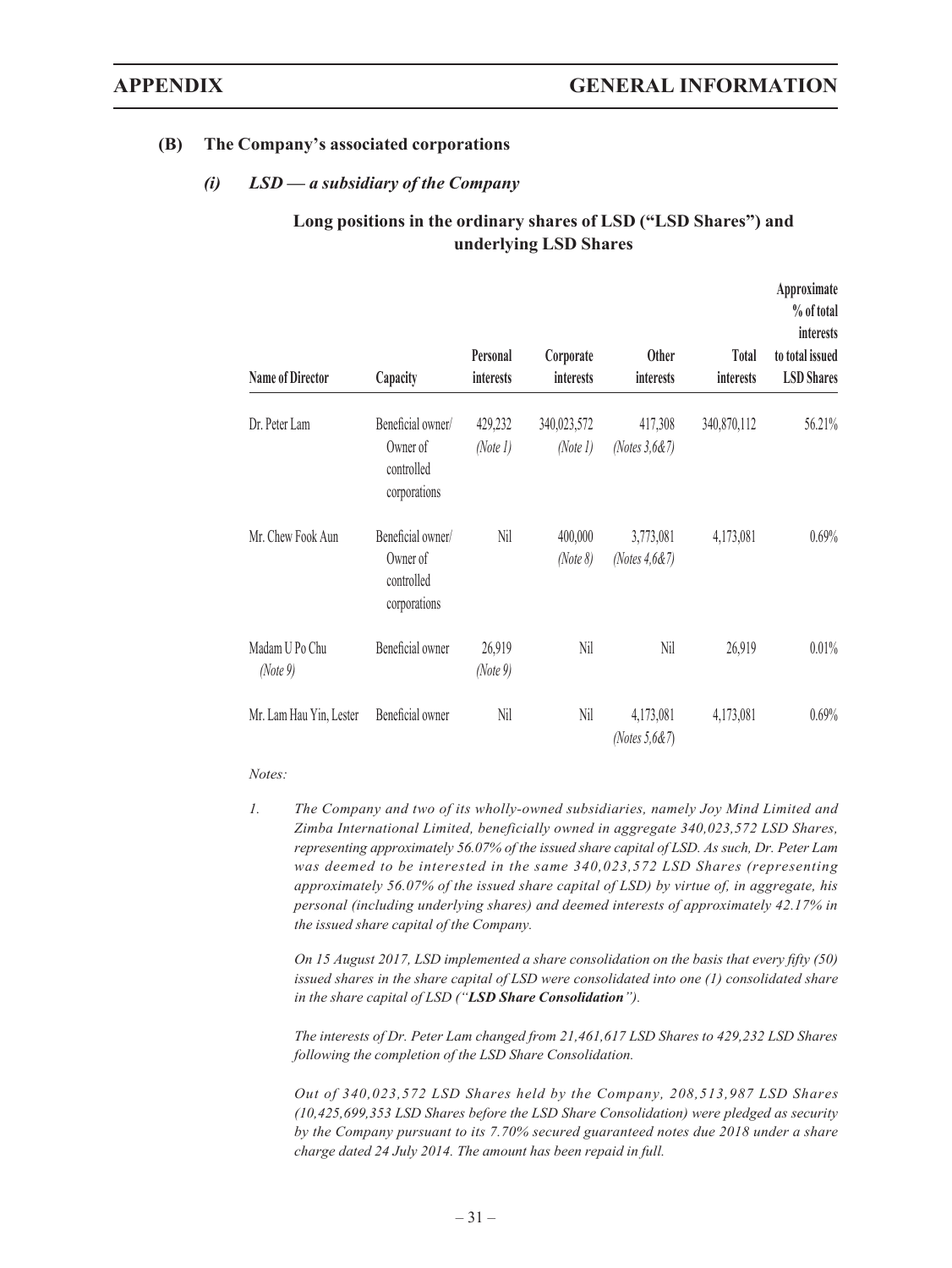### (B) The Company's associated corporations

#### *(i) LSD — a subsidiary of the Company*

**Long positions in the ordinary shares of LSD ("LSD Shares") and underlying LSD Shares**

| Name of Director | Capacity | Personal interests | Corporate interests | Other interests | Total interests | Approximate % of total interests to total issued LSD Shares |
|---|---|---|---|---|---|---|
| Dr. Peter Lam | Beneficial owner/ Owner of controlled corporations | 429,232 *(Note 1)* | 340,023,572 *(Note 1)* | 417,308 *(Notes 3,6&7)* | 340,870,112 | 56.21% |
| Mr. Chew Fook Aun | Beneficial owner/ Owner of controlled corporations | Nil | 400,000 *(Note 8)* | 3,773,081 *(Notes 4,6&7)* | 4,173,081 | 0.69% |
| Madam U Po Chu *(Note 9)* | Beneficial owner | 26,919 *(Note 9)* | Nil | Nil | 26,919 | 0.01% |
| Mr. Lam Hau Yin, Lester | Beneficial owner | Nil | Nil | 4,173,081 *(Notes 5,6&7)* | 4,173,081 | 0.69% |

*Notes:*

1. *The Company and two of its wholly-owned subsidiaries, namely Joy Mind Limited and Zimba International Limited, beneficially owned in aggregate 340,023,572 LSD Shares, representing approximately 56.07% of the issued share capital of LSD. As such, Dr. Peter Lam was deemed to be interested in the same 340,023,572 LSD Shares (representing approximately 56.07% of the issued share capital of LSD) by virtue of, in aggregate, his personal (including underlying shares) and deemed interests of approximately 42.17% in the issued share capital of the Company.*

   *On 15 August 2017, LSD implemented a share consolidation on the basis that every fifty (50) issued shares in the share capital of LSD were consolidated into one (1) consolidated share in the share capital of LSD ("**LSD Share Consolidation**").*

   *The interests of Dr. Peter Lam changed from 21,461,617 LSD Shares to 429,232 LSD Shares following the completion of the LSD Share Consolidation.*

   *Out of 340,023,572 LSD Shares held by the Company, 208,513,987 LSD Shares (10,425,699,353 LSD Shares before the LSD Share Consolidation) were pledged as security by the Company pursuant to its 7.70% secured guaranteed notes due 2018 under a share charge dated 24 July 2014. The amount has been repaid in full.*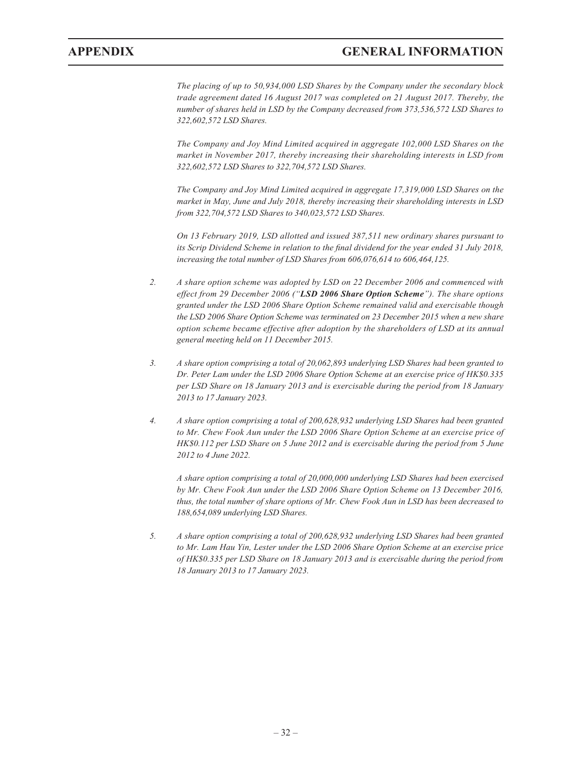*The placing of up to 50,934,000 LSD Shares by the Company under the secondary block trade agreement dated 16 August 2017 was completed on 21 August 2017. Thereby, the number of shares held in LSD by the Company decreased from 373,536,572 LSD Shares to 322,602,572 LSD Shares.*

*The Company and Joy Mind Limited acquired in aggregate 102,000 LSD Shares on the market in November 2017, thereby increasing their shareholding interests in LSD from 322,602,572 LSD Shares to 322,704,572 LSD Shares.*

*The Company and Joy Mind Limited acquired in aggregate 17,319,000 LSD Shares on the market in May, June and July 2018, thereby increasing their shareholding interests in LSD from 322,704,572 LSD Shares to 340,023,572 LSD Shares.*

*On 13 February 2019, LSD allotted and issued 387,511 new ordinary shares pursuant to its Scrip Dividend Scheme in relation to the final dividend for the year ended 31 July 2018, increasing the total number of LSD Shares from 606,076,614 to 606,464,125.*

2. *A share option scheme was adopted by LSD on 22 December 2006 and commenced with effect from 29 December 2006 ("**LSD 2006 Share Option Scheme**"). The share options granted under the LSD 2006 Share Option Scheme remained valid and exercisable though the LSD 2006 Share Option Scheme was terminated on 23 December 2015 when a new share option scheme became effective after adoption by the shareholders of LSD at its annual general meeting held on 11 December 2015.*

3. *A share option comprising a total of 20,062,893 underlying LSD Shares had been granted to Dr. Peter Lam under the LSD 2006 Share Option Scheme at an exercise price of HK$0.335 per LSD Share on 18 January 2013 and is exercisable during the period from 18 January 2013 to 17 January 2023.*

4. *A share option comprising a total of 200,628,932 underlying LSD Shares had been granted to Mr. Chew Fook Aun under the LSD 2006 Share Option Scheme at an exercise price of HK$0.112 per LSD Share on 5 June 2012 and is exercisable during the period from 5 June 2012 to 4 June 2022.*

   *A share option comprising a total of 20,000,000 underlying LSD Shares had been exercised by Mr. Chew Fook Aun under the LSD 2006 Share Option Scheme on 13 December 2016, thus, the total number of share options of Mr. Chew Fook Aun in LSD has been decreased to 188,654,089 underlying LSD Shares.*

5. *A share option comprising a total of 200,628,932 underlying LSD Shares had been granted to Mr. Lam Hau Yin, Lester under the LSD 2006 Share Option Scheme at an exercise price of HK$0.335 per LSD Share on 18 January 2013 and is exercisable during the period from 18 January 2013 to 17 January 2023.*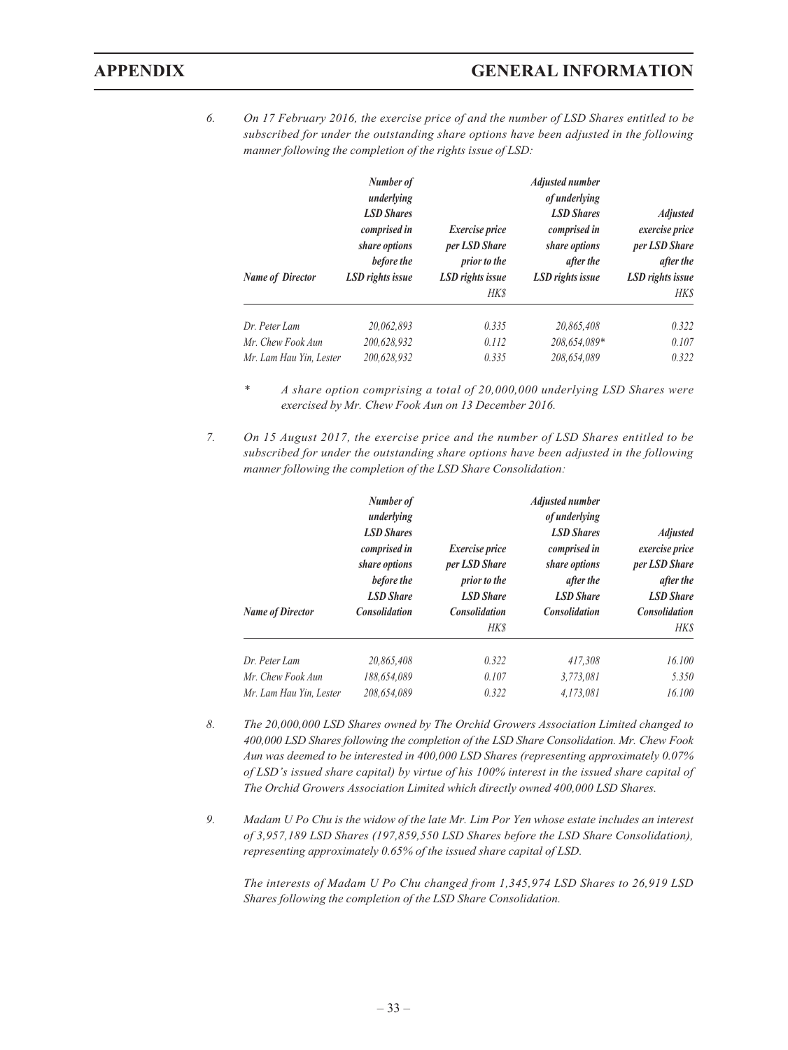6. *On 17 February 2016, the exercise price of and the number of LSD Shares entitled to be subscribed for under the outstanding share options have been adjusted in the following manner following the completion of the rights issue of LSD:*

| *Name of Director* | *Number of underlying LSD Shares comprised in share options before the LSD rights issue* | *Exercise price per LSD Share prior to the LSD rights issue HK$* | *Adjusted number of underlying LSD Shares comprised in share options after the LSD rights issue* | *Adjusted exercise price per LSD Share after the LSD rights issue HK$* |
|---|---|---|---|---|
| *Dr. Peter Lam* | *20,062,893* | *0.335* | *20,865,408* | *0.322* |
| *Mr. Chew Fook Aun* | *200,628,932* | *0.112* | *208,654,089** | *0.107* |
| *Mr. Lam Hau Yin, Lester* | *200,628,932* | *0.335* | *208,654,089* | *0.322* |

\* *A share option comprising a total of 20,000,000 underlying LSD Shares were exercised by Mr. Chew Fook Aun on 13 December 2016.*

7. *On 15 August 2017, the exercise price and the number of LSD Shares entitled to be subscribed for under the outstanding share options have been adjusted in the following manner following the completion of the LSD Share Consolidation:*

| *Name of Director* | *Number of underlying LSD Shares comprised in share options before the LSD Share Consolidation* | *Exercise price per LSD Share prior to the LSD Share Consolidation HK$* | *Adjusted number of underlying LSD Shares comprised in share options after the LSD Share Consolidation* | *Adjusted exercise price per LSD Share after the LSD Share Consolidation HK$* |
|---|---|---|---|---|
| *Dr. Peter Lam* | *20,865,408* | *0.322* | *417,308* | *16.100* |
| *Mr. Chew Fook Aun* | *188,654,089* | *0.107* | *3,773,081* | *5.350* |
| *Mr. Lam Hau Yin, Lester* | *208,654,089* | *0.322* | *4,173,081* | *16.100* |

8. *The 20,000,000 LSD Shares owned by The Orchid Growers Association Limited changed to 400,000 LSD Shares following the completion of the LSD Share Consolidation. Mr. Chew Fook Aun was deemed to be interested in 400,000 LSD Shares (representing approximately 0.07% of LSD's issued share capital) by virtue of his 100% interest in the issued share capital of The Orchid Growers Association Limited which directly owned 400,000 LSD Shares.*

9. *Madam U Po Chu is the widow of the late Mr. Lim Por Yen whose estate includes an interest of 3,957,189 LSD Shares (197,859,550 LSD Shares before the LSD Share Consolidation), representing approximately 0.65% of the issued share capital of LSD.*

   *The interests of Madam U Po Chu changed from 1,345,974 LSD Shares to 26,919 LSD Shares following the completion of the LSD Share Consolidation.*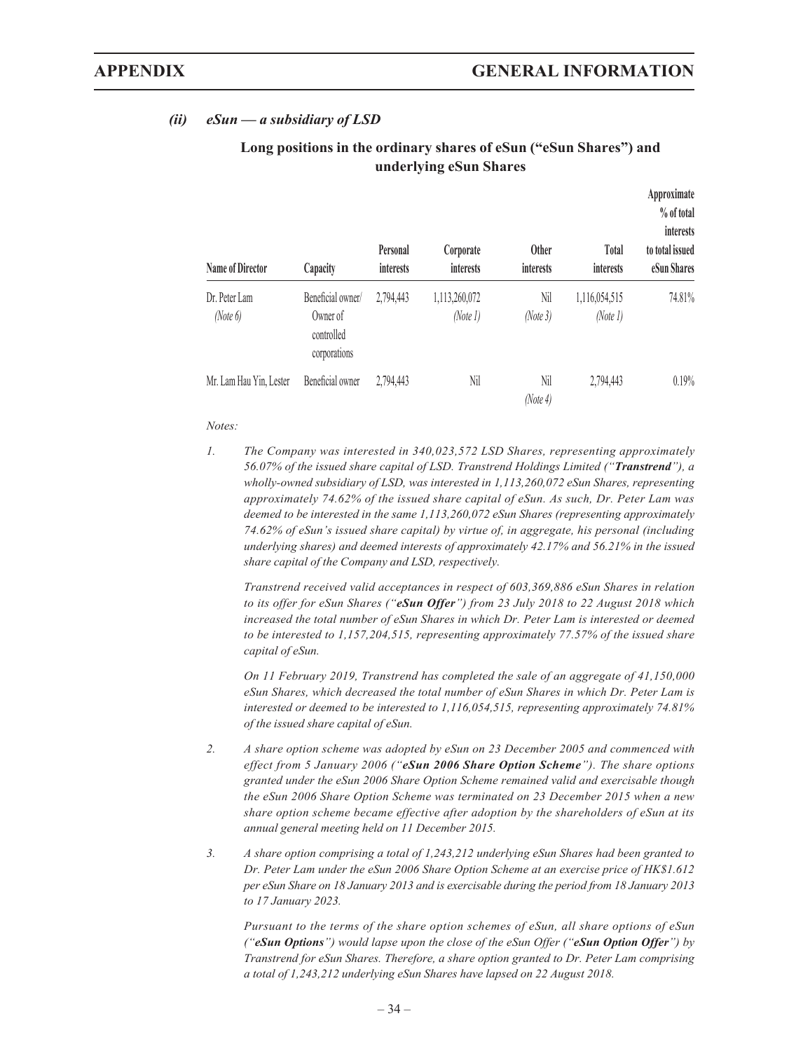### *(ii) eSun — a subsidiary of LSD*

**Long positions in the ordinary shares of eSun ("eSun Shares") and underlying eSun Shares**

| Name of Director | Capacity | Personal interests | Corporate interests | Other interests | Total interests | Approximate % of total interests to total issued eSun Shares |
|---|---|---|---|---|---|---|
| Dr. Peter Lam *(Note 6)* | Beneficial owner/ Owner of controlled corporations | 2,794,443 | 1,113,260,072 *(Note 1)* | Nil *(Note 3)* | 1,116,054,515 *(Note 1)* | 74.81% |
| Mr. Lam Hau Yin, Lester | Beneficial owner | 2,794,443 | Nil | Nil *(Note 4)* | 2,794,443 | 0.19% |

*Notes:*

1. *The Company was interested in 340,023,572 LSD Shares, representing approximately 56.07% of the issued share capital of LSD. Transtrend Holdings Limited ("**Transtrend**"), a wholly-owned subsidiary of LSD, was interested in 1,113,260,072 eSun Shares, representing approximately 74.62% of the issued share capital of eSun. As such, Dr. Peter Lam was deemed to be interested in the same 1,113,260,072 eSun Shares (representing approximately 74.62% of eSun's issued share capital) by virtue of, in aggregate, his personal (including underlying shares) and deemed interests of approximately 42.17% and 56.21% in the issued share capital of the Company and LSD, respectively.*

   *Transtrend received valid acceptances in respect of 603,369,886 eSun Shares in relation to its offer for eSun Shares ("**eSun Offer**") from 23 July 2018 to 22 August 2018 which increased the total number of eSun Shares in which Dr. Peter Lam is interested or deemed to be interested to 1,157,204,515, representing approximately 77.57% of the issued share capital of eSun.*

   *On 11 February 2019, Transtrend has completed the sale of an aggregate of 41,150,000 eSun Shares, which decreased the total number of eSun Shares in which Dr. Peter Lam is interested or deemed to be interested to 1,116,054,515, representing approximately 74.81% of the issued share capital of eSun.*

2. *A share option scheme was adopted by eSun on 23 December 2005 and commenced with effect from 5 January 2006 ("**eSun 2006 Share Option Scheme**"). The share options granted under the eSun 2006 Share Option Scheme remained valid and exercisable though the eSun 2006 Share Option Scheme was terminated on 23 December 2015 when a new share option scheme became effective after adoption by the shareholders of eSun at its annual general meeting held on 11 December 2015.*

3. *A share option comprising a total of 1,243,212 underlying eSun Shares had been granted to Dr. Peter Lam under the eSun 2006 Share Option Scheme at an exercise price of HK$1.612 per eSun Share on 18 January 2013 and is exercisable during the period from 18 January 2013 to 17 January 2023.*

   *Pursuant to the terms of the share option schemes of eSun, all share options of eSun ("**eSun Options**") would lapse upon the close of the eSun Offer ("**eSun Option Offer**") by Transtrend for eSun Shares. Therefore, a share option granted to Dr. Peter Lam comprising a total of 1,243,212 underlying eSun Shares have lapsed on 22 August 2018.*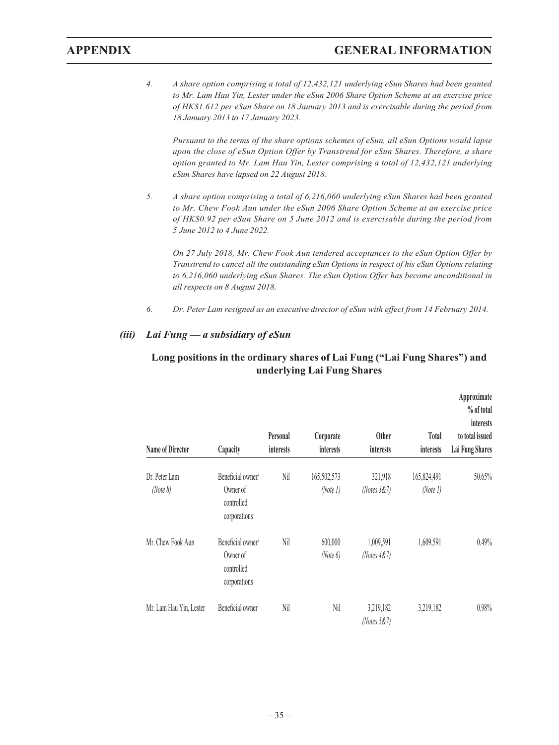*4. A share option comprising a total of 12,432,121 underlying eSun Shares had been granted to Mr. Lam Hau Yin, Lester under the eSun 2006 Share Option Scheme at an exercise price of HK$1.612 per eSun Share on 18 January 2013 and is exercisable during the period from 18 January 2013 to 17 January 2023.*

*Pursuant to the terms of the share options schemes of eSun, all eSun Options would lapse upon the close of eSun Option Offer by Transtrend for eSun Shares. Therefore, a share option granted to Mr. Lam Hau Yin, Lester comprising a total of 12,432,121 underlying eSun Shares have lapsed on 22 August 2018.*

*5. A share option comprising a total of 6,216,060 underlying eSun Shares had been granted to Mr. Chew Fook Aun under the eSun 2006 Share Option Scheme at an exercise price of HK$0.92 per eSun Share on 5 June 2012 and is exercisable during the period from 5 June 2012 to 4 June 2022.*

*On 27 July 2018, Mr. Chew Fook Aun tendered acceptances to the eSun Option Offer by Transtrend to cancel all the outstanding eSun Options in respect of his eSun Options relating to 6,216,060 underlying eSun Shares. The eSun Option Offer has become unconditional in all respects on 8 August 2018.*

*6. Dr. Peter Lam resigned as an executive director of eSun with effect from 14 February 2014.*

### *(iii) Lai Fung — a subsidiary of eSun*

**Long positions in the ordinary shares of Lai Fung ("Lai Fung Shares") and underlying Lai Fung Shares**

| Name of Director | Capacity | Personal interests | Corporate interests | Other interests | Total interests | Approximate % of total interests to total issued Lai Fung Shares |
|---|---|---|---|---|---|---|
| Dr. Peter Lam *(Note 8)* | Beneficial owner/ Owner of controlled corporations | Nil | 165,502,573 *(Note 1)* | 321,918 *(Notes 3&7)* | 165,824,491 *(Note 1)* | 50.65% |
| Mr. Chew Fook Aun | Beneficial owner/ Owner of controlled corporations | Nil | 600,000 *(Note 6)* | 1,009,591 *(Notes 4&7)* | 1,609,591 | 0.49% |
| Mr. Lam Hau Yin, Lester | Beneficial owner | Nil | Nil | 3,219,182 *(Notes 5&7)* | 3,219,182 | 0.98% |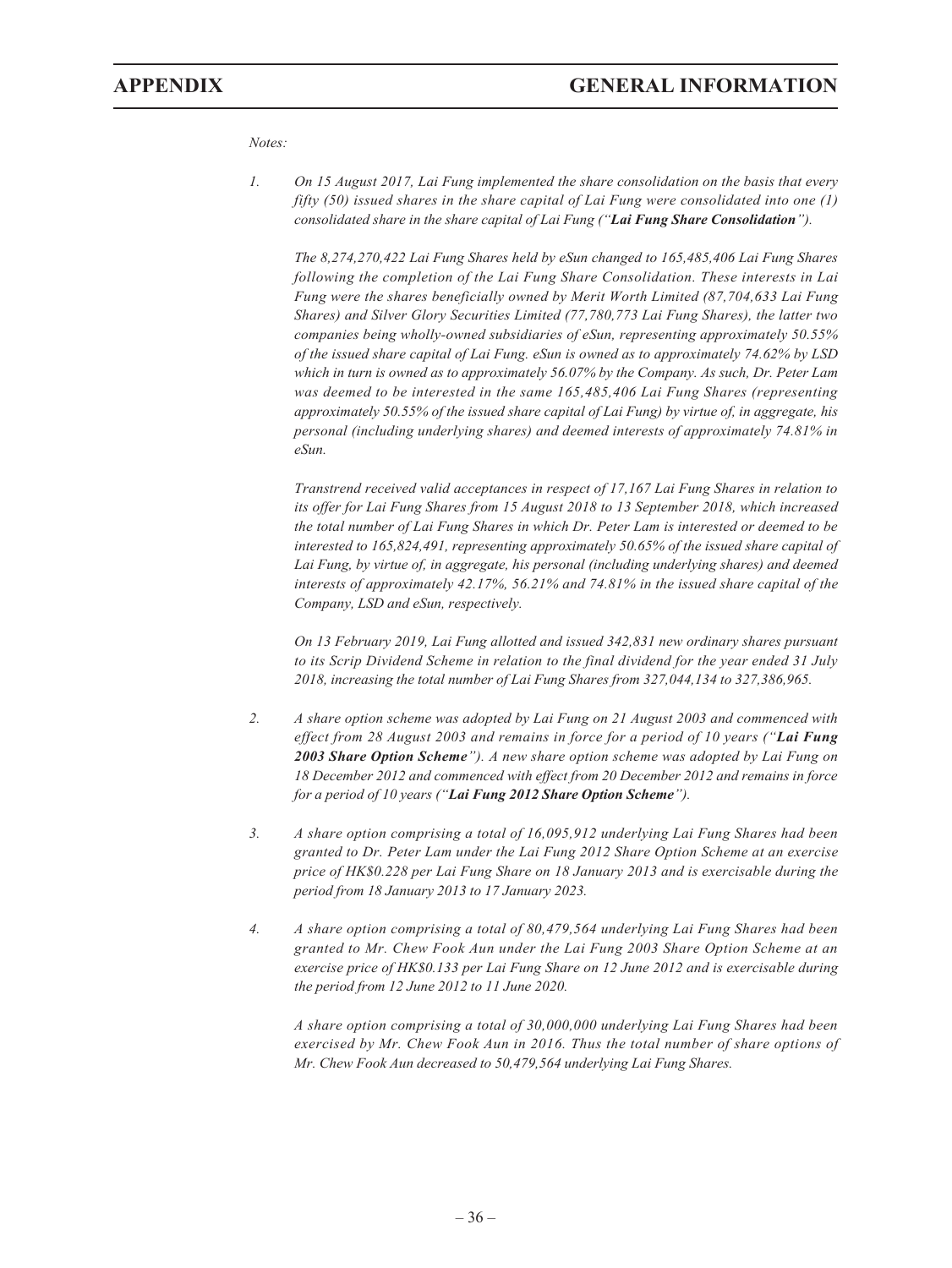*Notes:*

1. *On 15 August 2017, Lai Fung implemented the share consolidation on the basis that every fifty (50) issued shares in the share capital of Lai Fung were consolidated into one (1) consolidated share in the share capital of Lai Fung ("**Lai Fung Share Consolidation**").*

   *The 8,274,270,422 Lai Fung Shares held by eSun changed to 165,485,406 Lai Fung Shares following the completion of the Lai Fung Share Consolidation. These interests in Lai Fung were the shares beneficially owned by Merit Worth Limited (87,704,633 Lai Fung Shares) and Silver Glory Securities Limited (77,780,773 Lai Fung Shares), the latter two companies being wholly-owned subsidiaries of eSun, representing approximately 50.55% of the issued share capital of Lai Fung. eSun is owned as to approximately 74.62% by LSD which in turn is owned as to approximately 56.07% by the Company. As such, Dr. Peter Lam was deemed to be interested in the same 165,485,406 Lai Fung Shares (representing approximately 50.55% of the issued share capital of Lai Fung) by virtue of, in aggregate, his personal (including underlying shares) and deemed interests of approximately 74.81% in eSun.*

   *Transtrend received valid acceptances in respect of 17,167 Lai Fung Shares in relation to its offer for Lai Fung Shares from 15 August 2018 to 13 September 2018, which increased the total number of Lai Fung Shares in which Dr. Peter Lam is interested or deemed to be interested to 165,824,491, representing approximately 50.65% of the issued share capital of Lai Fung, by virtue of, in aggregate, his personal (including underlying shares) and deemed interests of approximately 42.17%, 56.21% and 74.81% in the issued share capital of the Company, LSD and eSun, respectively.*

   *On 13 February 2019, Lai Fung allotted and issued 342,831 new ordinary shares pursuant to its Scrip Dividend Scheme in relation to the final dividend for the year ended 31 July 2018, increasing the total number of Lai Fung Shares from 327,044,134 to 327,386,965.*

2. *A share option scheme was adopted by Lai Fung on 21 August 2003 and commenced with effect from 28 August 2003 and remains in force for a period of 10 years ("**Lai Fung 2003 Share Option Scheme**"). A new share option scheme was adopted by Lai Fung on 18 December 2012 and commenced with effect from 20 December 2012 and remains in force for a period of 10 years ("**Lai Fung 2012 Share Option Scheme**").*

3. *A share option comprising a total of 16,095,912 underlying Lai Fung Shares had been granted to Dr. Peter Lam under the Lai Fung 2012 Share Option Scheme at an exercise price of HK$0.228 per Lai Fung Share on 18 January 2013 and is exercisable during the period from 18 January 2013 to 17 January 2023.*

4. *A share option comprising a total of 80,479,564 underlying Lai Fung Shares had been granted to Mr. Chew Fook Aun under the Lai Fung 2003 Share Option Scheme at an exercise price of HK$0.133 per Lai Fung Share on 12 June 2012 and is exercisable during the period from 12 June 2012 to 11 June 2020.*

   *A share option comprising a total of 30,000,000 underlying Lai Fung Shares had been exercised by Mr. Chew Fook Aun in 2016. Thus the total number of share options of Mr. Chew Fook Aun decreased to 50,479,564 underlying Lai Fung Shares.*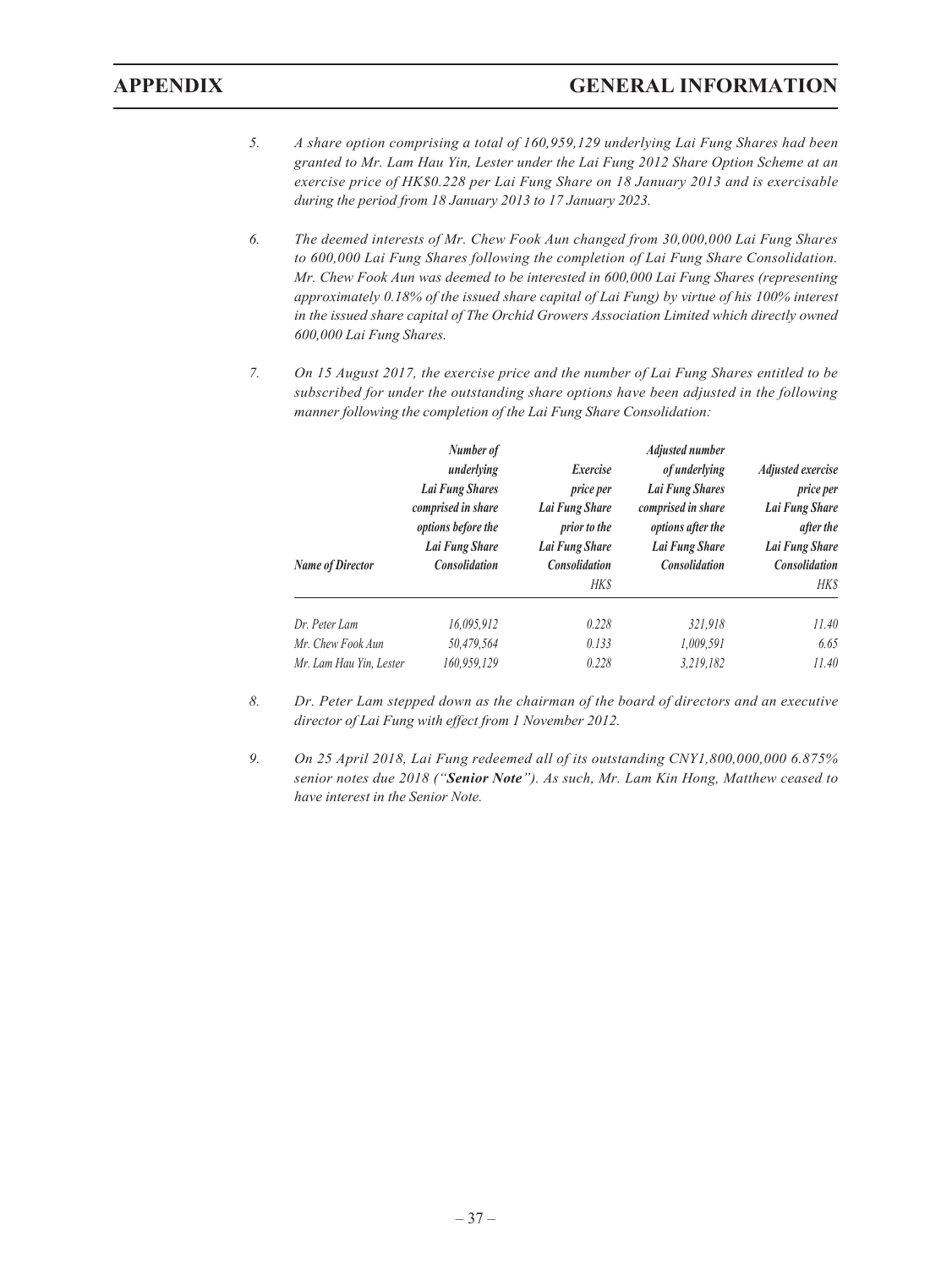5. *A share option comprising a total of 160,959,129 underlying Lai Fung Shares had been granted to Mr. Lam Hau Yin, Lester under the Lai Fung 2012 Share Option Scheme at an exercise price of HK$0.228 per Lai Fung Share on 18 January 2013 and is exercisable during the period from 18 January 2013 to 17 January 2023.*

6. *The deemed interests of Mr. Chew Fook Aun changed from 30,000,000 Lai Fung Shares to 600,000 Lai Fung Shares following the completion of Lai Fung Share Consolidation. Mr. Chew Fook Aun was deemed to be interested in 600,000 Lai Fung Shares (representing approximately 0.18% of the issued share capital of Lai Fung) by virtue of his 100% interest in the issued share capital of The Orchid Growers Association Limited which directly owned 600,000 Lai Fung Shares.*

7. *On 15 August 2017, the exercise price and the number of Lai Fung Shares entitled to be subscribed for under the outstanding share options have been adjusted in the following manner following the completion of the Lai Fung Share Consolidation:*

| *Name of Director* | *Number of underlying Lai Fung Shares comprised in share options before the Lai Fung Share Consolidation* | *Exercise price per Lai Fung Share prior to the Lai Fung Share Consolidation* | *Adjusted number of underlying Lai Fung Shares comprised in share options after the Lai Fung Share Consolidation* | *Adjusted exercise price per Lai Fung Share after the Lai Fung Share Consolidation* |
|---|---|---|---|---|
| | | *HK$* | | *HK$* |
| *Dr. Peter Lam* | *16,095,912* | *0.228* | *321,918* | *11.40* |
| *Mr. Chew Fook Aun* | *50,479,564* | *0.133* | *1,009,591* | *6.65* |
| *Mr. Lam Hau Yin, Lester* | *160,959,129* | *0.228* | *3,219,182* | *11.40* |

8. *Dr. Peter Lam stepped down as the chairman of the board of directors and an executive director of Lai Fung with effect from 1 November 2012.*

9. *On 25 April 2018, Lai Fung redeemed all of its outstanding CNY1,800,000,000 6.875% senior notes due 2018 ("**Senior Note**"). As such, Mr. Lam Kin Hong, Matthew ceased to have interest in the Senior Note.*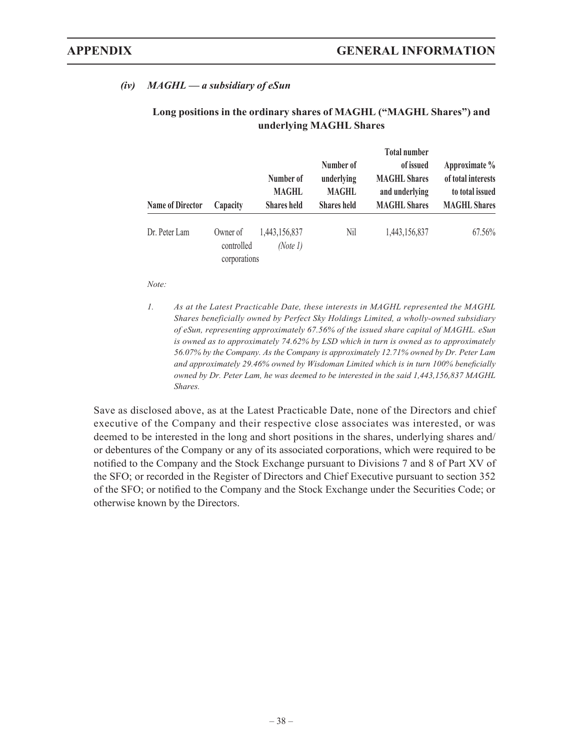### *(iv) MAGHL — a subsidiary of eSun*

**Long positions in the ordinary shares of MAGHL ("MAGHL Shares") and underlying MAGHL Shares**

| Name of Director | Capacity | Number of MAGHL Shares held | Number of underlying MAGHL Shares held | Total number of issued MAGHL Shares and underlying MAGHL Shares | Approximate % of total interests to total issued MAGHL Shares |
|---|---|---|---|---|---|
| Dr. Peter Lam | Owner of controlled corporations | 1,443,156,837 *(Note 1)* | Nil | 1,443,156,837 | 67.56% |

*Note:*

1. *As at the Latest Practicable Date, these interests in MAGHL represented the MAGHL Shares beneficially owned by Perfect Sky Holdings Limited, a wholly-owned subsidiary of eSun, representing approximately 67.56% of the issued share capital of MAGHL. eSun is owned as to approximately 74.62% by LSD which in turn is owned as to approximately 56.07% by the Company. As the Company is approximately 12.71% owned by Dr. Peter Lam and approximately 29.46% owned by Wisdoman Limited which is in turn 100% beneficially owned by Dr. Peter Lam, he was deemed to be interested in the said 1,443,156,837 MAGHL Shares.*

Save as disclosed above, as at the Latest Practicable Date, none of the Directors and chief executive of the Company and their respective close associates was interested, or was deemed to be interested in the long and short positions in the shares, underlying shares and/or debentures of the Company or any of its associated corporations, which were required to be notified to the Company and the Stock Exchange pursuant to Divisions 7 and 8 of Part XV of the SFO; or recorded in the Register of Directors and Chief Executive pursuant to section 352 of the SFO; or notified to the Company and the Stock Exchange under the Securities Code; or otherwise known by the Directors.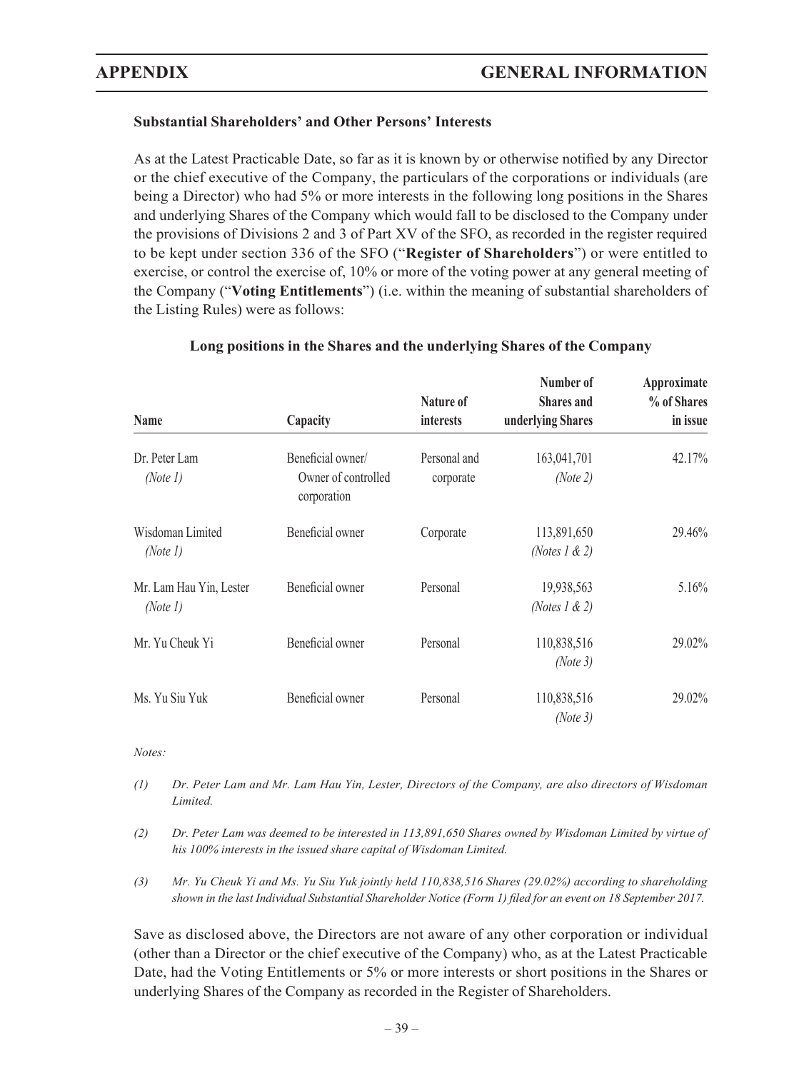### Substantial Shareholders' and Other Persons' Interests

As at the Latest Practicable Date, so far as it is known by or otherwise notified by any Director or the chief executive of the Company, the particulars of the corporations or individuals (are being a Director) who had 5% or more interests in the following long positions in the Shares and underlying Shares of the Company which would fall to be disclosed to the Company under the provisions of Divisions 2 and 3 of Part XV of the SFO, as recorded in the register required to be kept under section 336 of the SFO ("**Register of Shareholders**") or were entitled to exercise, or control the exercise of, 10% or more of the voting power at any general meeting of the Company ("**Voting Entitlements**") (i.e. within the meaning of substantial shareholders of the Listing Rules) were as follows:

**Long positions in the Shares and the underlying Shares of the Company**

| Name | Capacity | Nature of interests | Number of Shares and underlying Shares | Approximate % of Shares in issue |
|---|---|---|---|---|
| Dr. Peter Lam *(Note 1)* | Beneficial owner/ Owner of controlled corporation | Personal and corporate | 163,041,701 *(Note 2)* | 42.17% |
| Wisdoman Limited *(Note 1)* | Beneficial owner | Corporate | 113,891,650 *(Notes 1 & 2)* | 29.46% |
| Mr. Lam Hau Yin, Lester *(Note 1)* | Beneficial owner | Personal | 19,938,563 *(Notes 1 & 2)* | 5.16% |
| Mr. Yu Cheuk Yi | Beneficial owner | Personal | 110,838,516 *(Note 3)* | 29.02% |
| Ms. Yu Siu Yuk | Beneficial owner | Personal | 110,838,516 *(Note 3)* | 29.02% |

*Notes:*

*(1) Dr. Peter Lam and Mr. Lam Hau Yin, Lester, Directors of the Company, are also directors of Wisdoman Limited.*

*(2) Dr. Peter Lam was deemed to be interested in 113,891,650 Shares owned by Wisdoman Limited by virtue of his 100% interests in the issued share capital of Wisdoman Limited.*

*(3) Mr. Yu Cheuk Yi and Ms. Yu Siu Yuk jointly held 110,838,516 Shares (29.02%) according to shareholding shown in the last Individual Substantial Shareholder Notice (Form 1) filed for an event on 18 September 2017.*

Save as disclosed above, the Directors are not aware of any other corporation or individual (other than a Director or the chief executive of the Company) who, as at the Latest Practicable Date, had the Voting Entitlements or 5% or more interests or short positions in the Shares or underlying Shares of the Company as recorded in the Register of Shareholders.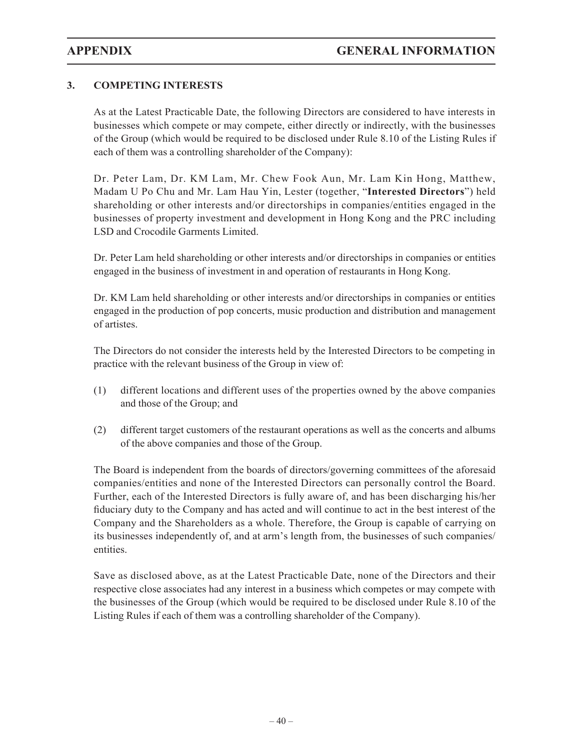## 3. COMPETING INTERESTS

As at the Latest Practicable Date, the following Directors are considered to have interests in businesses which compete or may compete, either directly or indirectly, with the businesses of the Group (which would be required to be disclosed under Rule 8.10 of the Listing Rules if each of them was a controlling shareholder of the Company):

Dr. Peter Lam, Dr. KM Lam, Mr. Chew Fook Aun, Mr. Lam Kin Hong, Matthew, Madam U Po Chu and Mr. Lam Hau Yin, Lester (together, "**Interested Directors**") held shareholding or other interests and/or directorships in companies/entities engaged in the businesses of property investment and development in Hong Kong and the PRC including LSD and Crocodile Garments Limited.

Dr. Peter Lam held shareholding or other interests and/or directorships in companies or entities engaged in the business of investment in and operation of restaurants in Hong Kong.

Dr. KM Lam held shareholding or other interests and/or directorships in companies or entities engaged in the production of pop concerts, music production and distribution and management of artistes.

The Directors do not consider the interests held by the Interested Directors to be competing in practice with the relevant business of the Group in view of:

(1) different locations and different uses of the properties owned by the above companies and those of the Group; and

(2) different target customers of the restaurant operations as well as the concerts and albums of the above companies and those of the Group.

The Board is independent from the boards of directors/governing committees of the aforesaid companies/entities and none of the Interested Directors can personally control the Board. Further, each of the Interested Directors is fully aware of, and has been discharging his/her fiduciary duty to the Company and has acted and will continue to act in the best interest of the Company and the Shareholders as a whole. Therefore, the Group is capable of carrying on its businesses independently of, and at arm's length from, the businesses of such companies/entities.

Save as disclosed above, as at the Latest Practicable Date, none of the Directors and their respective close associates had any interest in a business which competes or may compete with the businesses of the Group (which would be required to be disclosed under Rule 8.10 of the Listing Rules if each of them was a controlling shareholder of the Company).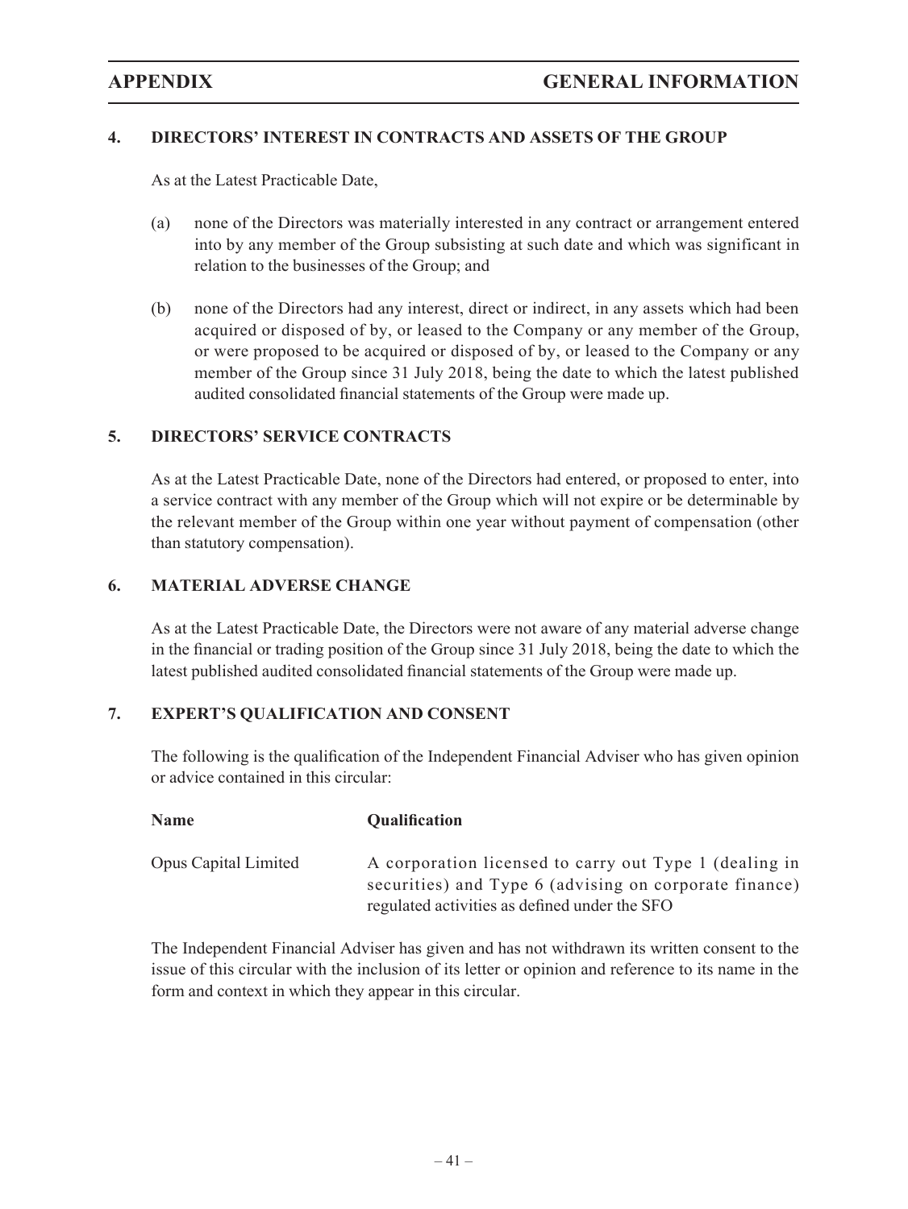## 4. DIRECTORS' INTEREST IN CONTRACTS AND ASSETS OF THE GROUP

As at the Latest Practicable Date,

(a) none of the Directors was materially interested in any contract or arrangement entered into by any member of the Group subsisting at such date and which was significant in relation to the businesses of the Group; and

(b) none of the Directors had any interest, direct or indirect, in any assets which had been acquired or disposed of by, or leased to the Company or any member of the Group, or were proposed to be acquired or disposed of by, or leased to the Company or any member of the Group since 31 July 2018, being the date to which the latest published audited consolidated financial statements of the Group were made up.

## 5. DIRECTORS' SERVICE CONTRACTS

As at the Latest Practicable Date, none of the Directors had entered, or proposed to enter, into a service contract with any member of the Group which will not expire or be determinable by the relevant member of the Group within one year without payment of compensation (other than statutory compensation).

## 6. MATERIAL ADVERSE CHANGE

As at the Latest Practicable Date, the Directors were not aware of any material adverse change in the financial or trading position of the Group since 31 July 2018, being the date to which the latest published audited consolidated financial statements of the Group were made up.

## 7. EXPERT'S QUALIFICATION AND CONSENT

The following is the qualification of the Independent Financial Adviser who has given opinion or advice contained in this circular:

| Name | Qualification |
|---|---|
| Opus Capital Limited | A corporation licensed to carry out Type 1 (dealing in securities) and Type 6 (advising on corporate finance) regulated activities as defined under the SFO |

The Independent Financial Adviser has given and has not withdrawn its written consent to the issue of this circular with the inclusion of its letter or opinion and reference to its name in the form and context in which they appear in this circular.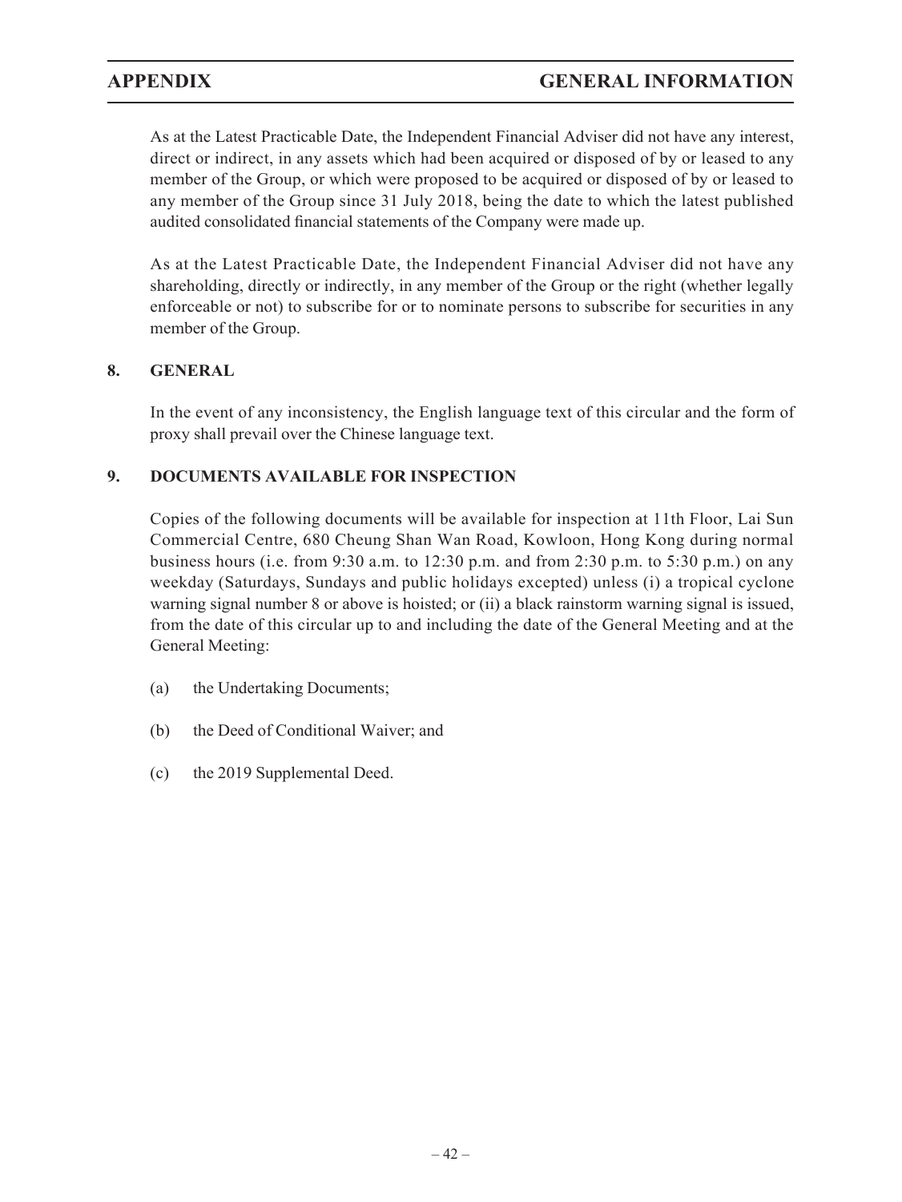As at the Latest Practicable Date, the Independent Financial Adviser did not have any interest, direct or indirect, in any assets which had been acquired or disposed of by or leased to any member of the Group, or which were proposed to be acquired or disposed of by or leased to any member of the Group since 31 July 2018, being the date to which the latest published audited consolidated financial statements of the Company were made up.

As at the Latest Practicable Date, the Independent Financial Adviser did not have any shareholding, directly or indirectly, in any member of the Group or the right (whether legally enforceable or not) to subscribe for or to nominate persons to subscribe for securities in any member of the Group.

## 8. GENERAL

In the event of any inconsistency, the English language text of this circular and the form of proxy shall prevail over the Chinese language text.

## 9. DOCUMENTS AVAILABLE FOR INSPECTION

Copies of the following documents will be available for inspection at 11th Floor, Lai Sun Commercial Centre, 680 Cheung Shan Wan Road, Kowloon, Hong Kong during normal business hours (i.e. from 9:30 a.m. to 12:30 p.m. and from 2:30 p.m. to 5:30 p.m.) on any weekday (Saturdays, Sundays and public holidays excepted) unless (i) a tropical cyclone warning signal number 8 or above is hoisted; or (ii) a black rainstorm warning signal is issued, from the date of this circular up to and including the date of the General Meeting and at the General Meeting:

(a) the Undertaking Documents;

(b) the Deed of Conditional Waiver; and

(c) the 2019 Supplemental Deed.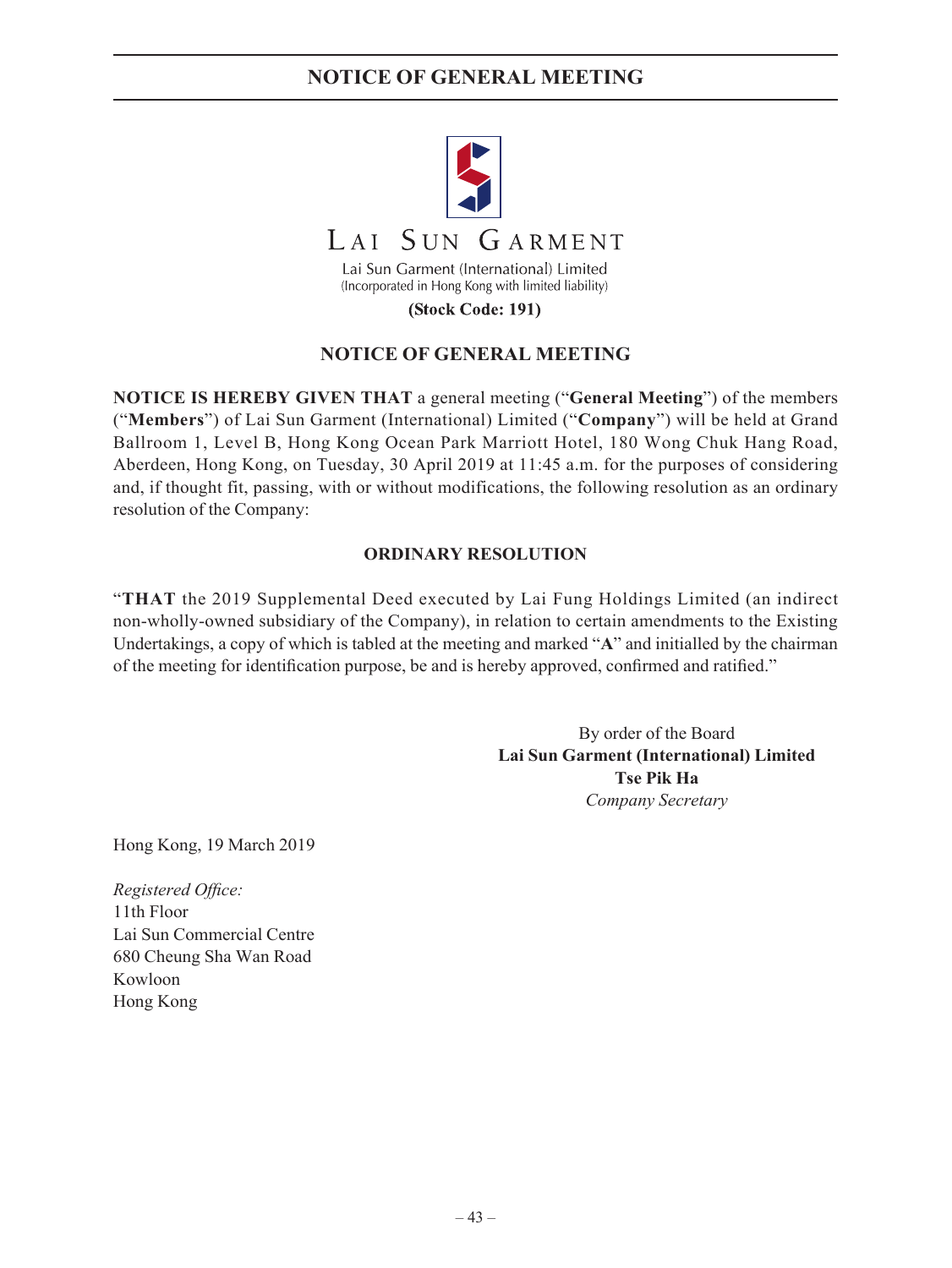LAI SUN GARMENT

Lai Sun Garment (International) Limited
(Incorporated in Hong Kong with limited liability)

**(Stock Code: 191)**

# NOTICE OF GENERAL MEETING

**NOTICE IS HEREBY GIVEN THAT** a general meeting ("**General Meeting**") of the members ("**Members**") of Lai Sun Garment (International) Limited ("**Company**") will be held at Grand Ballroom 1, Level B, Hong Kong Ocean Park Marriott Hotel, 180 Wong Chuk Hang Road, Aberdeen, Hong Kong, on Tuesday, 30 April 2019 at 11:45 a.m. for the purposes of considering and, if thought fit, passing, with or without modifications, the following resolution as an ordinary resolution of the Company:

## ORDINARY RESOLUTION

"**THAT** the 2019 Supplemental Deed executed by Lai Fung Holdings Limited (an indirect non-wholly-owned subsidiary of the Company), in relation to certain amendments to the Existing Undertakings, a copy of which is tabled at the meeting and marked "**A**" and initialled by the chairman of the meeting for identification purpose, be and is hereby approved, confirmed and ratified."

By order of the Board
**Lai Sun Garment (International) Limited**
**Tse Pik Ha**
*Company Secretary*

Hong Kong, 19 March 2019

*Registered Office:*
11th Floor
Lai Sun Commercial Centre
680 Cheung Sha Wan Road
Kowloon
Hong Kong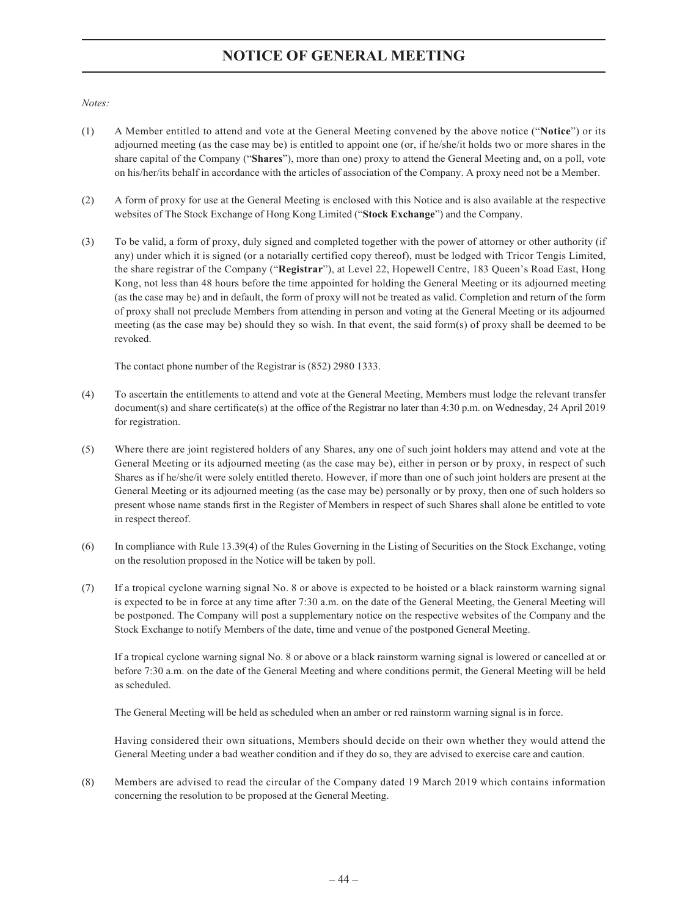# NOTICE OF GENERAL MEETING

*Notes:*

(1) A Member entitled to attend and vote at the General Meeting convened by the above notice ("**Notice**") or its adjourned meeting (as the case may be) is entitled to appoint one (or, if he/she/it holds two or more shares in the share capital of the Company ("**Shares**"), more than one) proxy to attend the General Meeting and, on a poll, vote on his/her/its behalf in accordance with the articles of association of the Company. A proxy need not be a Member.

(2) A form of proxy for use at the General Meeting is enclosed with this Notice and is also available at the respective websites of The Stock Exchange of Hong Kong Limited ("**Stock Exchange**") and the Company.

(3) To be valid, a form of proxy, duly signed and completed together with the power of attorney or other authority (if any) under which it is signed (or a notarially certified copy thereof), must be lodged with Tricor Tengis Limited, the share registrar of the Company ("**Registrar**"), at Level 22, Hopewell Centre, 183 Queen's Road East, Hong Kong, not less than 48 hours before the time appointed for holding the General Meeting or its adjourned meeting (as the case may be) and in default, the form of proxy will not be treated as valid. Completion and return of the form of proxy shall not preclude Members from attending in person and voting at the General Meeting or its adjourned meeting (as the case may be) should they so wish. In that event, the said form(s) of proxy shall be deemed to be revoked.

    The contact phone number of the Registrar is (852) 2980 1333.

(4) To ascertain the entitlements to attend and vote at the General Meeting, Members must lodge the relevant transfer document(s) and share certificate(s) at the office of the Registrar no later than 4:30 p.m. on Wednesday, 24 April 2019 for registration.

(5) Where there are joint registered holders of any Shares, any one of such joint holders may attend and vote at the General Meeting or its adjourned meeting (as the case may be), either in person or by proxy, in respect of such Shares as if he/she/it were solely entitled thereto. However, if more than one of such joint holders are present at the General Meeting or its adjourned meeting (as the case may be) personally or by proxy, then one of such holders so present whose name stands first in the Register of Members in respect of such Shares shall alone be entitled to vote in respect thereof.

(6) In compliance with Rule 13.39(4) of the Rules Governing in the Listing of Securities on the Stock Exchange, voting on the resolution proposed in the Notice will be taken by poll.

(7) If a tropical cyclone warning signal No. 8 or above is expected to be hoisted or a black rainstorm warning signal is expected to be in force at any time after 7:30 a.m. on the date of the General Meeting, the General Meeting will be postponed. The Company will post a supplementary notice on the respective websites of the Company and the Stock Exchange to notify Members of the date, time and venue of the postponed General Meeting.

    If a tropical cyclone warning signal No. 8 or above or a black rainstorm warning signal is lowered or cancelled at or before 7:30 a.m. on the date of the General Meeting and where conditions permit, the General Meeting will be held as scheduled.

    The General Meeting will be held as scheduled when an amber or red rainstorm warning signal is in force.

    Having considered their own situations, Members should decide on their own whether they would attend the General Meeting under a bad weather condition and if they do so, they are advised to exercise care and caution.

(8) Members are advised to read the circular of the Company dated 19 March 2019 which contains information concerning the resolution to be proposed at the General Meeting.